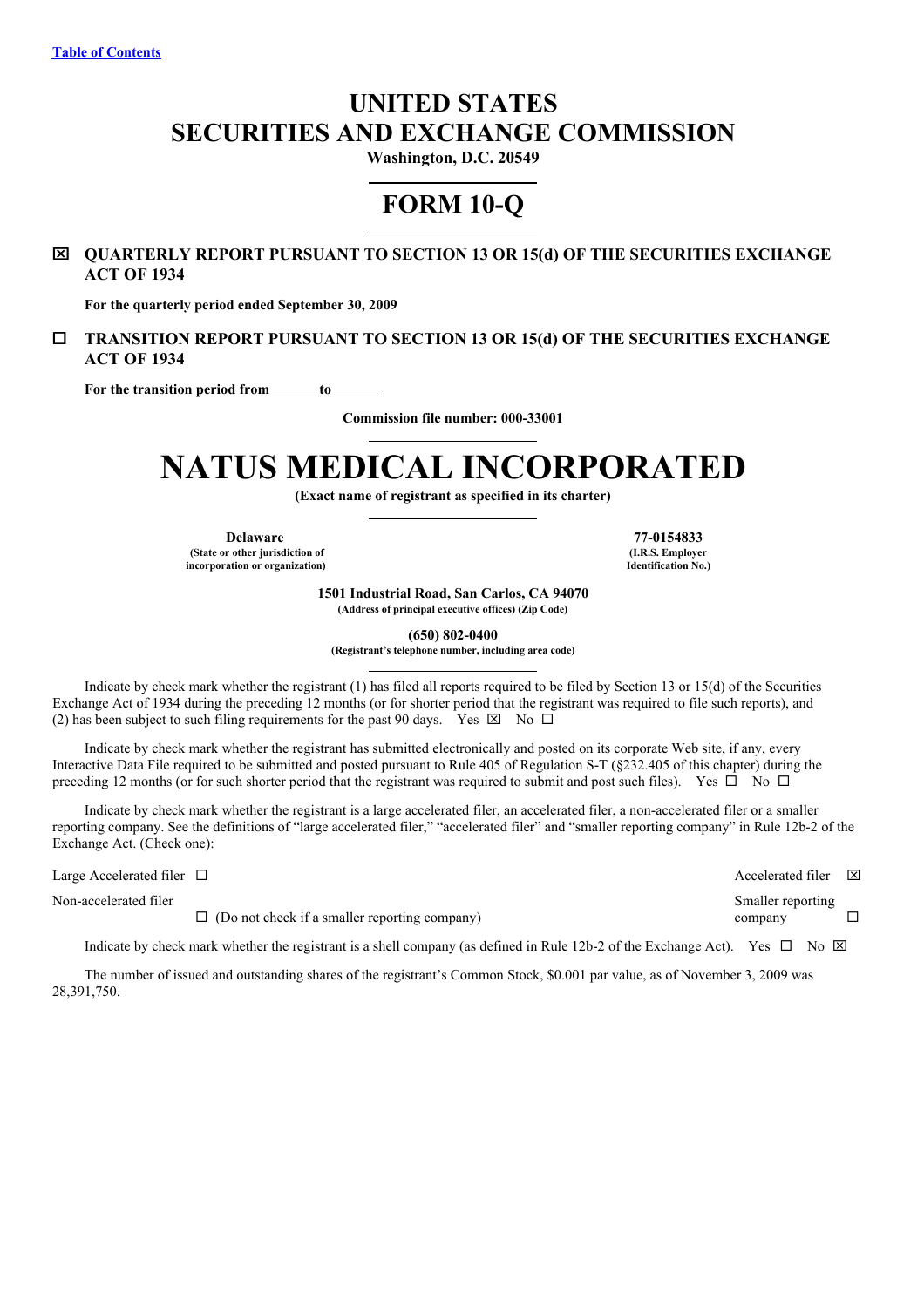Table of Contents

# UNITED STATES
# SECURITIES AND EXCHANGE COMMISSION

**Washington, D.C. 20549**

# FORM 10-Q

☒ **QUARTERLY REPORT PURSUANT TO SECTION 13 OR 15(d) OF THE SECURITIES EXCHANGE ACT OF 1934**

**For the quarterly period ended September 30, 2009**

☐ **TRANSITION REPORT PURSUANT TO SECTION 13 OR 15(d) OF THE SECURITIES EXCHANGE ACT OF 1934**

**For the transition period from ______ to ______**

**Commission file number: 000-33001**

# NATUS MEDICAL INCORPORATED

**(Exact name of registrant as specified in its charter)**

| **Delaware** | **77-0154833** |
|---|---|
| **(State or other jurisdiction of incorporation or organization)** | **(I.R.S. Employer Identification No.)** |

**1501 Industrial Road, San Carlos, CA 94070**
**(Address of principal executive offices) (Zip Code)**

**(650) 802-0400**
**(Registrant's telephone number, including area code)**

Indicate by check mark whether the registrant (1) has filed all reports required to be filed by Section 13 or 15(d) of the Securities Exchange Act of 1934 during the preceding 12 months (or for shorter period that the registrant was required to file such reports), and (2) has been subject to such filing requirements for the past 90 days. Yes ☒ No ☐

Indicate by check mark whether the registrant has submitted electronically and posted on its corporate Web site, if any, every Interactive Data File required to be submitted and posted pursuant to Rule 405 of Regulation S-T (§232.405 of this chapter) during the preceding 12 months (or for such shorter period that the registrant was required to submit and post such files). Yes ☐ No ☐

Indicate by check mark whether the registrant is a large accelerated filer, an accelerated filer, a non-accelerated filer or a smaller reporting company. See the definitions of "large accelerated filer," "accelerated filer" and "smaller reporting company" in Rule 12b-2 of the Exchange Act. (Check one):

| | |
|---|---|
| Large Accelerated filer ☐ | Accelerated filer ☒ |
| Non-accelerated filer ☐ (Do not check if a smaller reporting company) | Smaller reporting company ☐ |

Indicate by check mark whether the registrant is a shell company (as defined in Rule 12b-2 of the Exchange Act). Yes ☐ No ☒

The number of issued and outstanding shares of the registrant's Common Stock, $0.001 par value, as of November 3, 2009 was 28,391,750.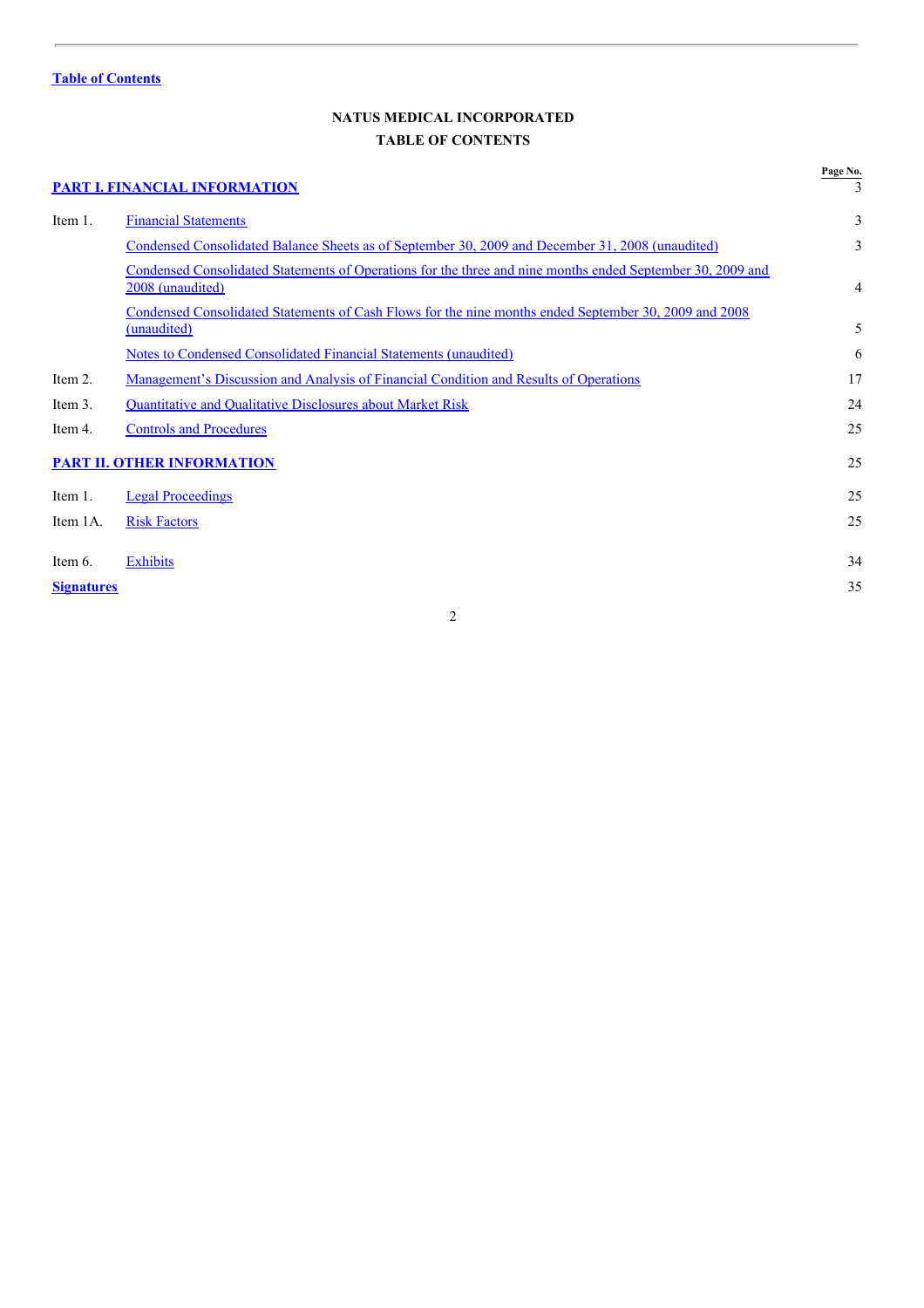Table of Contents

# NATUS MEDICAL INCORPORATED

## TABLE OF CONTENTS

| | | Page No. |
|---|---|---|
| **PART I. FINANCIAL INFORMATION** | | 3 |
| Item 1. | Financial Statements | 3 |
| | Condensed Consolidated Balance Sheets as of September 30, 2009 and December 31, 2008 (unaudited) | 3 |
| | Condensed Consolidated Statements of Operations for the three and nine months ended September 30, 2009 and 2008 (unaudited) | 4 |
| | Condensed Consolidated Statements of Cash Flows for the nine months ended September 30, 2009 and 2008 (unaudited) | 5 |
| | Notes to Condensed Consolidated Financial Statements (unaudited) | 6 |
| Item 2. | Management's Discussion and Analysis of Financial Condition and Results of Operations | 17 |
| Item 3. | Quantitative and Qualitative Disclosures about Market Risk | 24 |
| Item 4. | Controls and Procedures | 25 |
| **PART II. OTHER INFORMATION** | | 25 |
| Item 1. | Legal Proceedings | 25 |
| Item 1A. | Risk Factors | 25 |
| Item 6. | Exhibits | 34 |
| **Signatures** | | 35 |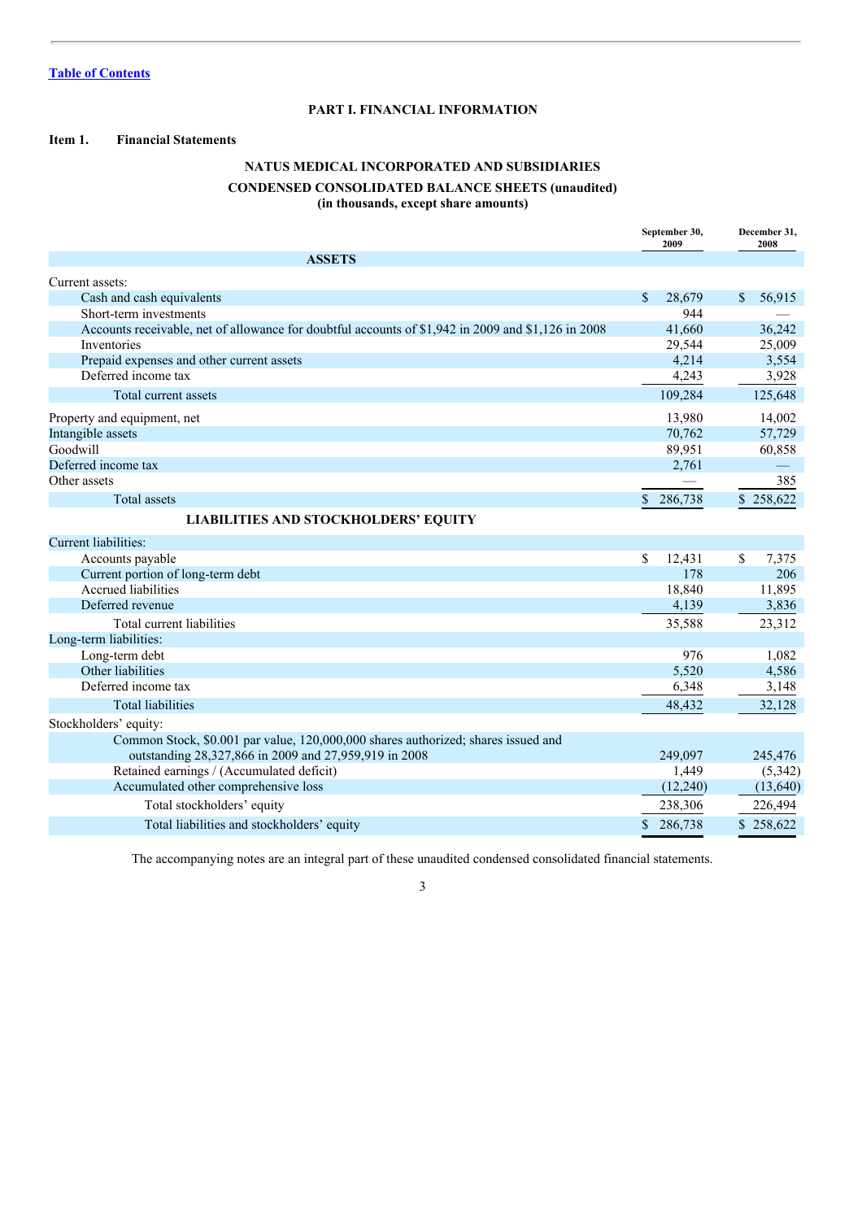[Table of Contents](#)

## PART I. FINANCIAL INFORMATION

**Item 1. Financial Statements**

### NATUS MEDICAL INCORPORATED AND SUBSIDIARIES

### CONDENSED CONSOLIDATED BALANCE SHEETS (unaudited)

**(in thousands, except share amounts)**

| | September 30, 2009 | December 31, 2008 |
|---|---|---|
| **ASSETS** | | |
| Current assets: | | |
| Cash and cash equivalents | $ 28,679 | $ 56,915 |
| Short-term investments | 944 | — |
| Accounts receivable, net of allowance for doubtful accounts of $1,942 in 2009 and $1,126 in 2008 | 41,660 | 36,242 |
| Inventories | 29,544 | 25,009 |
| Prepaid expenses and other current assets | 4,214 | 3,554 |
| Deferred income tax | 4,243 | 3,928 |
| Total current assets | 109,284 | 125,648 |
| Property and equipment, net | 13,980 | 14,002 |
| Intangible assets | 70,762 | 57,729 |
| Goodwill | 89,951 | 60,858 |
| Deferred income tax | 2,761 | — |
| Other assets | — | 385 |
| Total assets | $ 286,738 | $ 258,622 |
| **LIABILITIES AND STOCKHOLDERS' EQUITY** | | |
| Current liabilities: | | |
| Accounts payable | $ 12,431 | $ 7,375 |
| Current portion of long-term debt | 178 | 206 |
| Accrued liabilities | 18,840 | 11,895 |
| Deferred revenue | 4,139 | 3,836 |
| Total current liabilities | 35,588 | 23,312 |
| Long-term liabilities: | | |
| Long-term debt | 976 | 1,082 |
| Other liabilities | 5,520 | 4,586 |
| Deferred income tax | 6,348 | 3,148 |
| Total liabilities | 48,432 | 32,128 |
| Stockholders' equity: | | |
| Common Stock, $0.001 par value, 120,000,000 shares authorized; shares issued and outstanding 28,327,866 in 2009 and 27,959,919 in 2008 | 249,097 | 245,476 |
| Retained earnings / (Accumulated deficit) | 1,449 | (5,342) |
| Accumulated other comprehensive loss | (12,240) | (13,640) |
| Total stockholders' equity | 238,306 | 226,494 |
| Total liabilities and stockholders' equity | $ 286,738 | $ 258,622 |

The accompanying notes are an integral part of these unaudited condensed consolidated financial statements.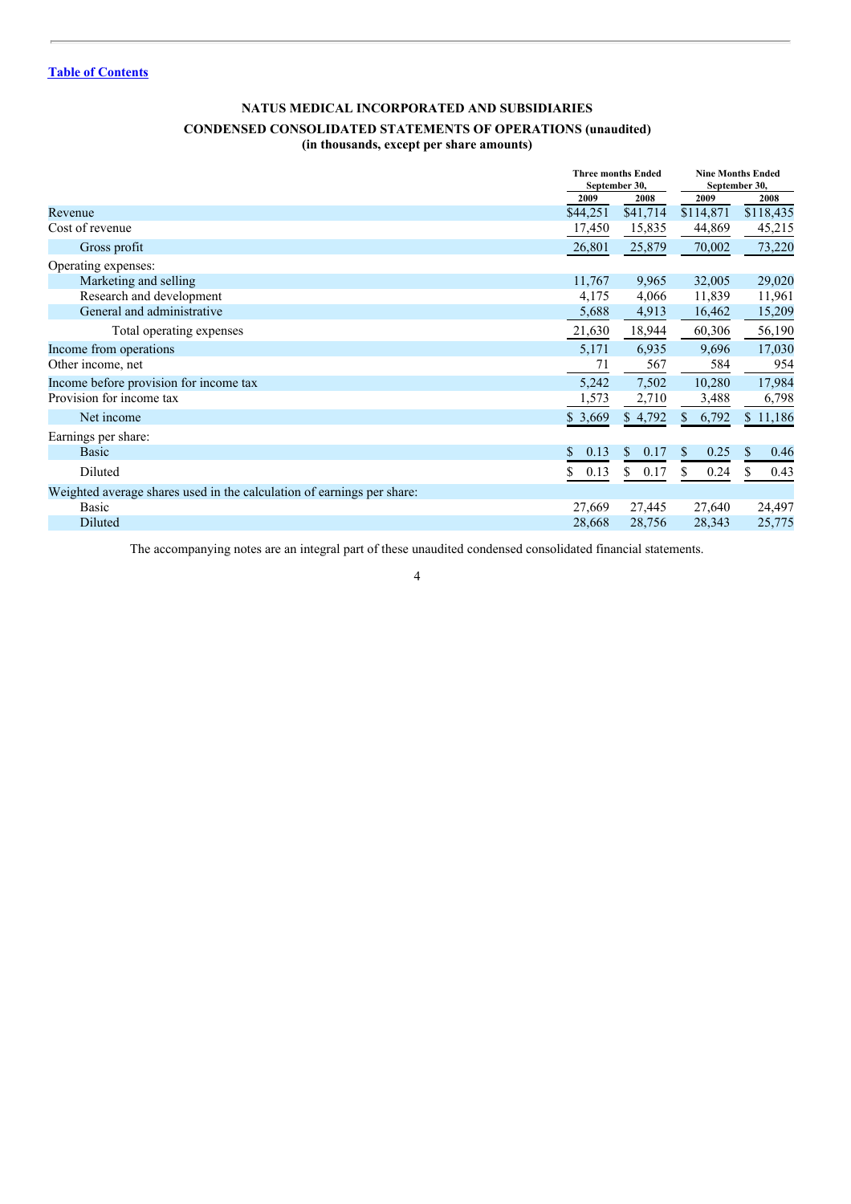Table of Contents

## NATUS MEDICAL INCORPORATED AND SUBSIDIARIES

### CONDENSED CONSOLIDATED STATEMENTS OF OPERATIONS (unaudited)
**(in thousands, except per share amounts)**

| | Three months Ended September 30, | | Nine Months Ended September 30, | |
|---|---|---|---|---|
| | 2009 | 2008 | 2009 | 2008 |
| Revenue | $44,251 | $41,714 | $114,871 | $118,435 |
| Cost of revenue | 17,450 | 15,835 | 44,869 | 45,215 |
| Gross profit | 26,801 | 25,879 | 70,002 | 73,220 |
| Operating expenses: | | | | |
| Marketing and selling | 11,767 | 9,965 | 32,005 | 29,020 |
| Research and development | 4,175 | 4,066 | 11,839 | 11,961 |
| General and administrative | 5,688 | 4,913 | 16,462 | 15,209 |
| Total operating expenses | 21,630 | 18,944 | 60,306 | 56,190 |
| Income from operations | 5,171 | 6,935 | 9,696 | 17,030 |
| Other income, net | 71 | 567 | 584 | 954 |
| Income before provision for income tax | 5,242 | 7,502 | 10,280 | 17,984 |
| Provision for income tax | 1,573 | 2,710 | 3,488 | 6,798 |
| Net income | $ 3,669 | $ 4,792 | $ 6,792 | $ 11,186 |
| Earnings per share: | | | | |
| Basic | $ 0.13 | $ 0.17 | $ 0.25 | $ 0.46 |
| Diluted | $ 0.13 | $ 0.17 | $ 0.24 | $ 0.43 |
| Weighted average shares used in the calculation of earnings per share: | | | | |
| Basic | 27,669 | 27,445 | 27,640 | 24,497 |
| Diluted | 28,668 | 28,756 | 28,343 | 25,775 |

The accompanying notes are an integral part of these unaudited condensed consolidated financial statements.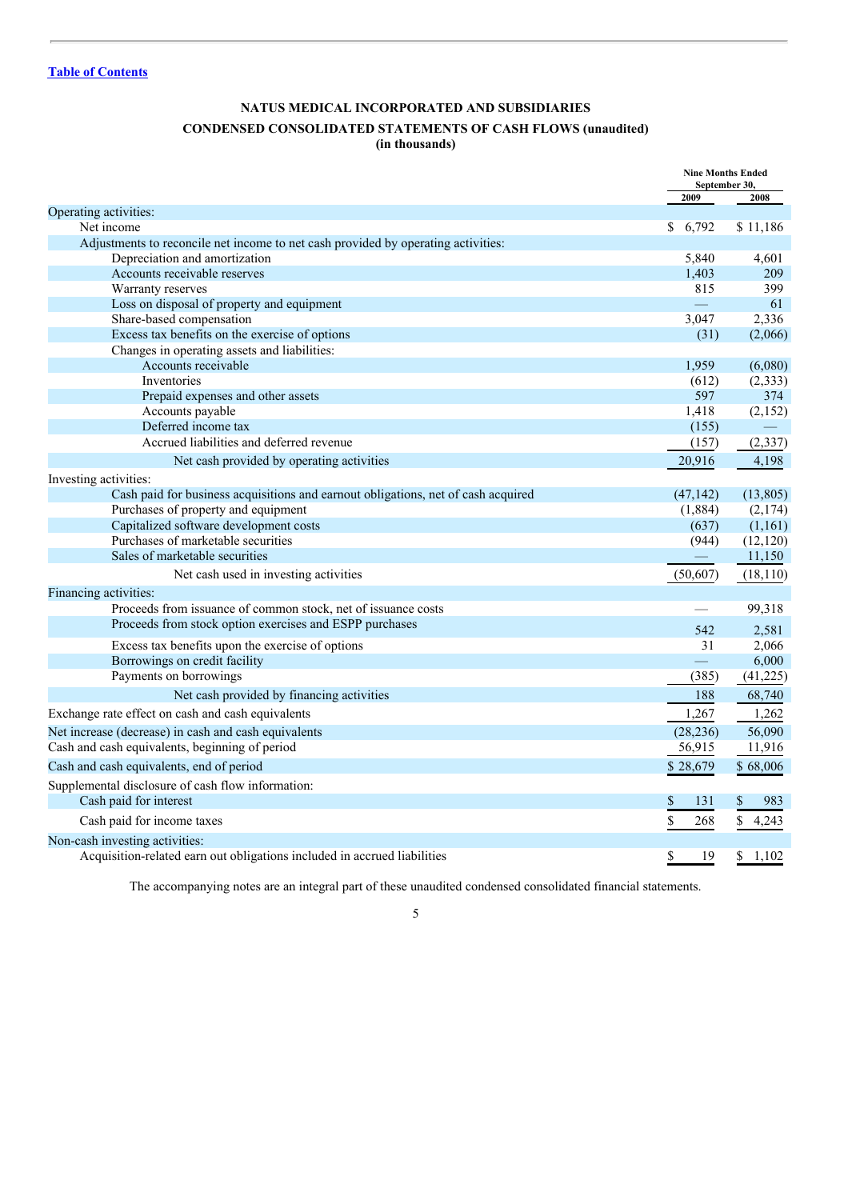[Table of Contents](#)

## NATUS MEDICAL INCORPORATED AND SUBSIDIARIES

## CONDENSED CONSOLIDATED STATEMENTS OF CASH FLOWS (unaudited)

**(in thousands)**

| | Nine Months Ended September 30, | |
|---|---|---|
| | 2009 | 2008 |
| Operating activities: | | |
| Net income | $ 6,792 | $ 11,186 |
| Adjustments to reconcile net income to net cash provided by operating activities: | | |
| Depreciation and amortization | 5,840 | 4,601 |
| Accounts receivable reserves | 1,403 | 209 |
| Warranty reserves | 815 | 399 |
| Loss on disposal of property and equipment | — | 61 |
| Share-based compensation | 3,047 | 2,336 |
| Excess tax benefits on the exercise of options | (31) | (2,066) |
| Changes in operating assets and liabilities: | | |
| Accounts receivable | 1,959 | (6,080) |
| Inventories | (612) | (2,333) |
| Prepaid expenses and other assets | 597 | 374 |
| Accounts payable | 1,418 | (2,152) |
| Deferred income tax | (155) | — |
| Accrued liabilities and deferred revenue | (157) | (2,337) |
| Net cash provided by operating activities | 20,916 | 4,198 |
| Investing activities: | | |
| Cash paid for business acquisitions and earnout obligations, net of cash acquired | (47,142) | (13,805) |
| Purchases of property and equipment | (1,884) | (2,174) |
| Capitalized software development costs | (637) | (1,161) |
| Purchases of marketable securities | (944) | (12,120) |
| Sales of marketable securities | — | 11,150 |
| Net cash used in investing activities | (50,607) | (18,110) |
| Financing activities: | | |
| Proceeds from issuance of common stock, net of issuance costs | — | 99,318 |
| Proceeds from stock option exercises and ESPP purchases | 542 | 2,581 |
| Excess tax benefits upon the exercise of options | 31 | 2,066 |
| Borrowings on credit facility | — | 6,000 |
| Payments on borrowings | (385) | (41,225) |
| Net cash provided by financing activities | 188 | 68,740 |
| Exchange rate effect on cash and cash equivalents | 1,267 | 1,262 |
| Net increase (decrease) in cash and cash equivalents | (28,236) | 56,090 |
| Cash and cash equivalents, beginning of period | 56,915 | 11,916 |
| Cash and cash equivalents, end of period | $ 28,679 | $ 68,006 |
| Supplemental disclosure of cash flow information: | | |
| Cash paid for interest | $ 131 | $ 983 |
| Cash paid for income taxes | $ 268 | $ 4,243 |
| Non-cash investing activities: | | |
| Acquisition-related earn out obligations included in accrued liabilities | $ 19 | $ 1,102 |

The accompanying notes are an integral part of these unaudited condensed consolidated financial statements.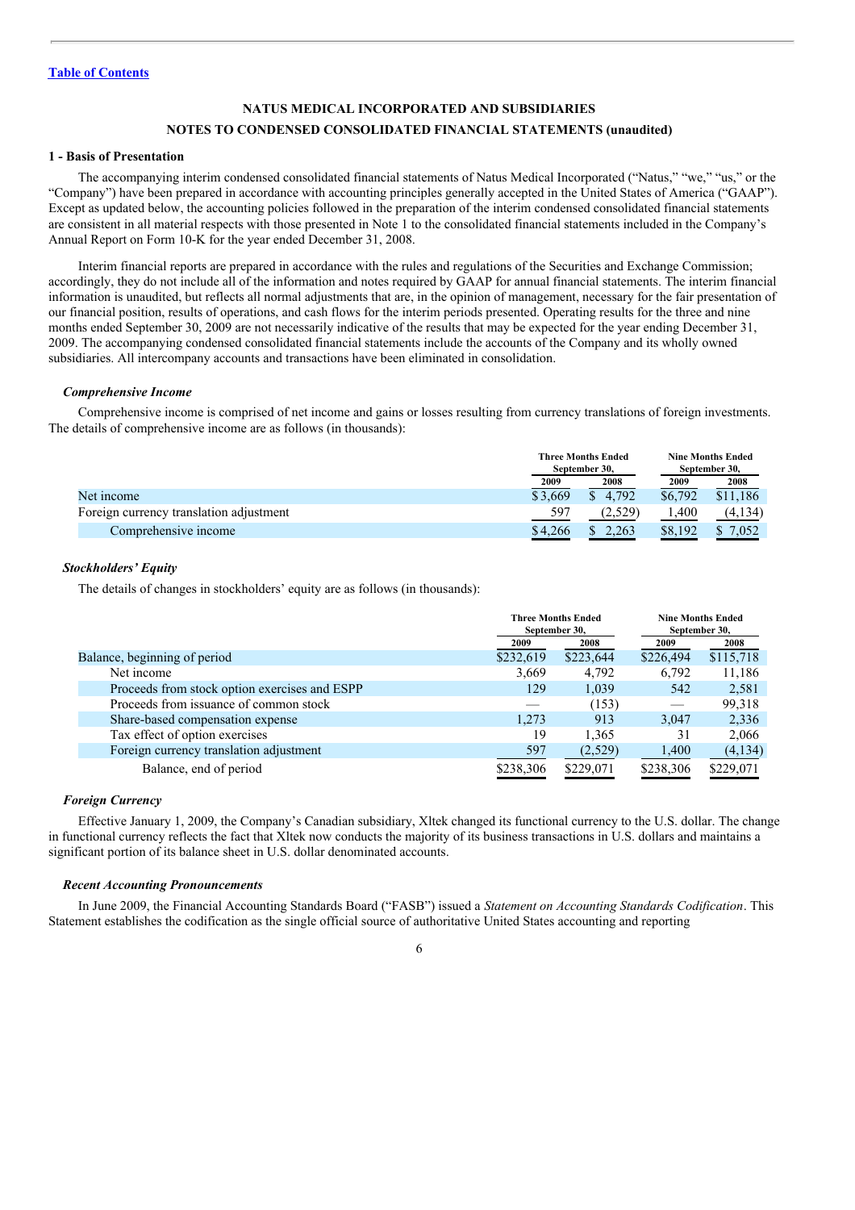[Table of Contents](#)

## NATUS MEDICAL INCORPORATED AND SUBSIDIARIES

## NOTES TO CONDENSED CONSOLIDATED FINANCIAL STATEMENTS (unaudited)

### 1 - Basis of Presentation

The accompanying interim condensed consolidated financial statements of Natus Medical Incorporated ("Natus," "we," "us," or the "Company") have been prepared in accordance with accounting principles generally accepted in the United States of America ("GAAP"). Except as updated below, the accounting policies followed in the preparation of the interim condensed consolidated financial statements are consistent in all material respects with those presented in Note 1 to the consolidated financial statements included in the Company's Annual Report on Form 10-K for the year ended December 31, 2008.

Interim financial reports are prepared in accordance with the rules and regulations of the Securities and Exchange Commission; accordingly, they do not include all of the information and notes required by GAAP for annual financial statements. The interim financial information is unaudited, but reflects all normal adjustments that are, in the opinion of management, necessary for the fair presentation of our financial position, results of operations, and cash flows for the interim periods presented. Operating results for the three and nine months ended September 30, 2009 are not necessarily indicative of the results that may be expected for the year ending December 31, 2009. The accompanying condensed consolidated financial statements include the accounts of the Company and its wholly owned subsidiaries. All intercompany accounts and transactions have been eliminated in consolidation.

#### *Comprehensive Income*

Comprehensive income is comprised of net income and gains or losses resulting from currency translations of foreign investments. The details of comprehensive income are as follows (in thousands):

| | Three Months Ended September 30, | | Nine Months Ended September 30, | |
|---|---|---|---|---|
| | 2009 | 2008 | 2009 | 2008 |
| Net income | $3,669 | $ 4,792 | $6,792 | $11,186 |
| Foreign currency translation adjustment | 597 | (2,529) | 1,400 | (4,134) |
| Comprehensive income | $4,266 | $ 2,263 | $8,192 | $ 7,052 |

#### *Stockholders' Equity*

The details of changes in stockholders' equity are as follows (in thousands):

| | Three Months Ended September 30, | | Nine Months Ended September 30, | |
|---|---|---|---|---|
| | 2009 | 2008 | 2009 | 2008 |
| Balance, beginning of period | $232,619 | $223,644 | $226,494 | $115,718 |
| Net income | 3,669 | 4,792 | 6,792 | 11,186 |
| Proceeds from stock option exercises and ESPP | 129 | 1,039 | 542 | 2,581 |
| Proceeds from issuance of common stock | — | (153) | — | 99,318 |
| Share-based compensation expense | 1,273 | 913 | 3,047 | 2,336 |
| Tax effect of option exercises | 19 | 1,365 | 31 | 2,066 |
| Foreign currency translation adjustment | 597 | (2,529) | 1,400 | (4,134) |
| Balance, end of period | $238,306 | $229,071 | $238,306 | $229,071 |

#### *Foreign Currency*

Effective January 1, 2009, the Company's Canadian subsidiary, Xltek changed its functional currency to the U.S. dollar. The change in functional currency reflects the fact that Xltek now conducts the majority of its business transactions in U.S. dollars and maintains a significant portion of its balance sheet in U.S. dollar denominated accounts.

#### *Recent Accounting Pronouncements*

In June 2009, the Financial Accounting Standards Board ("FASB") issued a *Statement on Accounting Standards Codification*. This Statement establishes the codification as the single official source of authoritative United States accounting and reporting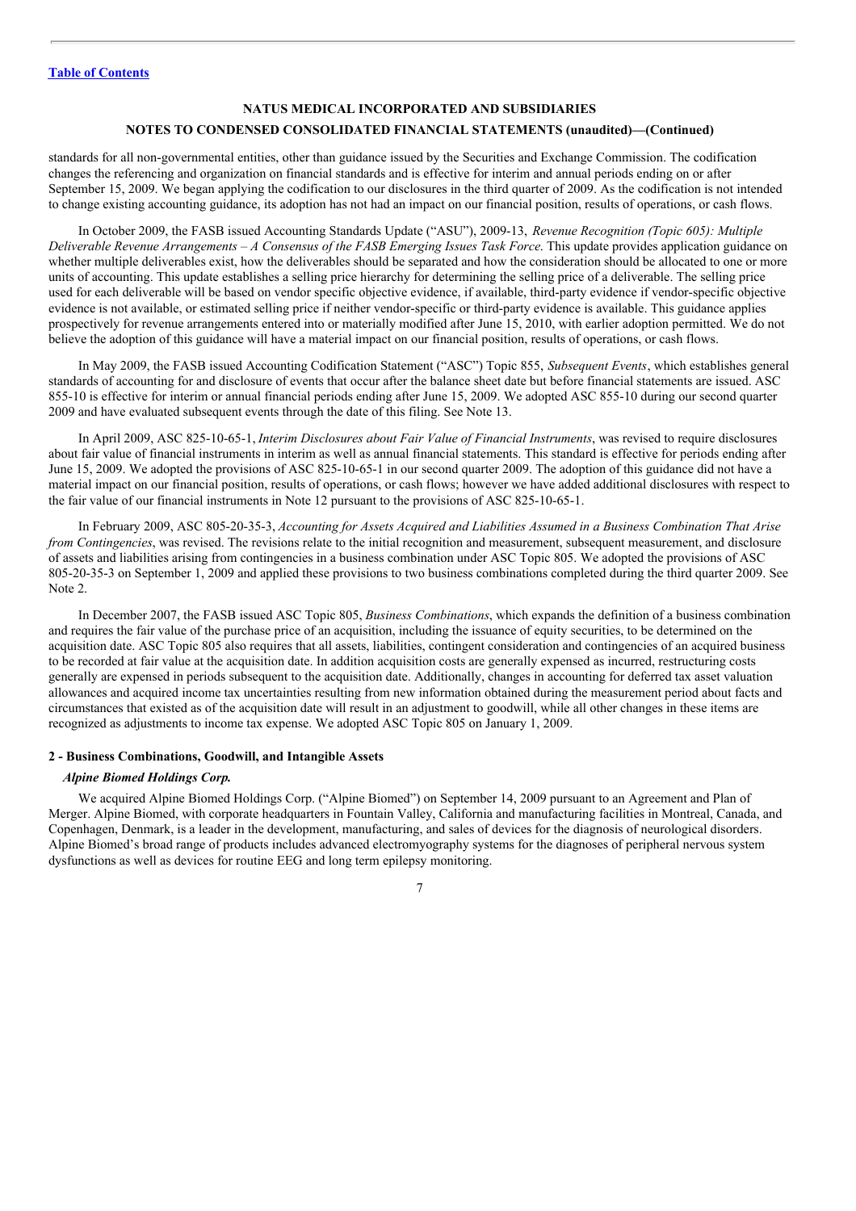**NATUS MEDICAL INCORPORATED AND SUBSIDIARIES**

**NOTES TO CONDENSED CONSOLIDATED FINANCIAL STATEMENTS (unaudited)—(Continued)**

standards for all non-governmental entities, other than guidance issued by the Securities and Exchange Commission. The codification changes the referencing and organization on financial standards and is effective for interim and annual periods ending on or after September 15, 2009. We began applying the codification to our disclosures in the third quarter of 2009. As the codification is not intended to change existing accounting guidance, its adoption has not had an impact on our financial position, results of operations, or cash flows.

In October 2009, the FASB issued Accounting Standards Update ("ASU"), 2009-13, *Revenue Recognition (Topic 605): Multiple Deliverable Revenue Arrangements – A Consensus of the FASB Emerging Issues Task Force*. This update provides application guidance on whether multiple deliverables exist, how the deliverables should be separated and how the consideration should be allocated to one or more units of accounting. This update establishes a selling price hierarchy for determining the selling price of a deliverable. The selling price used for each deliverable will be based on vendor specific objective evidence, if available, third-party evidence if vendor-specific objective evidence is not available, or estimated selling price if neither vendor-specific or third-party evidence is available. This guidance applies prospectively for revenue arrangements entered into or materially modified after June 15, 2010, with earlier adoption permitted. We do not believe the adoption of this guidance will have a material impact on our financial position, results of operations, or cash flows.

In May 2009, the FASB issued Accounting Codification Statement ("ASC") Topic 855, *Subsequent Events*, which establishes general standards of accounting for and disclosure of events that occur after the balance sheet date but before financial statements are issued. ASC 855-10 is effective for interim or annual financial periods ending after June 15, 2009. We adopted ASC 855-10 during our second quarter 2009 and have evaluated subsequent events through the date of this filing. See Note 13.

In April 2009, ASC 825-10-65-1, *Interim Disclosures about Fair Value of Financial Instruments*, was revised to require disclosures about fair value of financial instruments in interim as well as annual financial statements. This standard is effective for periods ending after June 15, 2009. We adopted the provisions of ASC 825-10-65-1 in our second quarter 2009. The adoption of this guidance did not have a material impact on our financial position, results of operations, or cash flows; however we have added additional disclosures with respect to the fair value of our financial instruments in Note 12 pursuant to the provisions of ASC 825-10-65-1.

In February 2009, ASC 805-20-35-3, *Accounting for Assets Acquired and Liabilities Assumed in a Business Combination That Arise from Contingencies*, was revised. The revisions relate to the initial recognition and measurement, subsequent measurement, and disclosure of assets and liabilities arising from contingencies in a business combination under ASC Topic 805. We adopted the provisions of ASC 805-20-35-3 on September 1, 2009 and applied these provisions to two business combinations completed during the third quarter 2009. See Note 2.

In December 2007, the FASB issued ASC Topic 805, *Business Combinations*, which expands the definition of a business combination and requires the fair value of the purchase price of an acquisition, including the issuance of equity securities, to be determined on the acquisition date. ASC Topic 805 also requires that all assets, liabilities, contingent consideration and contingencies of an acquired business to be recorded at fair value at the acquisition date. In addition acquisition costs are generally expensed as incurred, restructuring costs generally are expensed in periods subsequent to the acquisition date. Additionally, changes in accounting for deferred tax asset valuation allowances and acquired income tax uncertainties resulting from new information obtained during the measurement period about facts and circumstances that existed as of the acquisition date will result in an adjustment to goodwill, while all other changes in these items are recognized as adjustments to income tax expense. We adopted ASC Topic 805 on January 1, 2009.

**2 - Business Combinations, Goodwill, and Intangible Assets**

***Alpine Biomed Holdings Corp.***

We acquired Alpine Biomed Holdings Corp. ("Alpine Biomed") on September 14, 2009 pursuant to an Agreement and Plan of Merger. Alpine Biomed, with corporate headquarters in Fountain Valley, California and manufacturing facilities in Montreal, Canada, and Copenhagen, Denmark, is a leader in the development, manufacturing, and sales of devices for the diagnosis of neurological disorders. Alpine Biomed's broad range of products includes advanced electromyography systems for the diagnoses of peripheral nervous system dysfunctions as well as devices for routine EEG and long term epilepsy monitoring.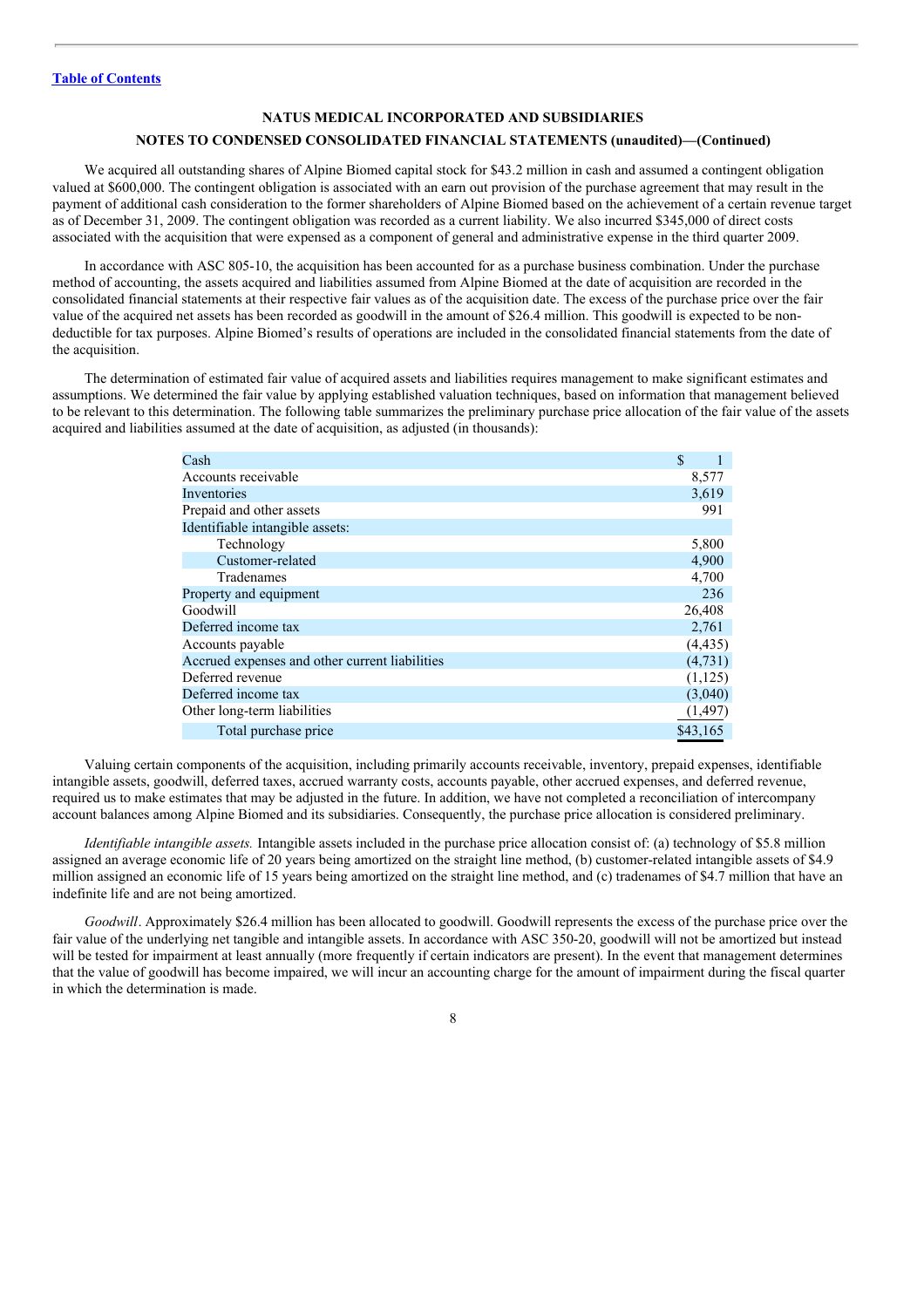[Table of Contents](#)

**NATUS MEDICAL INCORPORATED AND SUBSIDIARIES**

**NOTES TO CONDENSED CONSOLIDATED FINANCIAL STATEMENTS (unaudited)—(Continued)**

We acquired all outstanding shares of Alpine Biomed capital stock for $43.2 million in cash and assumed a contingent obligation valued at $600,000. The contingent obligation is associated with an earn out provision of the purchase agreement that may result in the payment of additional cash consideration to the former shareholders of Alpine Biomed based on the achievement of a certain revenue target as of December 31, 2009. The contingent obligation was recorded as a current liability. We also incurred $345,000 of direct costs associated with the acquisition that were expensed as a component of general and administrative expense in the third quarter 2009.

In accordance with ASC 805-10, the acquisition has been accounted for as a purchase business combination. Under the purchase method of accounting, the assets acquired and liabilities assumed from Alpine Biomed at the date of acquisition are recorded in the consolidated financial statements at their respective fair values as of the acquisition date. The excess of the purchase price over the fair value of the acquired net assets has been recorded as goodwill in the amount of $26.4 million. This goodwill is expected to be non-deductible for tax purposes. Alpine Biomed's results of operations are included in the consolidated financial statements from the date of the acquisition.

The determination of estimated fair value of acquired assets and liabilities requires management to make significant estimates and assumptions. We determined the fair value by applying established valuation techniques, based on information that management believed to be relevant to this determination. The following table summarizes the preliminary purchase price allocation of the fair value of the assets acquired and liabilities assumed at the date of acquisition, as adjusted (in thousands):

| | |
|---|---|
| Cash | $ 1 |
| Accounts receivable | 8,577 |
| Inventories | 3,619 |
| Prepaid and other assets | 991 |
| Identifiable intangible assets: | |
| Technology | 5,800 |
| Customer-related | 4,900 |
| Tradenames | 4,700 |
| Property and equipment | 236 |
| Goodwill | 26,408 |
| Deferred income tax | 2,761 |
| Accounts payable | (4,435) |
| Accrued expenses and other current liabilities | (4,731) |
| Deferred revenue | (1,125) |
| Deferred income tax | (3,040) |
| Other long-term liabilities | (1,497) |
| Total purchase price | $43,165 |

Valuing certain components of the acquisition, including primarily accounts receivable, inventory, prepaid expenses, identifiable intangible assets, goodwill, deferred taxes, accrued warranty costs, accounts payable, other accrued expenses, and deferred revenue, required us to make estimates that may be adjusted in the future. In addition, we have not completed a reconciliation of intercompany account balances among Alpine Biomed and its subsidiaries. Consequently, the purchase price allocation is considered preliminary.

*Identifiable intangible assets.* Intangible assets included in the purchase price allocation consist of: (a) technology of $5.8 million assigned an average economic life of 20 years being amortized on the straight line method, (b) customer-related intangible assets of $4.9 million assigned an economic life of 15 years being amortized on the straight line method, and (c) tradenames of $4.7 million that have an indefinite life and are not being amortized.

*Goodwill*. Approximately $26.4 million has been allocated to goodwill. Goodwill represents the excess of the purchase price over the fair value of the underlying net tangible and intangible assets. In accordance with ASC 350-20, goodwill will not be amortized but instead will be tested for impairment at least annually (more frequently if certain indicators are present). In the event that management determines that the value of goodwill has become impaired, we will incur an accounting charge for the amount of impairment during the fiscal quarter in which the determination is made.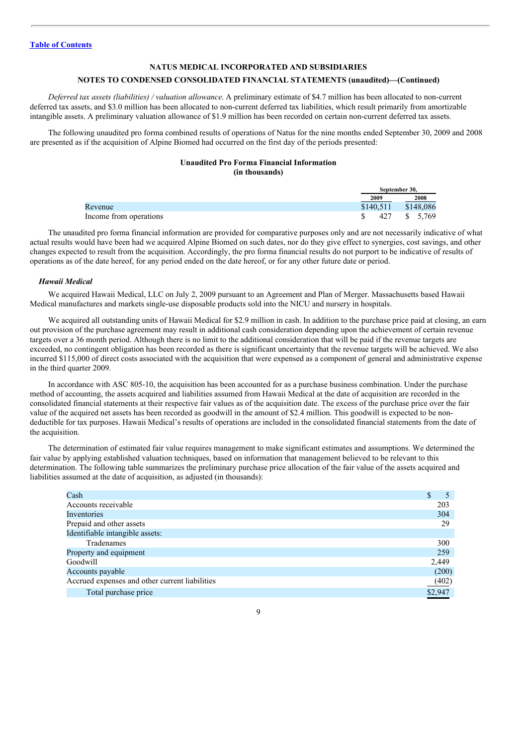[Table of Contents](#)

**NATUS MEDICAL INCORPORATED AND SUBSIDIARIES**

**NOTES TO CONDENSED CONSOLIDATED FINANCIAL STATEMENTS (unaudited)—(Continued)**

*Deferred tax assets (liabilities) / valuation allowance.* A preliminary estimate of $4.7 million has been allocated to non-current deferred tax assets, and $3.0 million has been allocated to non-current deferred tax liabilities, which result primarily from amortizable intangible assets. A preliminary valuation allowance of $1.9 million has been recorded on certain non-current deferred tax assets.

The following unaudited pro forma combined results of operations of Natus for the nine months ended September 30, 2009 and 2008 are presented as if the acquisition of Alpine Biomed had occurred on the first day of the periods presented:

**Unaudited Pro Forma Financial Information**
**(in thousands)**

| | September 30, | |
|---|---|---|
| | 2009 | 2008 |
| Revenue | $140,511 | $148,086 |
| Income from operations | $ 427 | $ 5,769 |

The unaudited pro forma financial information are provided for comparative purposes only and are not necessarily indicative of what actual results would have been had we acquired Alpine Biomed on such dates, nor do they give effect to synergies, cost savings, and other changes expected to result from the acquisition. Accordingly, the pro forma financial results do not purport to be indicative of results of operations as of the date hereof, for any period ended on the date hereof, or for any other future date or period.

***Hawaii Medical***

We acquired Hawaii Medical, LLC on July 2, 2009 pursuant to an Agreement and Plan of Merger. Massachusetts based Hawaii Medical manufactures and markets single-use disposable products sold into the NICU and nursery in hospitals.

We acquired all outstanding units of Hawaii Medical for $2.9 million in cash. In addition to the purchase price paid at closing, an earn out provision of the purchase agreement may result in additional cash consideration depending upon the achievement of certain revenue targets over a 36 month period. Although there is no limit to the additional consideration that will be paid if the revenue targets are exceeded, no contingent obligation has been recorded as there is significant uncertainty that the revenue targets will be achieved. We also incurred $115,000 of direct costs associated with the acquisition that were expensed as a component of general and administrative expense in the third quarter 2009.

In accordance with ASC 805-10, the acquisition has been accounted for as a purchase business combination. Under the purchase method of accounting, the assets acquired and liabilities assumed from Hawaii Medical at the date of acquisition are recorded in the consolidated financial statements at their respective fair values as of the acquisition date. The excess of the purchase price over the fair value of the acquired net assets has been recorded as goodwill in the amount of $2.4 million. This goodwill is expected to be non-deductible for tax purposes. Hawaii Medical's results of operations are included in the consolidated financial statements from the date of the acquisition.

The determination of estimated fair value requires management to make significant estimates and assumptions. We determined the fair value by applying established valuation techniques, based on information that management believed to be relevant to this determination. The following table summarizes the preliminary purchase price allocation of the fair value of the assets acquired and liabilities assumed at the date of acquisition, as adjusted (in thousands):

| | |
|---|---|
| Cash | $ 5 |
| Accounts receivable | 203 |
| Inventories | 304 |
| Prepaid and other assets | 29 |
| Identifiable intangible assets: | |
| Tradenames | 300 |
| Property and equipment | 259 |
| Goodwill | 2,449 |
| Accounts payable | (200) |
| Accrued expenses and other current liabilities | (402) |
| Total purchase price | $2,947 |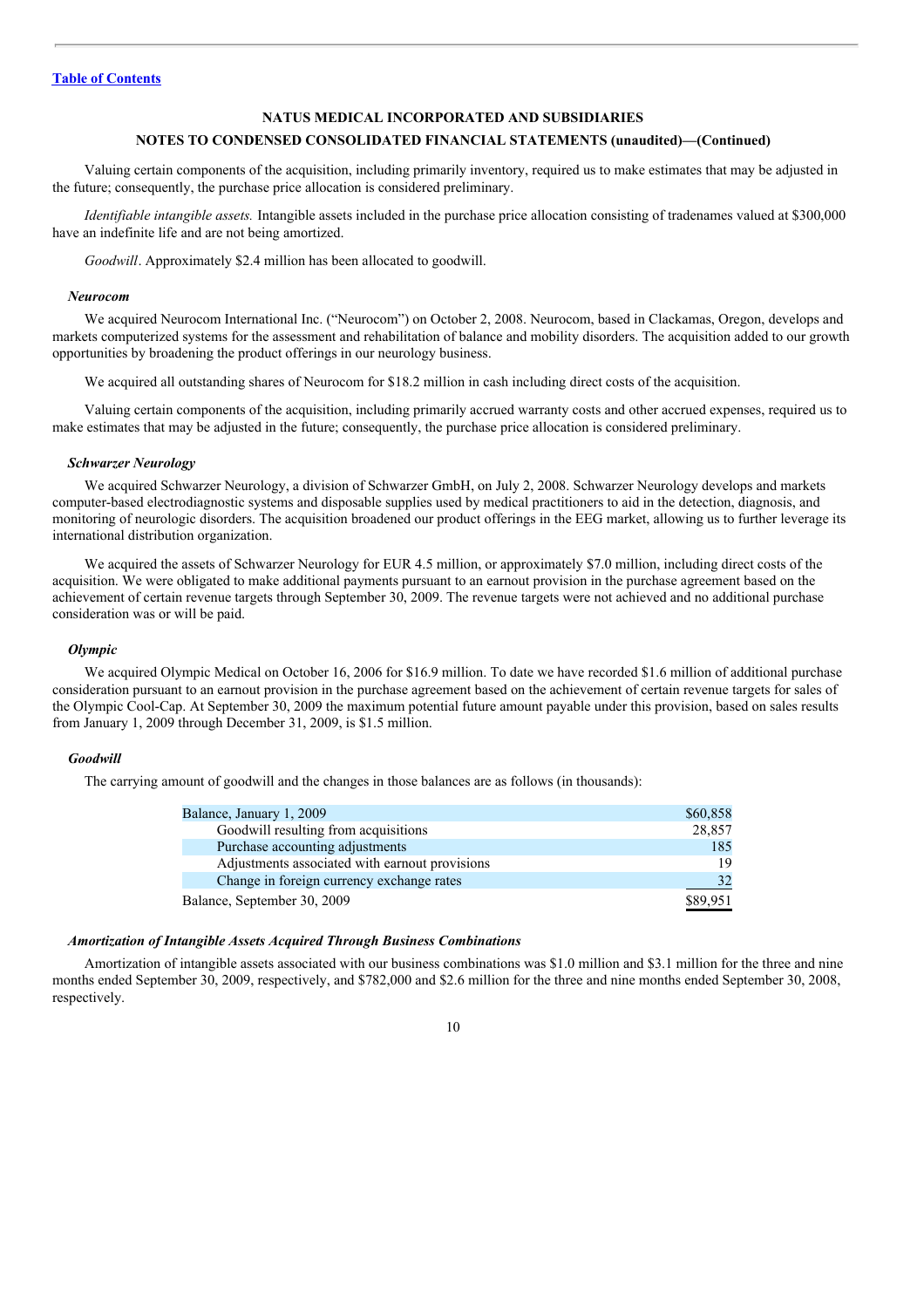**NATUS MEDICAL INCORPORATED AND SUBSIDIARIES**

**NOTES TO CONDENSED CONSOLIDATED FINANCIAL STATEMENTS (unaudited)—(Continued)**

Valuing certain components of the acquisition, including primarily inventory, required us to make estimates that may be adjusted in the future; consequently, the purchase price allocation is considered preliminary.

*Identifiable intangible assets.* Intangible assets included in the purchase price allocation consisting of tradenames valued at $300,000 have an indefinite life and are not being amortized.

*Goodwill*. Approximately $2.4 million has been allocated to goodwill.

### *Neurocom*

We acquired Neurocom International Inc. ("Neurocom") on October 2, 2008. Neurocom, based in Clackamas, Oregon, develops and markets computerized systems for the assessment and rehabilitation of balance and mobility disorders. The acquisition added to our growth opportunities by broadening the product offerings in our neurology business.

We acquired all outstanding shares of Neurocom for $18.2 million in cash including direct costs of the acquisition.

Valuing certain components of the acquisition, including primarily accrued warranty costs and other accrued expenses, required us to make estimates that may be adjusted in the future; consequently, the purchase price allocation is considered preliminary.

### *Schwarzer Neurology*

We acquired Schwarzer Neurology, a division of Schwarzer GmbH, on July 2, 2008. Schwarzer Neurology develops and markets computer-based electrodiagnostic systems and disposable supplies used by medical practitioners to aid in the detection, diagnosis, and monitoring of neurologic disorders. The acquisition broadened our product offerings in the EEG market, allowing us to further leverage its international distribution organization.

We acquired the assets of Schwarzer Neurology for EUR 4.5 million, or approximately $7.0 million, including direct costs of the acquisition. We were obligated to make additional payments pursuant to an earnout provision in the purchase agreement based on the achievement of certain revenue targets through September 30, 2009. The revenue targets were not achieved and no additional purchase consideration was or will be paid.

### *Olympic*

We acquired Olympic Medical on October 16, 2006 for $16.9 million. To date we have recorded $1.6 million of additional purchase consideration pursuant to an earnout provision in the purchase agreement based on the achievement of certain revenue targets for sales of the Olympic Cool-Cap. At September 30, 2009 the maximum potential future amount payable under this provision, based on sales results from January 1, 2009 through December 31, 2009, is $1.5 million.

### *Goodwill*

The carrying amount of goodwill and the changes in those balances are as follows (in thousands):

| | |
|---|---|
| Balance, January 1, 2009 | $60,858 |
| Goodwill resulting from acquisitions | 28,857 |
| Purchase accounting adjustments | 185 |
| Adjustments associated with earnout provisions | 19 |
| Change in foreign currency exchange rates | 32 |
| Balance, September 30, 2009 | $89,951 |

### *Amortization of Intangible Assets Acquired Through Business Combinations*

Amortization of intangible assets associated with our business combinations was $1.0 million and $3.1 million for the three and nine months ended September 30, 2009, respectively, and $782,000 and $2.6 million for the three and nine months ended September 30, 2008, respectively.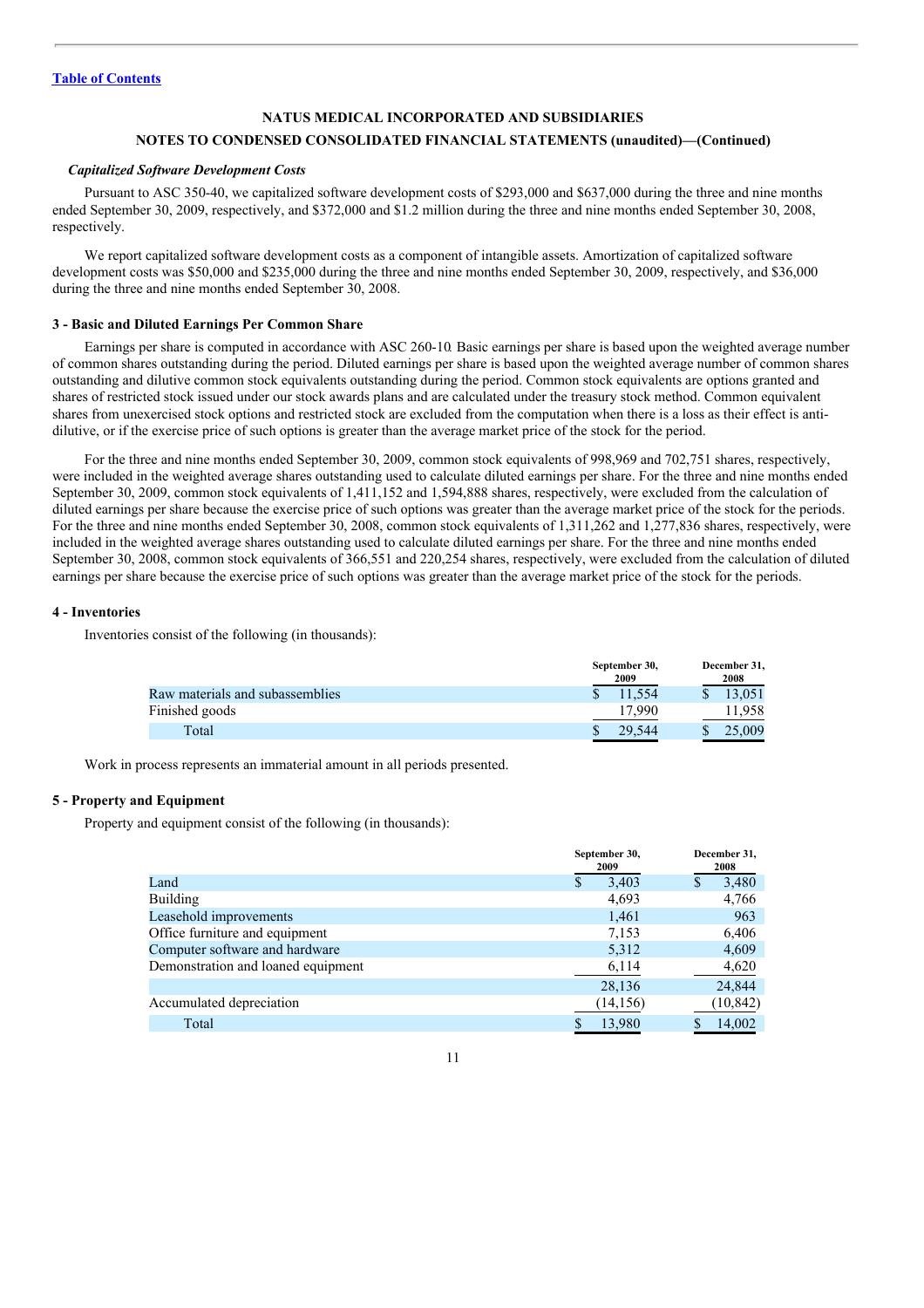[Table of Contents](#)

**NATUS MEDICAL INCORPORATED AND SUBSIDIARIES**

**NOTES TO CONDENSED CONSOLIDATED FINANCIAL STATEMENTS (unaudited)—(Continued)**

***Capitalized Software Development Costs***

Pursuant to ASC 350-40, we capitalized software development costs of $293,000 and $637,000 during the three and nine months ended September 30, 2009, respectively, and $372,000 and $1.2 million during the three and nine months ended September 30, 2008, respectively.

We report capitalized software development costs as a component of intangible assets. Amortization of capitalized software development costs was $50,000 and $235,000 during the three and nine months ended September 30, 2009, respectively, and $36,000 during the three and nine months ended September 30, 2008.

#### 3 - Basic and Diluted Earnings Per Common Share

Earnings per share is computed in accordance with ASC 260-10. Basic earnings per share is based upon the weighted average number of common shares outstanding during the period. Diluted earnings per share is based upon the weighted average number of common shares outstanding and dilutive common stock equivalents outstanding during the period. Common stock equivalents are options granted and shares of restricted stock issued under our stock awards plans and are calculated under the treasury stock method. Common equivalent shares from unexercised stock options and restricted stock are excluded from the computation when there is a loss as their effect is anti-dilutive, or if the exercise price of such options is greater than the average market price of the stock for the period.

For the three and nine months ended September 30, 2009, common stock equivalents of 998,969 and 702,751 shares, respectively, were included in the weighted average shares outstanding used to calculate diluted earnings per share. For the three and nine months ended September 30, 2009, common stock equivalents of 1,411,152 and 1,594,888 shares, respectively, were excluded from the calculation of diluted earnings per share because the exercise price of such options was greater than the average market price of the stock for the periods. For the three and nine months ended September 30, 2008, common stock equivalents of 1,311,262 and 1,277,836 shares, respectively, were included in the weighted average shares outstanding used to calculate diluted earnings per share. For the three and nine months ended September 30, 2008, common stock equivalents of 366,551 and 220,254 shares, respectively, were excluded from the calculation of diluted earnings per share because the exercise price of such options was greater than the average market price of the stock for the periods.

#### 4 - Inventories

Inventories consist of the following (in thousands):

| | September 30, 2009 | December 31, 2008 |
|---|---|---|
| Raw materials and subassemblies | $ 11,554 | $ 13,051 |
| Finished goods | 17,990 | 11,958 |
| Total | $ 29,544 | $ 25,009 |

Work in process represents an immaterial amount in all periods presented.

#### 5 - Property and Equipment

Property and equipment consist of the following (in thousands):

| | September 30, 2009 | December 31, 2008 |
|---|---|---|
| Land | $ 3,403 | $ 3,480 |
| Building | 4,693 | 4,766 |
| Leasehold improvements | 1,461 | 963 |
| Office furniture and equipment | 7,153 | 6,406 |
| Computer software and hardware | 5,312 | 4,609 |
| Demonstration and loaned equipment | 6,114 | 4,620 |
| | 28,136 | 24,844 |
| Accumulated depreciation | (14,156) | (10,842) |
| Total | $ 13,980 | $ 14,002 |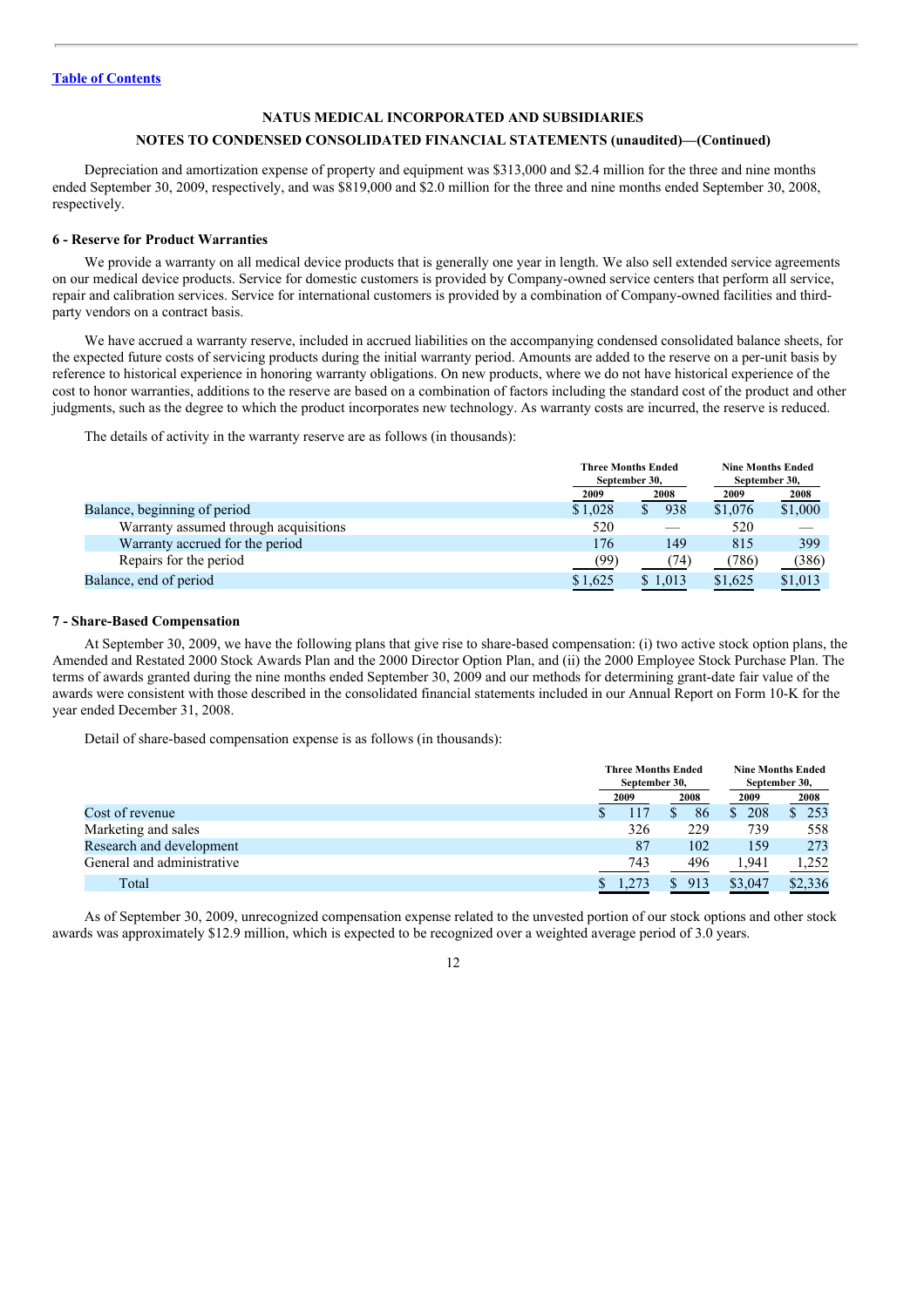[Table of Contents](#)

**NATUS MEDICAL INCORPORATED AND SUBSIDIARIES**

**NOTES TO CONDENSED CONSOLIDATED FINANCIAL STATEMENTS (unaudited)—(Continued)**

Depreciation and amortization expense of property and equipment was $313,000 and $2.4 million for the three and nine months ended September 30, 2009, respectively, and was $819,000 and $2.0 million for the three and nine months ended September 30, 2008, respectively.

### 6 - Reserve for Product Warranties

We provide a warranty on all medical device products that is generally one year in length. We also sell extended service agreements on our medical device products. Service for domestic customers is provided by Company-owned service centers that perform all service, repair and calibration services. Service for international customers is provided by a combination of Company-owned facilities and third-party vendors on a contract basis.

We have accrued a warranty reserve, included in accrued liabilities on the accompanying condensed consolidated balance sheets, for the expected future costs of servicing products during the initial warranty period. Amounts are added to the reserve on a per-unit basis by reference to historical experience in honoring warranty obligations. On new products, where we do not have historical experience of the cost to honor warranties, additions to the reserve are based on a combination of factors including the standard cost of the product and other judgments, such as the degree to which the product incorporates new technology. As warranty costs are incurred, the reserve is reduced.

The details of activity in the warranty reserve are as follows (in thousands):

| | Three Months Ended September 30, | | Nine Months Ended September 30, | |
|---|---|---|---|---|
| | 2009 | 2008 | 2009 | 2008 |
| Balance, beginning of period | $1,028 | $ 938 | $1,076 | $1,000 |
| Warranty assumed through acquisitions | 520 | — | 520 | — |
| Warranty accrued for the period | 176 | 149 | 815 | 399 |
| Repairs for the period | (99) | (74) | (786) | (386) |
| Balance, end of period | $1,625 | $ 1,013 | $1,625 | $1,013 |

### 7 - Share-Based Compensation

At September 30, 2009, we have the following plans that give rise to share-based compensation: (i) two active stock option plans, the Amended and Restated 2000 Stock Awards Plan and the 2000 Director Option Plan, and (ii) the 2000 Employee Stock Purchase Plan. The terms of awards granted during the nine months ended September 30, 2009 and our methods for determining grant-date fair value of the awards were consistent with those described in the consolidated financial statements included in our Annual Report on Form 10-K for the year ended December 31, 2008.

Detail of share-based compensation expense is as follows (in thousands):

| | Three Months Ended September 30, | | Nine Months Ended September 30, | |
|---|---|---|---|---|
| | 2009 | 2008 | 2009 | 2008 |
| Cost of revenue | $ 117 | $ 86 | $ 208 | $ 253 |
| Marketing and sales | 326 | 229 | 739 | 558 |
| Research and development | 87 | 102 | 159 | 273 |
| General and administrative | 743 | 496 | 1,941 | 1,252 |
| Total | $ 1,273 | $ 913 | $3,047 | $2,336 |

As of September 30, 2009, unrecognized compensation expense related to the unvested portion of our stock options and other stock awards was approximately $12.9 million, which is expected to be recognized over a weighted average period of 3.0 years.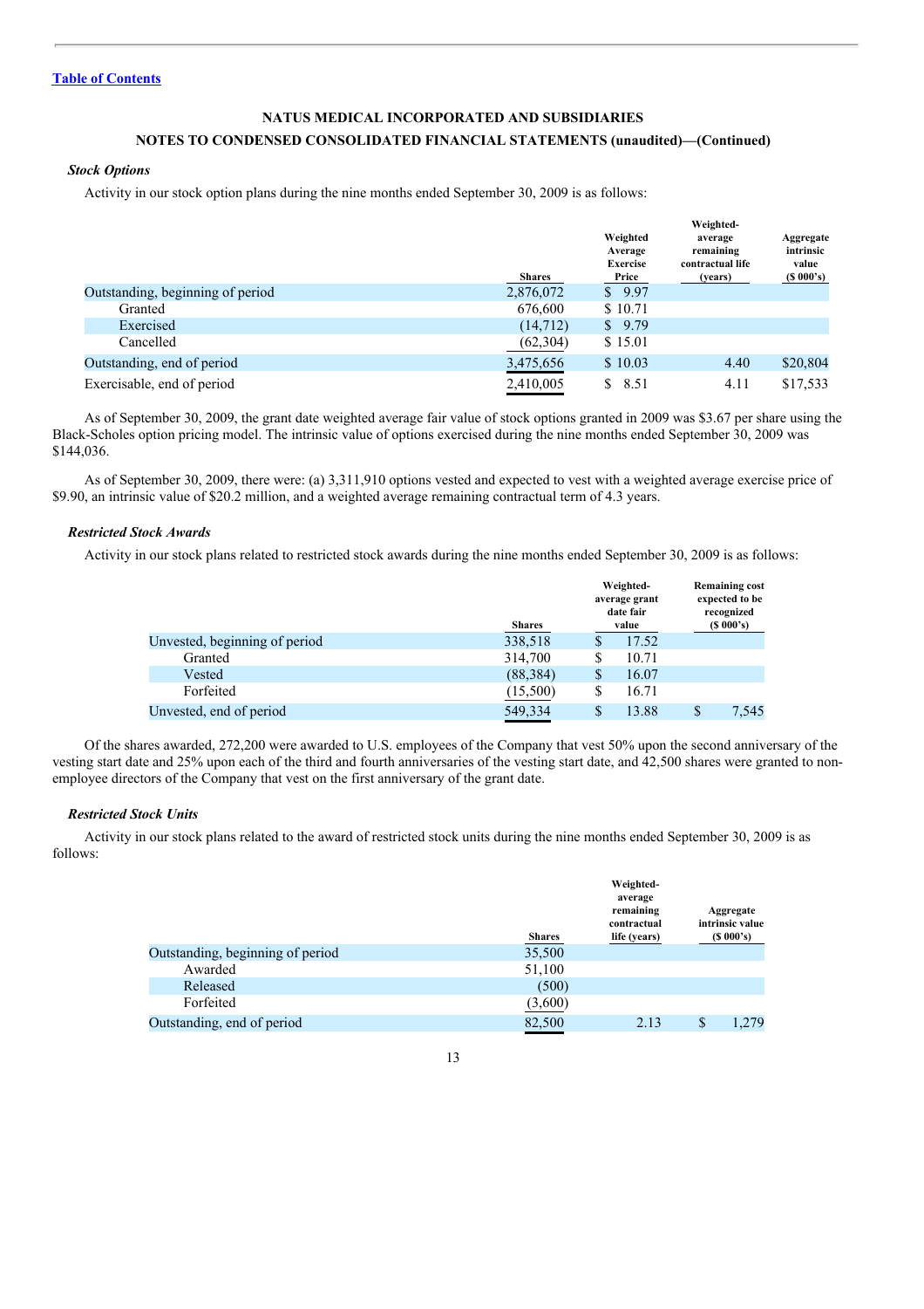Table of Contents

**NATUS MEDICAL INCORPORATED AND SUBSIDIARIES**

**NOTES TO CONDENSED CONSOLIDATED FINANCIAL STATEMENTS (unaudited)—(Continued)**

***Stock Options***

Activity in our stock option plans during the nine months ended September 30, 2009 is as follows:

| | Shares | Weighted Average Exercise Price | Weighted-average remaining contractual life (years) | Aggregate intrinsic value ($ 000's) |
|---|---|---|---|---|
| Outstanding, beginning of period | 2,876,072 | $ 9.97 | | |
| Granted | 676,600 | $ 10.71 | | |
| Exercised | (14,712) | $ 9.79 | | |
| Cancelled | (62,304) | $ 15.01 | | |
| Outstanding, end of period | 3,475,656 | $ 10.03 | 4.40 | $20,804 |
| Exercisable, end of period | 2,410,005 | $ 8.51 | 4.11 | $17,533 |

As of September 30, 2009, the grant date weighted average fair value of stock options granted in 2009 was $3.67 per share using the Black-Scholes option pricing model. The intrinsic value of options exercised during the nine months ended September 30, 2009 was $144,036.

As of September 30, 2009, there were: (a) 3,311,910 options vested and expected to vest with a weighted average exercise price of $9.90, an intrinsic value of $20.2 million, and a weighted average remaining contractual term of 4.3 years.

***Restricted Stock Awards***

Activity in our stock plans related to restricted stock awards during the nine months ended September 30, 2009 is as follows:

| | Shares | Weighted-average grant date fair value | Remaining cost expected to be recognized ($ 000's) |
|---|---|---|---|
| Unvested, beginning of period | 338,518 | $ 17.52 | |
| Granted | 314,700 | $ 10.71 | |
| Vested | (88,384) | $ 16.07 | |
| Forfeited | (15,500) | $ 16.71 | |
| Unvested, end of period | 549,334 | $ 13.88 | $ 7,545 |

Of the shares awarded, 272,200 were awarded to U.S. employees of the Company that vest 50% upon the second anniversary of the vesting start date and 25% upon each of the third and fourth anniversaries of the vesting start date, and 42,500 shares were granted to non-employee directors of the Company that vest on the first anniversary of the grant date.

***Restricted Stock Units***

Activity in our stock plans related to the award of restricted stock units during the nine months ended September 30, 2009 is as follows:

| | Shares | Weighted-average remaining contractual life (years) | Aggregate intrinsic value ($ 000's) |
|---|---|---|---|
| Outstanding, beginning of period | 35,500 | | |
| Awarded | 51,100 | | |
| Released | (500) | | |
| Forfeited | (3,600) | | |
| Outstanding, end of period | 82,500 | 2.13 | $ 1,279 |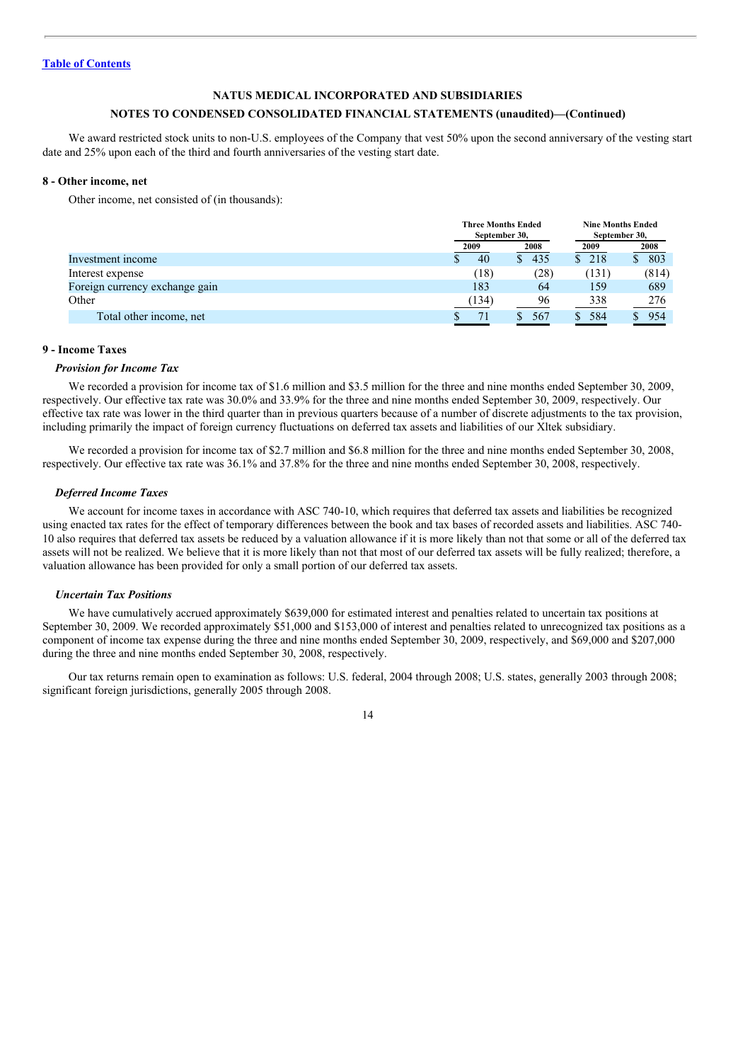[Table of Contents](#)

**NATUS MEDICAL INCORPORATED AND SUBSIDIARIES**

**NOTES TO CONDENSED CONSOLIDATED FINANCIAL STATEMENTS (unaudited)—(Continued)**

We award restricted stock units to non-U.S. employees of the Company that vest 50% upon the second anniversary of the vesting start date and 25% upon each of the third and fourth anniversaries of the vesting start date.

#### 8 - Other income, net

Other income, net consisted of (in thousands):

| | Three Months Ended September 30, | | Nine Months Ended September 30, | |
|---|---|---|---|---|
| | 2009 | 2008 | 2009 | 2008 |
| Investment income | $ 40 | $ 435 | $ 218 | $ 803 |
| Interest expense | (18) | (28) | (131) | (814) |
| Foreign currency exchange gain | 183 | 64 | 159 | 689 |
| Other | (134) | 96 | 338 | 276 |
| Total other income, net | $ 71 | $ 567 | $ 584 | $ 954 |

#### 9 - Income Taxes

***Provision for Income Tax***

We recorded a provision for income tax of $1.6 million and $3.5 million for the three and nine months ended September 30, 2009, respectively. Our effective tax rate was 30.0% and 33.9% for the three and nine months ended September 30, 2009, respectively. Our effective tax rate was lower in the third quarter than in previous quarters because of a number of discrete adjustments to the tax provision, including primarily the impact of foreign currency fluctuations on deferred tax assets and liabilities of our Xltek subsidiary.

We recorded a provision for income tax of $2.7 million and $6.8 million for the three and nine months ended September 30, 2008, respectively. Our effective tax rate was 36.1% and 37.8% for the three and nine months ended September 30, 2008, respectively.

***Deferred Income Taxes***

We account for income taxes in accordance with ASC 740-10, which requires that deferred tax assets and liabilities be recognized using enacted tax rates for the effect of temporary differences between the book and tax bases of recorded assets and liabilities. ASC 740-10 also requires that deferred tax assets be reduced by a valuation allowance if it is more likely than not that some or all of the deferred tax assets will not be realized. We believe that it is more likely than not that most of our deferred tax assets will be fully realized; therefore, a valuation allowance has been provided for only a small portion of our deferred tax assets.

***Uncertain Tax Positions***

We have cumulatively accrued approximately $639,000 for estimated interest and penalties related to uncertain tax positions at September 30, 2009. We recorded approximately $51,000 and $153,000 of interest and penalties related to unrecognized tax positions as a component of income tax expense during the three and nine months ended September 30, 2009, respectively, and $69,000 and $207,000 during the three and nine months ended September 30, 2008, respectively.

Our tax returns remain open to examination as follows: U.S. federal, 2004 through 2008; U.S. states, generally 2003 through 2008; significant foreign jurisdictions, generally 2005 through 2008.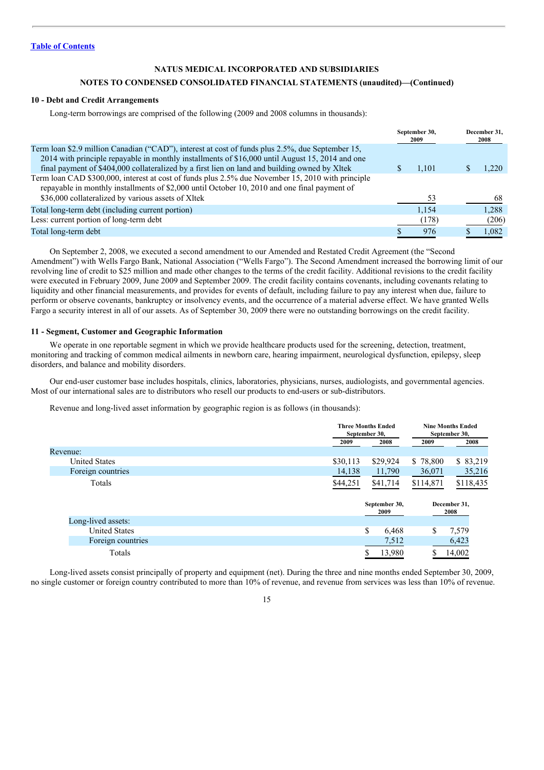[Table of Contents](#)

**NATUS MEDICAL INCORPORATED AND SUBSIDIARIES**

**NOTES TO CONDENSED CONSOLIDATED FINANCIAL STATEMENTS (unaudited)—(Continued)**

### 10 - Debt and Credit Arrangements

Long-term borrowings are comprised of the following (2009 and 2008 columns in thousands):

| | September 30, 2009 | December 31, 2008 |
|---|---|---|
| Term loan $2.9 million Canadian ("CAD"), interest at cost of funds plus 2.5%, due September 15, 2014 with principle repayable in monthly installments of $16,000 until August 15, 2014 and one final payment of $404,000 collateralized by a first lien on land and building owned by Xltek | $ 1,101 | $ 1,220 |
| Term loan CAD $300,000, interest at cost of funds plus 2.5% due November 15, 2010 with principle repayable in monthly installments of $2,000 until October 10, 2010 and one final payment of $36,000 collateralized by various assets of Xltek | 53 | 68 |
| Total long-term debt (including current portion) | 1,154 | 1,288 |
| Less: current portion of long-term debt | (178) | (206) |
| Total long-term debt | $ 976 | $ 1,082 |

On September 2, 2008, we executed a second amendment to our Amended and Restated Credit Agreement (the "Second Amendment") with Wells Fargo Bank, National Association ("Wells Fargo"). The Second Amendment increased the borrowing limit of our revolving line of credit to $25 million and made other changes to the terms of the credit facility. Additional revisions to the credit facility were executed in February 2009, June 2009 and September 2009. The credit facility contains covenants, including covenants relating to liquidity and other financial measurements, and provides for events of default, including failure to pay any interest when due, failure to perform or observe covenants, bankruptcy or insolvency events, and the occurrence of a material adverse effect. We have granted Wells Fargo a security interest in all of our assets. As of September 30, 2009 there were no outstanding borrowings on the credit facility.

### 11 - Segment, Customer and Geographic Information

We operate in one reportable segment in which we provide healthcare products used for the screening, detection, treatment, monitoring and tracking of common medical ailments in newborn care, hearing impairment, neurological dysfunction, epilepsy, sleep disorders, and balance and mobility disorders.

Our end-user customer base includes hospitals, clinics, laboratories, physicians, nurses, audiologists, and governmental agencies. Most of our international sales are to distributors who resell our products to end-users or sub-distributors.

Revenue and long-lived asset information by geographic region is as follows (in thousands):

| | Three Months Ended September 30, | | Nine Months Ended September 30, | |
|---|---|---|---|---|
| | 2009 | 2008 | 2009 | 2008 |
| Revenue: | | | | |
| United States | $30,113 | $29,924 | $ 78,800 | $ 83,219 |
| Foreign countries | 14,138 | 11,790 | 36,071 | 35,216 |
| Totals | $44,251 | $41,714 | $114,871 | $118,435 |

| | September 30, 2009 | December 31, 2008 |
|---|---|---|
| Long-lived assets: | | |
| United States | $ 6,468 | $ 7,579 |
| Foreign countries | 7,512 | 6,423 |
| Totals | $ 13,980 | $ 14,002 |

Long-lived assets consist principally of property and equipment (net). During the three and nine months ended September 30, 2009, no single customer or foreign country contributed to more than 10% of revenue, and revenue from services was less than 10% of revenue.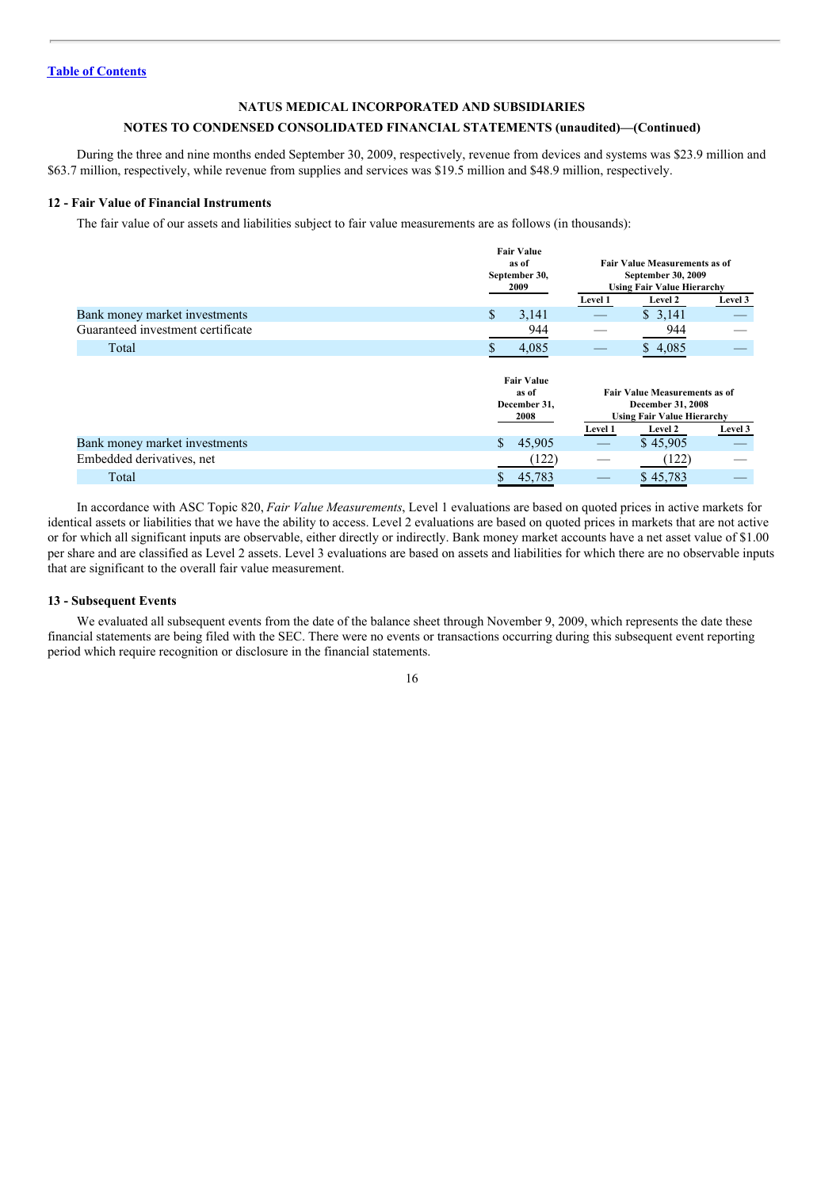Table of Contents

**NATUS MEDICAL INCORPORATED AND SUBSIDIARIES**

**NOTES TO CONDENSED CONSOLIDATED FINANCIAL STATEMENTS (unaudited)—(Continued)**

During the three and nine months ended September 30, 2009, respectively, revenue from devices and systems was $23.9 million and $63.7 million, respectively, while revenue from supplies and services was $19.5 million and $48.9 million, respectively.

### 12 - Fair Value of Financial Instruments

The fair value of our assets and liabilities subject to fair value measurements are as follows (in thousands):

| | Fair Value as of September 30, 2009 | Fair Value Measurements as of September 30, 2009 Using Fair Value Hierarchy | | |
|---|---|---|---|---|
| | | Level 1 | Level 2 | Level 3 |
| Bank money market investments | $ 3,141 | — | $ 3,141 | — |
| Guaranteed investment certificate | 944 | — | 944 | — |
| Total | $ 4,085 | — | $ 4,085 | — |

| | Fair Value as of December 31, 2008 | Fair Value Measurements as of December 31, 2008 Using Fair Value Hierarchy | | |
|---|---|---|---|---|
| | | Level 1 | Level 2 | Level 3 |
| Bank money market investments | $ 45,905 | — | $ 45,905 | — |
| Embedded derivatives, net | (122) | — | (122) | — |
| Total | $ 45,783 | — | $ 45,783 | — |

In accordance with ASC Topic 820, *Fair Value Measurements*, Level 1 evaluations are based on quoted prices in active markets for identical assets or liabilities that we have the ability to access. Level 2 evaluations are based on quoted prices in markets that are not active or for which all significant inputs are observable, either directly or indirectly. Bank money market accounts have a net asset value of $1.00 per share and are classified as Level 2 assets. Level 3 evaluations are based on assets and liabilities for which there are no observable inputs that are significant to the overall fair value measurement.

### 13 - Subsequent Events

We evaluated all subsequent events from the date of the balance sheet through November 9, 2009, which represents the date these financial statements are being filed with the SEC. There were no events or transactions occurring during this subsequent event reporting period which require recognition or disclosure in the financial statements.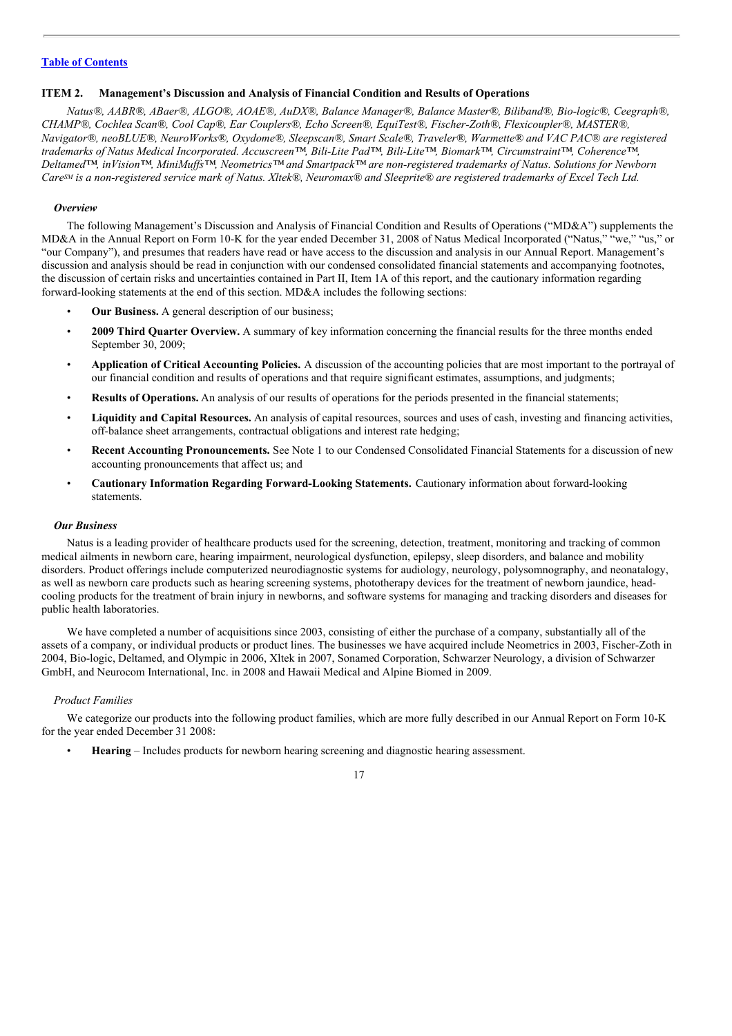[Table of Contents](#)

## ITEM 2. Management's Discussion and Analysis of Financial Condition and Results of Operations

*Natus®, AABR®, ABaer®, ALGO®, AOAE®, AuDX®, Balance Manager®, Balance Master®, Biliband®, Bio-logic®, Ceegraph®, CHAMP®, Cochlea Scan®, Cool Cap®, Ear Couplers®, Echo Screen®, EquiTest®, Fischer-Zoth®, Flexicoupler®, MASTER®, Navigator®, neoBLUE®, NeuroWorks®, Oxydome®, Sleepscan®, Smart Scale®, Traveler®, Warmette® and VAC PAC® are registered trademarks of Natus Medical Incorporated. Accuscreen™, Bili-Lite Pad™, Bili-Lite™, Biomark™, Circumstraint™, Coherence™, Deltamed™, inVision™, MiniMuffs™, Neometrics™ and Smartpack™ are non-registered trademarks of Natus. Solutions for Newborn Care℠ is a non-registered service mark of Natus. Xltek®, Neuromax® and Sleeprite® are registered trademarks of Excel Tech Ltd.*

### *Overview*

The following Management's Discussion and Analysis of Financial Condition and Results of Operations ("MD&A") supplements the MD&A in the Annual Report on Form 10-K for the year ended December 31, 2008 of Natus Medical Incorporated ("Natus," "we," "us," or "our Company"), and presumes that readers have read or have access to the discussion and analysis in our Annual Report. Management's discussion and analysis should be read in conjunction with our condensed consolidated financial statements and accompanying footnotes, the discussion of certain risks and uncertainties contained in Part II, Item 1A of this report, and the cautionary information regarding forward-looking statements at the end of this section. MD&A includes the following sections:

- **Our Business.** A general description of our business;
- **2009 Third Quarter Overview.** A summary of key information concerning the financial results for the three months ended September 30, 2009;
- **Application of Critical Accounting Policies.** A discussion of the accounting policies that are most important to the portrayal of our financial condition and results of operations and that require significant estimates, assumptions, and judgments;
- **Results of Operations.** An analysis of our results of operations for the periods presented in the financial statements;
- **Liquidity and Capital Resources.** An analysis of capital resources, sources and uses of cash, investing and financing activities, off-balance sheet arrangements, contractual obligations and interest rate hedging;
- **Recent Accounting Pronouncements.** See Note 1 to our Condensed Consolidated Financial Statements for a discussion of new accounting pronouncements that affect us; and
- **Cautionary Information Regarding Forward-Looking Statements.** Cautionary information about forward-looking statements.

### *Our Business*

Natus is a leading provider of healthcare products used for the screening, detection, treatment, monitoring and tracking of common medical ailments in newborn care, hearing impairment, neurological dysfunction, epilepsy, sleep disorders, and balance and mobility disorders. Product offerings include computerized neurodiagnostic systems for audiology, neurology, polysomnography, and neonatalogy, as well as newborn care products such as hearing screening systems, phototherapy devices for the treatment of newborn jaundice, head-cooling products for the treatment of brain injury in newborns, and software systems for managing and tracking disorders and diseases for public health laboratories.

We have completed a number of acquisitions since 2003, consisting of either the purchase of a company, substantially all of the assets of a company, or individual products or product lines. The businesses we have acquired include Neometrics in 2003, Fischer-Zoth in 2004, Bio-logic, Deltamed, and Olympic in 2006, Xltek in 2007, Sonamed Corporation, Schwarzer Neurology, a division of Schwarzer GmbH, and Neurocom International, Inc. in 2008 and Hawaii Medical and Alpine Biomed in 2009.

#### *Product Families*

We categorize our products into the following product families, which are more fully described in our Annual Report on Form 10-K for the year ended December 31 2008:

- **Hearing** – Includes products for newborn hearing screening and diagnostic hearing assessment.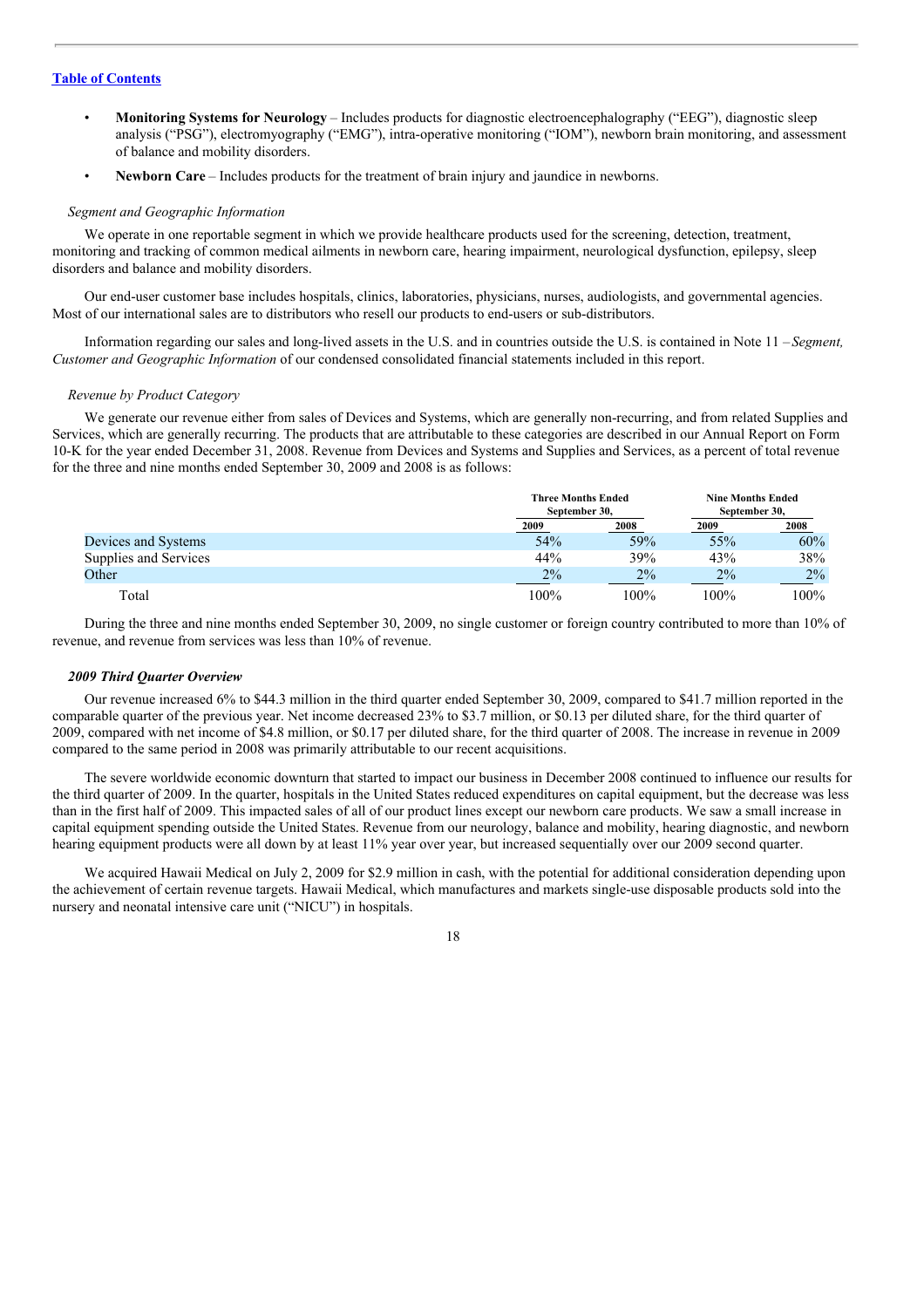[Table of Contents](#)

- **Monitoring Systems for Neurology** – Includes products for diagnostic electroencephalography ("EEG"), diagnostic sleep analysis ("PSG"), electromyography ("EMG"), intra-operative monitoring ("IOM"), newborn brain monitoring, and assessment of balance and mobility disorders.
- **Newborn Care** – Includes products for the treatment of brain injury and jaundice in newborns.

*Segment and Geographic Information*

We operate in one reportable segment in which we provide healthcare products used for the screening, detection, treatment, monitoring and tracking of common medical ailments in newborn care, hearing impairment, neurological dysfunction, epilepsy, sleep disorders and balance and mobility disorders.

Our end-user customer base includes hospitals, clinics, laboratories, physicians, nurses, audiologists, and governmental agencies. Most of our international sales are to distributors who resell our products to end-users or sub-distributors.

Information regarding our sales and long-lived assets in the U.S. and in countries outside the U.S. is contained in Note 11 – *Segment, Customer and Geographic Information* of our condensed consolidated financial statements included in this report.

*Revenue by Product Category*

We generate our revenue either from sales of Devices and Systems, which are generally non-recurring, and from related Supplies and Services, which are generally recurring. The products that are attributable to these categories are described in our Annual Report on Form 10-K for the year ended December 31, 2008. Revenue from Devices and Systems and Supplies and Services, as a percent of total revenue for the three and nine months ended September 30, 2009 and 2008 is as follows:

| | Three Months Ended September 30, | | Nine Months Ended September 30, | |
|---|---|---|---|---|
| | 2009 | 2008 | 2009 | 2008 |
| Devices and Systems | 54% | 59% | 55% | 60% |
| Supplies and Services | 44% | 39% | 43% | 38% |
| Other | 2% | 2% | 2% | 2% |
| Total | 100% | 100% | 100% | 100% |

During the three and nine months ended September 30, 2009, no single customer or foreign country contributed to more than 10% of revenue, and revenue from services was less than 10% of revenue.

***2009 Third Quarter Overview***

Our revenue increased 6% to $44.3 million in the third quarter ended September 30, 2009, compared to $41.7 million reported in the comparable quarter of the previous year. Net income decreased 23% to $3.7 million, or $0.13 per diluted share, for the third quarter of 2009, compared with net income of $4.8 million, or $0.17 per diluted share, for the third quarter of 2008. The increase in revenue in 2009 compared to the same period in 2008 was primarily attributable to our recent acquisitions.

The severe worldwide economic downturn that started to impact our business in December 2008 continued to influence our results for the third quarter of 2009. In the quarter, hospitals in the United States reduced expenditures on capital equipment, but the decrease was less than in the first half of 2009. This impacted sales of all of our product lines except our newborn care products. We saw a small increase in capital equipment spending outside the United States. Revenue from our neurology, balance and mobility, hearing diagnostic, and newborn hearing equipment products were all down by at least 11% year over year, but increased sequentially over our 2009 second quarter.

We acquired Hawaii Medical on July 2, 2009 for $2.9 million in cash, with the potential for additional consideration depending upon the achievement of certain revenue targets. Hawaii Medical, which manufactures and markets single-use disposable products sold into the nursery and neonatal intensive care unit ("NICU") in hospitals.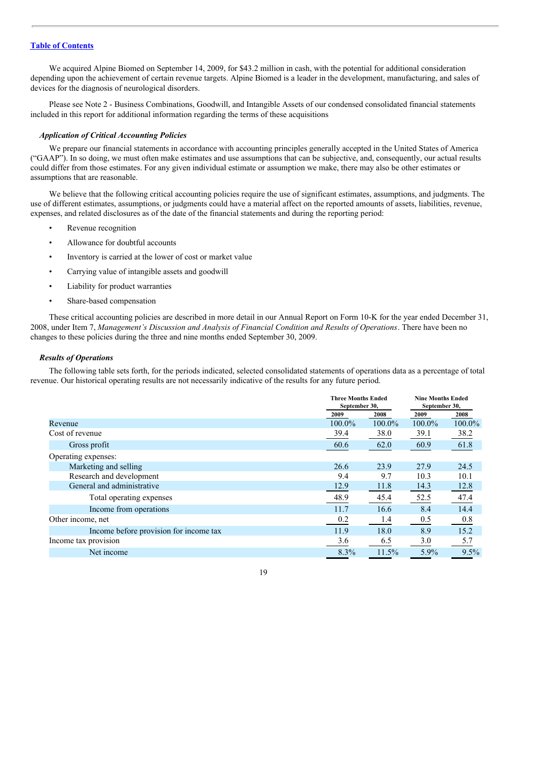[Table of Contents](#)

We acquired Alpine Biomed on September 14, 2009, for $43.2 million in cash, with the potential for additional consideration depending upon the achievement of certain revenue targets. Alpine Biomed is a leader in the development, manufacturing, and sales of devices for the diagnosis of neurological disorders.

Please see Note 2 - Business Combinations, Goodwill, and Intangible Assets of our condensed consolidated financial statements included in this report for additional information regarding the terms of these acquisitions

### *Application of Critical Accounting Policies*

We prepare our financial statements in accordance with accounting principles generally accepted in the United States of America ("GAAP"). In so doing, we must often make estimates and use assumptions that can be subjective, and, consequently, our actual results could differ from those estimates. For any given individual estimate or assumption we make, there may also be other estimates or assumptions that are reasonable.

We believe that the following critical accounting policies require the use of significant estimates, assumptions, and judgments. The use of different estimates, assumptions, or judgments could have a material affect on the reported amounts of assets, liabilities, revenue, expenses, and related disclosures as of the date of the financial statements and during the reporting period:

- Revenue recognition
- Allowance for doubtful accounts
- Inventory is carried at the lower of cost or market value
- Carrying value of intangible assets and goodwill
- Liability for product warranties
- Share-based compensation

These critical accounting policies are described in more detail in our Annual Report on Form 10-K for the year ended December 31, 2008, under Item 7, *Management's Discussion and Analysis of Financial Condition and Results of Operations*. There have been no changes to these policies during the three and nine months ended September 30, 2009.

### *Results of Operations*

The following table sets forth, for the periods indicated, selected consolidated statements of operations data as a percentage of total revenue. Our historical operating results are not necessarily indicative of the results for any future period.

| | Three Months Ended September 30, | | Nine Months Ended September 30, | |
|---|---|---|---|---|
| | 2009 | 2008 | 2009 | 2008 |
| Revenue | 100.0% | 100.0% | 100.0% | 100.0% |
| Cost of revenue | 39.4 | 38.0 | 39.1 | 38.2 |
| Gross profit | 60.6 | 62.0 | 60.9 | 61.8 |
| Operating expenses: | | | | |
| Marketing and selling | 26.6 | 23.9 | 27.9 | 24.5 |
| Research and development | 9.4 | 9.7 | 10.3 | 10.1 |
| General and administrative | 12.9 | 11.8 | 14.3 | 12.8 |
| Total operating expenses | 48.9 | 45.4 | 52.5 | 47.4 |
| Income from operations | 11.7 | 16.6 | 8.4 | 14.4 |
| Other income, net | 0.2 | 1.4 | 0.5 | 0.8 |
| Income before provision for income tax | 11.9 | 18.0 | 8.9 | 15.2 |
| Income tax provision | 3.6 | 6.5 | 3.0 | 5.7 |
| Net income | 8.3% | 11.5% | 5.9% | 9.5% |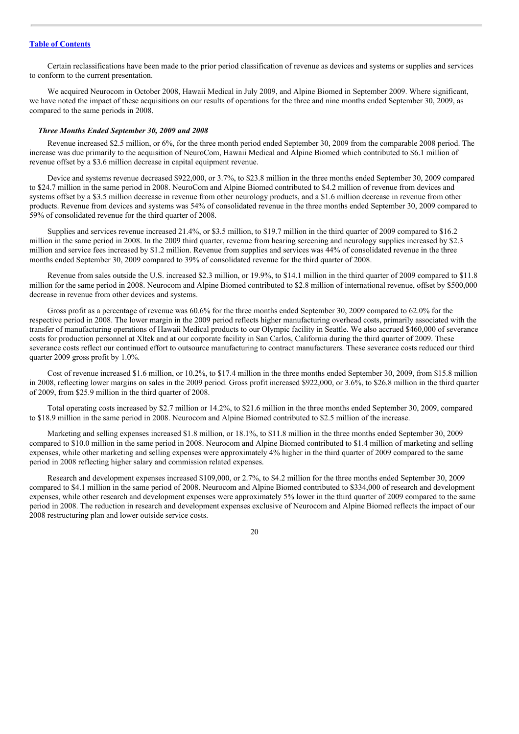Certain reclassifications have been made to the prior period classification of revenue as devices and systems or supplies and services to conform to the current presentation.

We acquired Neurocom in October 2008, Hawaii Medical in July 2009, and Alpine Biomed in September 2009. Where significant, we have noted the impact of these acquisitions on our results of operations for the three and nine months ended September 30, 2009, as compared to the same periods in 2008.

***Three Months Ended September 30, 2009 and 2008***

Revenue increased $2.5 million, or 6%, for the three month period ended September 30, 2009 from the comparable 2008 period. The increase was due primarily to the acquisition of NeuroCom, Hawaii Medical and Alpine Biomed which contributed to $6.1 million of revenue offset by a $3.6 million decrease in capital equipment revenue.

Device and systems revenue decreased $922,000, or 3.7%, to $23.8 million in the three months ended September 30, 2009 compared to $24.7 million in the same period in 2008. NeuroCom and Alpine Biomed contributed to $4.2 million of revenue from devices and systems offset by a $3.5 million decrease in revenue from other neurology products, and a $1.6 million decrease in revenue from other products. Revenue from devices and systems was 54% of consolidated revenue in the three months ended September 30, 2009 compared to 59% of consolidated revenue for the third quarter of 2008.

Supplies and services revenue increased 21.4%, or $3.5 million, to $19.7 million in the third quarter of 2009 compared to $16.2 million in the same period in 2008. In the 2009 third quarter, revenue from hearing screening and neurology supplies increased by $2.3 million and service fees increased by $1.2 million. Revenue from supplies and services was 44% of consolidated revenue in the three months ended September 30, 2009 compared to 39% of consolidated revenue for the third quarter of 2008.

Revenue from sales outside the U.S. increased $2.3 million, or 19.9%, to $14.1 million in the third quarter of 2009 compared to $11.8 million for the same period in 2008. Neurocom and Alpine Biomed contributed to $2.8 million of international revenue, offset by $500,000 decrease in revenue from other devices and systems.

Gross profit as a percentage of revenue was 60.6% for the three months ended September 30, 2009 compared to 62.0% for the respective period in 2008. The lower margin in the 2009 period reflects higher manufacturing overhead costs, primarily associated with the transfer of manufacturing operations of Hawaii Medical products to our Olympic facility in Seattle. We also accrued $460,000 of severance costs for production personnel at Xltek and at our corporate facility in San Carlos, California during the third quarter of 2009. These severance costs reflect our continued effort to outsource manufacturing to contract manufacturers. These severance costs reduced our third quarter 2009 gross profit by 1.0%.

Cost of revenue increased $1.6 million, or 10.2%, to $17.4 million in the three months ended September 30, 2009, from $15.8 million in 2008, reflecting lower margins on sales in the 2009 period. Gross profit increased $922,000, or 3.6%, to $26.8 million in the third quarter of 2009, from $25.9 million in the third quarter of 2008.

Total operating costs increased by $2.7 million or 14.2%, to $21.6 million in the three months ended September 30, 2009, compared to $18.9 million in the same period in 2008. Neurocom and Alpine Biomed contributed to $2.5 million of the increase.

Marketing and selling expenses increased $1.8 million, or 18.1%, to $11.8 million in the three months ended September 30, 2009 compared to $10.0 million in the same period in 2008. Neurocom and Alpine Biomed contributed to $1.4 million of marketing and selling expenses, while other marketing and selling expenses were approximately 4% higher in the third quarter of 2009 compared to the same period in 2008 reflecting higher salary and commission related expenses.

Research and development expenses increased $109,000, or 2.7%, to $4.2 million for the three months ended September 30, 2009 compared to $4.1 million in the same period of 2008. Neurocom and Alpine Biomed contributed to $334,000 of research and development expenses, while other research and development expenses were approximately 5% lower in the third quarter of 2009 compared to the same period in 2008. The reduction in research and development expenses exclusive of Neurocom and Alpine Biomed reflects the impact of our 2008 restructuring plan and lower outside service costs.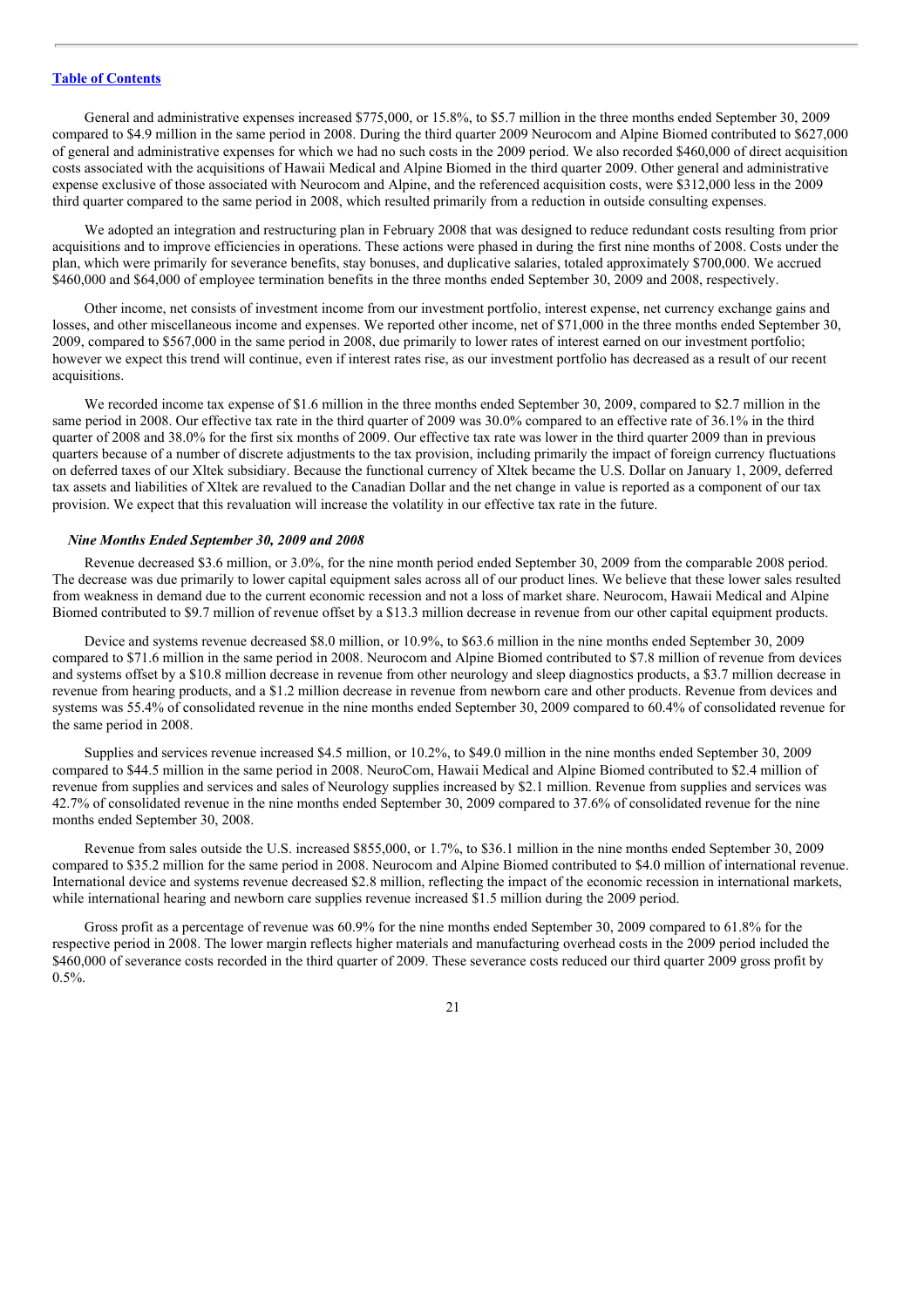[Table of Contents](#)

General and administrative expenses increased $775,000, or 15.8%, to $5.7 million in the three months ended September 30, 2009 compared to $4.9 million in the same period in 2008. During the third quarter 2009 Neurocom and Alpine Biomed contributed to $627,000 of general and administrative expenses for which we had no such costs in the 2009 period. We also recorded $460,000 of direct acquisition costs associated with the acquisitions of Hawaii Medical and Alpine Biomed in the third quarter 2009. Other general and administrative expense exclusive of those associated with Neurocom and Alpine, and the referenced acquisition costs, were $312,000 less in the 2009 third quarter compared to the same period in 2008, which resulted primarily from a reduction in outside consulting expenses.

We adopted an integration and restructuring plan in February 2008 that was designed to reduce redundant costs resulting from prior acquisitions and to improve efficiencies in operations. These actions were phased in during the first nine months of 2008. Costs under the plan, which were primarily for severance benefits, stay bonuses, and duplicative salaries, totaled approximately $700,000. We accrued $460,000 and $64,000 of employee termination benefits in the three months ended September 30, 2009 and 2008, respectively.

Other income, net consists of investment income from our investment portfolio, interest expense, net currency exchange gains and losses, and other miscellaneous income and expenses. We reported other income, net of $71,000 in the three months ended September 30, 2009, compared to $567,000 in the same period in 2008, due primarily to lower rates of interest earned on our investment portfolio; however we expect this trend will continue, even if interest rates rise, as our investment portfolio has decreased as a result of our recent acquisitions.

We recorded income tax expense of $1.6 million in the three months ended September 30, 2009, compared to $2.7 million in the same period in 2008. Our effective tax rate in the third quarter of 2009 was 30.0% compared to an effective rate of 36.1% in the third quarter of 2008 and 38.0% for the first six months of 2009. Our effective tax rate was lower in the third quarter 2009 than in previous quarters because of a number of discrete adjustments to the tax provision, including primarily the impact of foreign currency fluctuations on deferred taxes of our Xltek subsidiary. Because the functional currency of Xltek became the U.S. Dollar on January 1, 2009, deferred tax assets and liabilities of Xltek are revalued to the Canadian Dollar and the net change in value is reported as a component of our tax provision. We expect that this revaluation will increase the volatility in our effective tax rate in the future.

***Nine Months Ended September 30, 2009 and 2008***

Revenue decreased $3.6 million, or 3.0%, for the nine month period ended September 30, 2009 from the comparable 2008 period. The decrease was due primarily to lower capital equipment sales across all of our product lines. We believe that these lower sales resulted from weakness in demand due to the current economic recession and not a loss of market share. Neurocom, Hawaii Medical and Alpine Biomed contributed to $9.7 million of revenue offset by a $13.3 million decrease in revenue from our other capital equipment products.

Device and systems revenue decreased $8.0 million, or 10.9%, to $63.6 million in the nine months ended September 30, 2009 compared to $71.6 million in the same period in 2008. Neurocom and Alpine Biomed contributed to $7.8 million of revenue from devices and systems offset by a $10.8 million decrease in revenue from other neurology and sleep diagnostics products, a $3.7 million decrease in revenue from hearing products, and a $1.2 million decrease in revenue from newborn care and other products. Revenue from devices and systems was 55.4% of consolidated revenue in the nine months ended September 30, 2009 compared to 60.4% of consolidated revenue for the same period in 2008.

Supplies and services revenue increased $4.5 million, or 10.2%, to $49.0 million in the nine months ended September 30, 2009 compared to $44.5 million in the same period in 2008. NeuroCom, Hawaii Medical and Alpine Biomed contributed to $2.4 million of revenue from supplies and services and sales of Neurology supplies increased by $2.1 million. Revenue from supplies and services was 42.7% of consolidated revenue in the nine months ended September 30, 2009 compared to 37.6% of consolidated revenue for the nine months ended September 30, 2008.

Revenue from sales outside the U.S. increased $855,000, or 1.7%, to $36.1 million in the nine months ended September 30, 2009 compared to $35.2 million for the same period in 2008. Neurocom and Alpine Biomed contributed to $4.0 million of international revenue. International device and systems revenue decreased $2.8 million, reflecting the impact of the economic recession in international markets, while international hearing and newborn care supplies revenue increased $1.5 million during the 2009 period.

Gross profit as a percentage of revenue was 60.9% for the nine months ended September 30, 2009 compared to 61.8% for the respective period in 2008. The lower margin reflects higher materials and manufacturing overhead costs in the 2009 period included the $460,000 of severance costs recorded in the third quarter of 2009. These severance costs reduced our third quarter 2009 gross profit by 0.5%.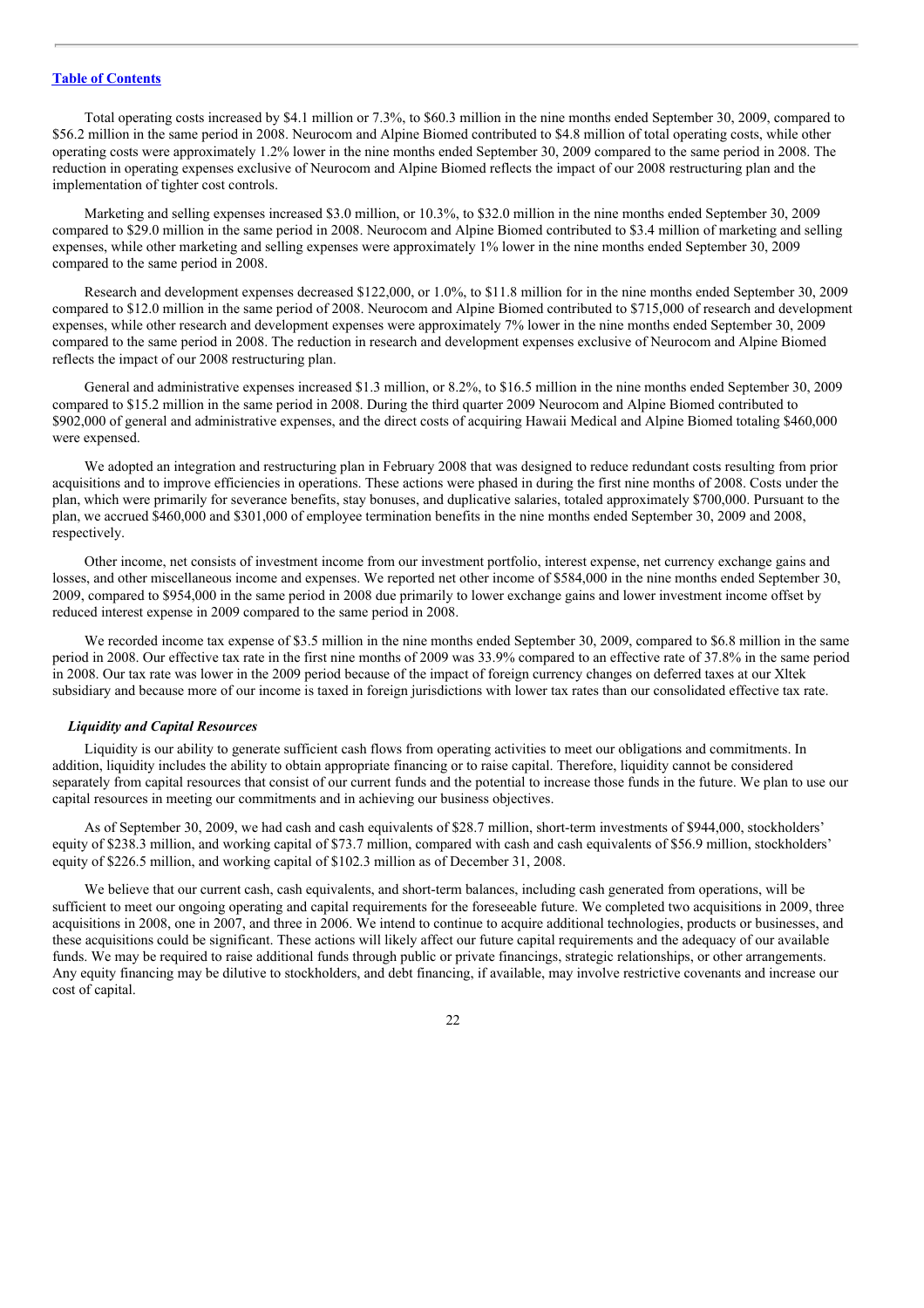Total operating costs increased by $4.1 million or 7.3%, to $60.3 million in the nine months ended September 30, 2009, compared to $56.2 million in the same period in 2008. Neurocom and Alpine Biomed contributed to $4.8 million of total operating costs, while other operating costs were approximately 1.2% lower in the nine months ended September 30, 2009 compared to the same period in 2008. The reduction in operating expenses exclusive of Neurocom and Alpine Biomed reflects the impact of our 2008 restructuring plan and the implementation of tighter cost controls.

Marketing and selling expenses increased $3.0 million, or 10.3%, to $32.0 million in the nine months ended September 30, 2009 compared to $29.0 million in the same period in 2008. Neurocom and Alpine Biomed contributed to $3.4 million of marketing and selling expenses, while other marketing and selling expenses were approximately 1% lower in the nine months ended September 30, 2009 compared to the same period in 2008.

Research and development expenses decreased $122,000, or 1.0%, to $11.8 million for in the nine months ended September 30, 2009 compared to $12.0 million in the same period of 2008. Neurocom and Alpine Biomed contributed to $715,000 of research and development expenses, while other research and development expenses were approximately 7% lower in the nine months ended September 30, 2009 compared to the same period in 2008. The reduction in research and development expenses exclusive of Neurocom and Alpine Biomed reflects the impact of our 2008 restructuring plan.

General and administrative expenses increased $1.3 million, or 8.2%, to $16.5 million in the nine months ended September 30, 2009 compared to $15.2 million in the same period in 2008. During the third quarter 2009 Neurocom and Alpine Biomed contributed to $902,000 of general and administrative expenses, and the direct costs of acquiring Hawaii Medical and Alpine Biomed totaling $460,000 were expensed.

We adopted an integration and restructuring plan in February 2008 that was designed to reduce redundant costs resulting from prior acquisitions and to improve efficiencies in operations. These actions were phased in during the first nine months of 2008. Costs under the plan, which were primarily for severance benefits, stay bonuses, and duplicative salaries, totaled approximately $700,000. Pursuant to the plan, we accrued $460,000 and $301,000 of employee termination benefits in the nine months ended September 30, 2009 and 2008, respectively.

Other income, net consists of investment income from our investment portfolio, interest expense, net currency exchange gains and losses, and other miscellaneous income and expenses. We reported net other income of $584,000 in the nine months ended September 30, 2009, compared to $954,000 in the same period in 2008 due primarily to lower exchange gains and lower investment income offset by reduced interest expense in 2009 compared to the same period in 2008.

We recorded income tax expense of $3.5 million in the nine months ended September 30, 2009, compared to $6.8 million in the same period in 2008. Our effective tax rate in the first nine months of 2009 was 33.9% compared to an effective rate of 37.8% in the same period in 2008. Our tax rate was lower in the 2009 period because of the impact of foreign currency changes on deferred taxes at our Xltek subsidiary and because more of our income is taxed in foreign jurisdictions with lower tax rates than our consolidated effective tax rate.

***Liquidity and Capital Resources***

Liquidity is our ability to generate sufficient cash flows from operating activities to meet our obligations and commitments. In addition, liquidity includes the ability to obtain appropriate financing or to raise capital. Therefore, liquidity cannot be considered separately from capital resources that consist of our current funds and the potential to increase those funds in the future. We plan to use our capital resources in meeting our commitments and in achieving our business objectives.

As of September 30, 2009, we had cash and cash equivalents of $28.7 million, short-term investments of $944,000, stockholders' equity of $238.3 million, and working capital of $73.7 million, compared with cash and cash equivalents of $56.9 million, stockholders' equity of $226.5 million, and working capital of $102.3 million as of December 31, 2008.

We believe that our current cash, cash equivalents, and short-term balances, including cash generated from operations, will be sufficient to meet our ongoing operating and capital requirements for the foreseeable future. We completed two acquisitions in 2009, three acquisitions in 2008, one in 2007, and three in 2006. We intend to continue to acquire additional technologies, products or businesses, and these acquisitions could be significant. These actions will likely affect our future capital requirements and the adequacy of our available funds. We may be required to raise additional funds through public or private financings, strategic relationships, or other arrangements. Any equity financing may be dilutive to stockholders, and debt financing, if available, may involve restrictive covenants and increase our cost of capital.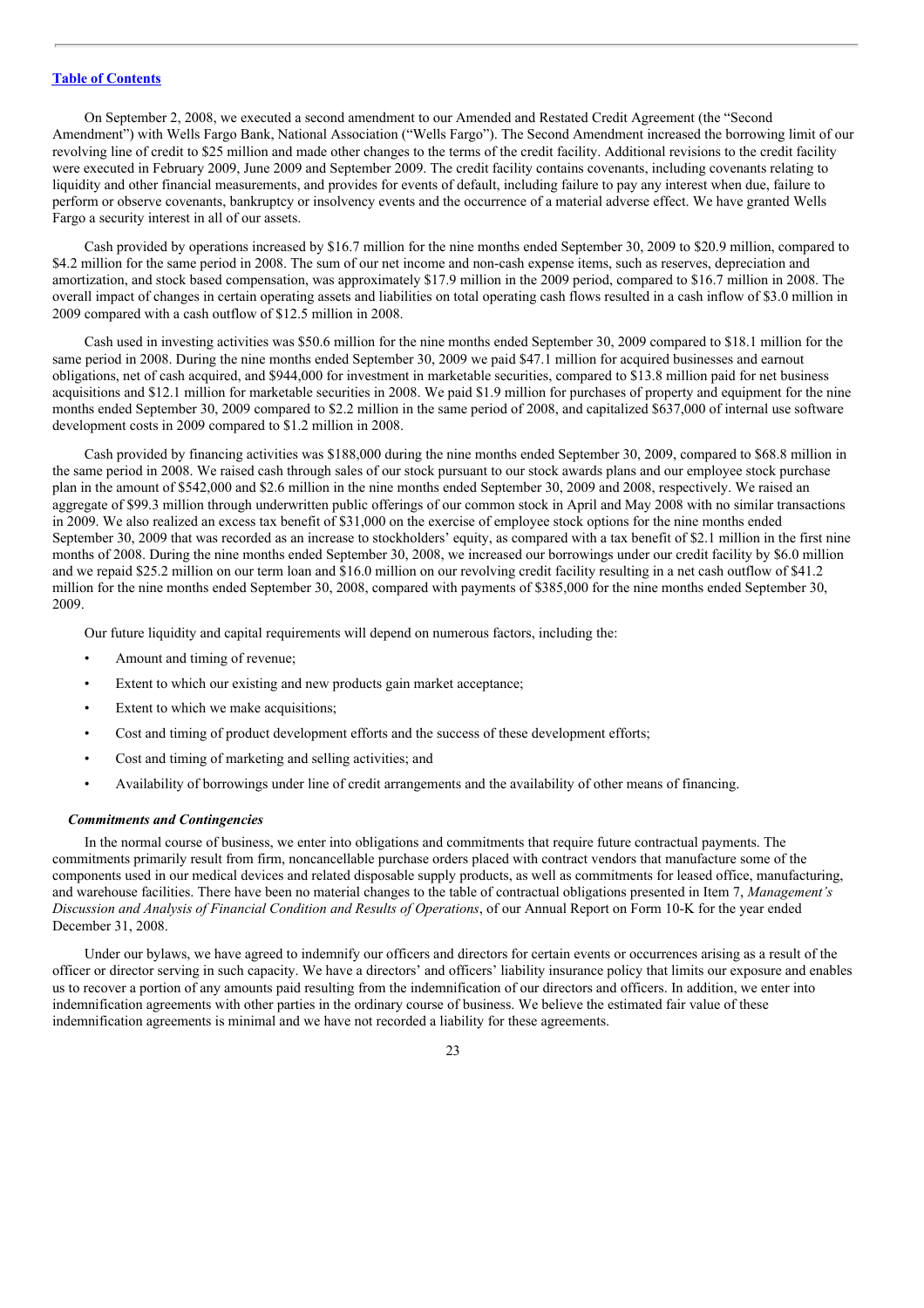On September 2, 2008, we executed a second amendment to our Amended and Restated Credit Agreement (the "Second Amendment") with Wells Fargo Bank, National Association ("Wells Fargo"). The Second Amendment increased the borrowing limit of our revolving line of credit to $25 million and made other changes to the terms of the credit facility. Additional revisions to the credit facility were executed in February 2009, June 2009 and September 2009. The credit facility contains covenants, including covenants relating to liquidity and other financial measurements, and provides for events of default, including failure to pay any interest when due, failure to perform or observe covenants, bankruptcy or insolvency events and the occurrence of a material adverse effect. We have granted Wells Fargo a security interest in all of our assets.

Cash provided by operations increased by $16.7 million for the nine months ended September 30, 2009 to $20.9 million, compared to $4.2 million for the same period in 2008. The sum of our net income and non-cash expense items, such as reserves, depreciation and amortization, and stock based compensation, was approximately $17.9 million in the 2009 period, compared to $16.7 million in 2008. The overall impact of changes in certain operating assets and liabilities on total operating cash flows resulted in a cash inflow of $3.0 million in 2009 compared with a cash outflow of $12.5 million in 2008.

Cash used in investing activities was $50.6 million for the nine months ended September 30, 2009 compared to $18.1 million for the same period in 2008. During the nine months ended September 30, 2009 we paid $47.1 million for acquired businesses and earnout obligations, net of cash acquired, and $944,000 for investment in marketable securities, compared to $13.8 million paid for net business acquisitions and $12.1 million for marketable securities in 2008. We paid $1.9 million for purchases of property and equipment for the nine months ended September 30, 2009 compared to $2.2 million in the same period of 2008, and capitalized $637,000 of internal use software development costs in 2009 compared to $1.2 million in 2008.

Cash provided by financing activities was $188,000 during the nine months ended September 30, 2009, compared to $68.8 million in the same period in 2008. We raised cash through sales of our stock pursuant to our stock awards plans and our employee stock purchase plan in the amount of $542,000 and $2.6 million in the nine months ended September 30, 2009 and 2008, respectively. We raised an aggregate of $99.3 million through underwritten public offerings of our common stock in April and May 2008 with no similar transactions in 2009. We also realized an excess tax benefit of $31,000 on the exercise of employee stock options for the nine months ended September 30, 2009 that was recorded as an increase to stockholders' equity, as compared with a tax benefit of $2.1 million in the first nine months of 2008. During the nine months ended September 30, 2008, we increased our borrowings under our credit facility by $6.0 million and we repaid $25.2 million on our term loan and $16.0 million on our revolving credit facility resulting in a net cash outflow of $41.2 million for the nine months ended September 30, 2008, compared with payments of $385,000 for the nine months ended September 30, 2009.

Our future liquidity and capital requirements will depend on numerous factors, including the:

- Amount and timing of revenue;
- Extent to which our existing and new products gain market acceptance;
- Extent to which we make acquisitions;
- Cost and timing of product development efforts and the success of these development efforts;
- Cost and timing of marketing and selling activities; and
- Availability of borrowings under line of credit arrangements and the availability of other means of financing.

### *Commitments and Contingencies*

In the normal course of business, we enter into obligations and commitments that require future contractual payments. The commitments primarily result from firm, noncancellable purchase orders placed with contract vendors that manufacture some of the components used in our medical devices and related disposable supply products, as well as commitments for leased office, manufacturing, and warehouse facilities. There have been no material changes to the table of contractual obligations presented in Item 7, *Management's Discussion and Analysis of Financial Condition and Results of Operations*, of our Annual Report on Form 10-K for the year ended December 31, 2008.

Under our bylaws, we have agreed to indemnify our officers and directors for certain events or occurrences arising as a result of the officer or director serving in such capacity. We have a directors' and officers' liability insurance policy that limits our exposure and enables us to recover a portion of any amounts paid resulting from the indemnification of our directors and officers. In addition, we enter into indemnification agreements with other parties in the ordinary course of business. We believe the estimated fair value of these indemnification agreements is minimal and we have not recorded a liability for these agreements.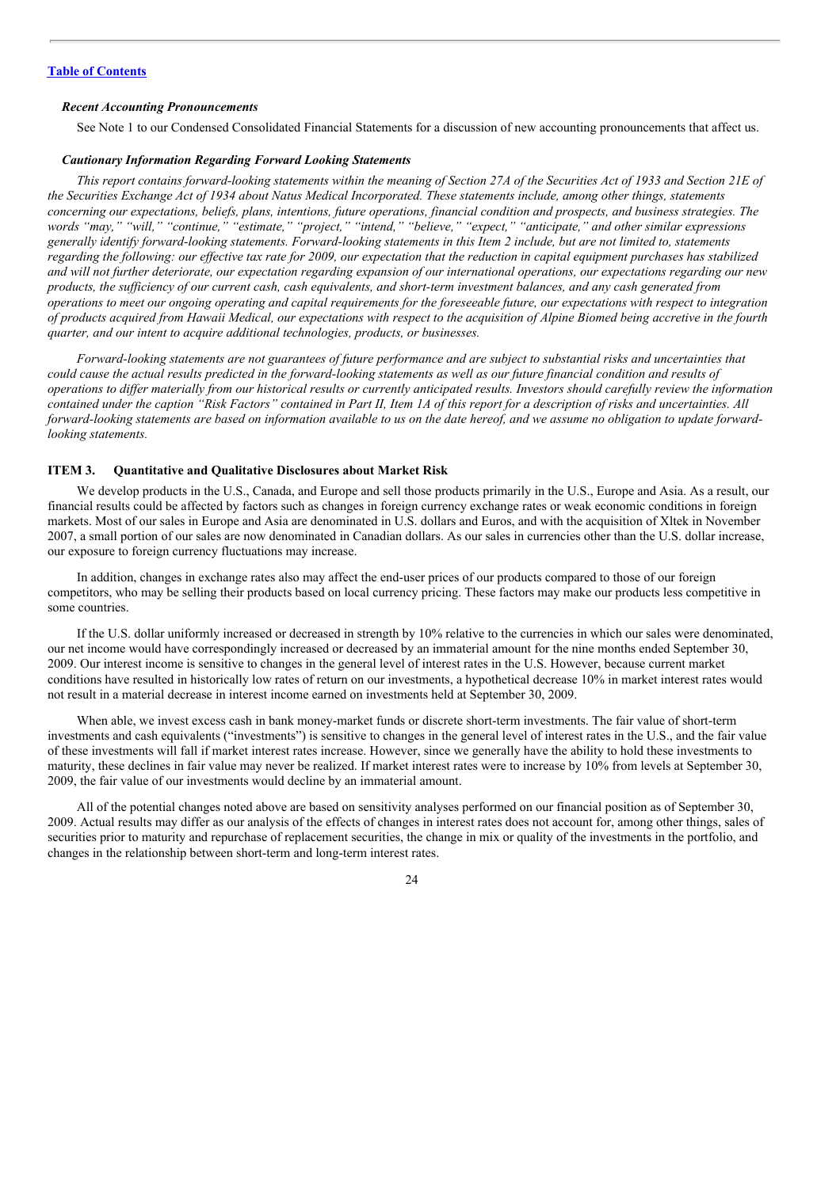[Table of Contents](#)

***Recent Accounting Pronouncements***

See Note 1 to our Condensed Consolidated Financial Statements for a discussion of new accounting pronouncements that affect us.

***Cautionary Information Regarding Forward Looking Statements***

*This report contains forward-looking statements within the meaning of Section 27A of the Securities Act of 1933 and Section 21E of the Securities Exchange Act of 1934 about Natus Medical Incorporated. These statements include, among other things, statements concerning our expectations, beliefs, plans, intentions, future operations, financial condition and prospects, and business strategies. The words "may," "will," "continue," "estimate," "project," "intend," "believe," "expect," "anticipate," and other similar expressions generally identify forward-looking statements. Forward-looking statements in this Item 2 include, but are not limited to, statements regarding the following: our effective tax rate for 2009, our expectation that the reduction in capital equipment purchases has stabilized and will not further deteriorate, our expectation regarding expansion of our international operations, our expectations regarding our new products, the sufficiency of our current cash, cash equivalents, and short-term investment balances, and any cash generated from operations to meet our ongoing operating and capital requirements for the foreseeable future, our expectations with respect to integration of products acquired from Hawaii Medical, our expectations with respect to the acquisition of Alpine Biomed being accretive in the fourth quarter, and our intent to acquire additional technologies, products, or businesses.*

*Forward-looking statements are not guarantees of future performance and are subject to substantial risks and uncertainties that could cause the actual results predicted in the forward-looking statements as well as our future financial condition and results of operations to differ materially from our historical results or currently anticipated results. Investors should carefully review the information contained under the caption "Risk Factors" contained in Part II, Item 1A of this report for a description of risks and uncertainties. All forward-looking statements are based on information available to us on the date hereof, and we assume no obligation to update forward-looking statements.*

## ITEM 3. Quantitative and Qualitative Disclosures about Market Risk

We develop products in the U.S., Canada, and Europe and sell those products primarily in the U.S., Europe and Asia. As a result, our financial results could be affected by factors such as changes in foreign currency exchange rates or weak economic conditions in foreign markets. Most of our sales in Europe and Asia are denominated in U.S. dollars and Euros, and with the acquisition of Xltek in November 2007, a small portion of our sales are now denominated in Canadian dollars. As our sales in currencies other than the U.S. dollar increase, our exposure to foreign currency fluctuations may increase.

In addition, changes in exchange rates also may affect the end-user prices of our products compared to those of our foreign competitors, who may be selling their products based on local currency pricing. These factors may make our products less competitive in some countries.

If the U.S. dollar uniformly increased or decreased in strength by 10% relative to the currencies in which our sales were denominated, our net income would have correspondingly increased or decreased by an immaterial amount for the nine months ended September 30, 2009. Our interest income is sensitive to changes in the general level of interest rates in the U.S. However, because current market conditions have resulted in historically low rates of return on our investments, a hypothetical decrease 10% in market interest rates would not result in a material decrease in interest income earned on investments held at September 30, 2009.

When able, we invest excess cash in bank money-market funds or discrete short-term investments. The fair value of short-term investments and cash equivalents ("investments") is sensitive to changes in the general level of interest rates in the U.S., and the fair value of these investments will fall if market interest rates increase. However, since we generally have the ability to hold these investments to maturity, these declines in fair value may never be realized. If market interest rates were to increase by 10% from levels at September 30, 2009, the fair value of our investments would decline by an immaterial amount.

All of the potential changes noted above are based on sensitivity analyses performed on our financial position as of September 30, 2009. Actual results may differ as our analysis of the effects of changes in interest rates does not account for, among other things, sales of securities prior to maturity and repurchase of replacement securities, the change in mix or quality of the investments in the portfolio, and changes in the relationship between short-term and long-term interest rates.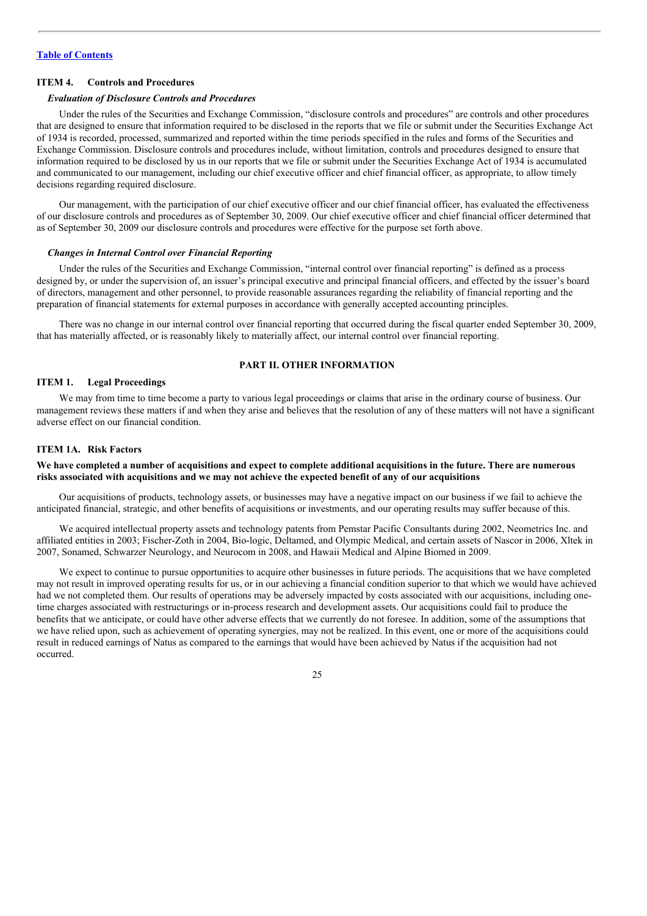[Table of Contents](#)

## ITEM 4. Controls and Procedures

### *Evaluation of Disclosure Controls and Procedures*

Under the rules of the Securities and Exchange Commission, "disclosure controls and procedures" are controls and other procedures that are designed to ensure that information required to be disclosed in the reports that we file or submit under the Securities Exchange Act of 1934 is recorded, processed, summarized and reported within the time periods specified in the rules and forms of the Securities and Exchange Commission. Disclosure controls and procedures include, without limitation, controls and procedures designed to ensure that information required to be disclosed by us in our reports that we file or submit under the Securities Exchange Act of 1934 is accumulated and communicated to our management, including our chief executive officer and chief financial officer, as appropriate, to allow timely decisions regarding required disclosure.

Our management, with the participation of our chief executive officer and our chief financial officer, has evaluated the effectiveness of our disclosure controls and procedures as of September 30, 2009. Our chief executive officer and chief financial officer determined that as of September 30, 2009 our disclosure controls and procedures were effective for the purpose set forth above.

### *Changes in Internal Control over Financial Reporting*

Under the rules of the Securities and Exchange Commission, "internal control over financial reporting" is defined as a process designed by, or under the supervision of, an issuer's principal executive and principal financial officers, and effected by the issuer's board of directors, management and other personnel, to provide reasonable assurances regarding the reliability of financial reporting and the preparation of financial statements for external purposes in accordance with generally accepted accounting principles.

There was no change in our internal control over financial reporting that occurred during the fiscal quarter ended September 30, 2009, that has materially affected, or is reasonably likely to materially affect, our internal control over financial reporting.

# PART II. OTHER INFORMATION

## ITEM 1. Legal Proceedings

We may from time to time become a party to various legal proceedings or claims that arise in the ordinary course of business. Our management reviews these matters if and when they arise and believes that the resolution of any of these matters will not have a significant adverse effect on our financial condition.

## ITEM 1A. Risk Factors

**We have completed a number of acquisitions and expect to complete additional acquisitions in the future. There are numerous risks associated with acquisitions and we may not achieve the expected benefit of any of our acquisitions**

Our acquisitions of products, technology assets, or businesses may have a negative impact on our business if we fail to achieve the anticipated financial, strategic, and other benefits of acquisitions or investments, and our operating results may suffer because of this.

We acquired intellectual property assets and technology patents from Pemstar Pacific Consultants during 2002, Neometrics Inc. and affiliated entities in 2003; Fischer-Zoth in 2004, Bio-logic, Deltamed, and Olympic Medical, and certain assets of Nascor in 2006, Xltek in 2007, Sonamed, Schwarzer Neurology, and Neurocom in 2008, and Hawaii Medical and Alpine Biomed in 2009.

We expect to continue to pursue opportunities to acquire other businesses in future periods. The acquisitions that we have completed may not result in improved operating results for us, or in our achieving a financial condition superior to that which we would have achieved had we not completed them. Our results of operations may be adversely impacted by costs associated with our acquisitions, including one-time charges associated with restructurings or in-process research and development assets. Our acquisitions could fail to produce the benefits that we anticipate, or could have other adverse effects that we currently do not foresee. In addition, some of the assumptions that we have relied upon, such as achievement of operating synergies, may not be realized. In this event, one or more of the acquisitions could result in reduced earnings of Natus as compared to the earnings that would have been achieved by Natus if the acquisition had not occurred.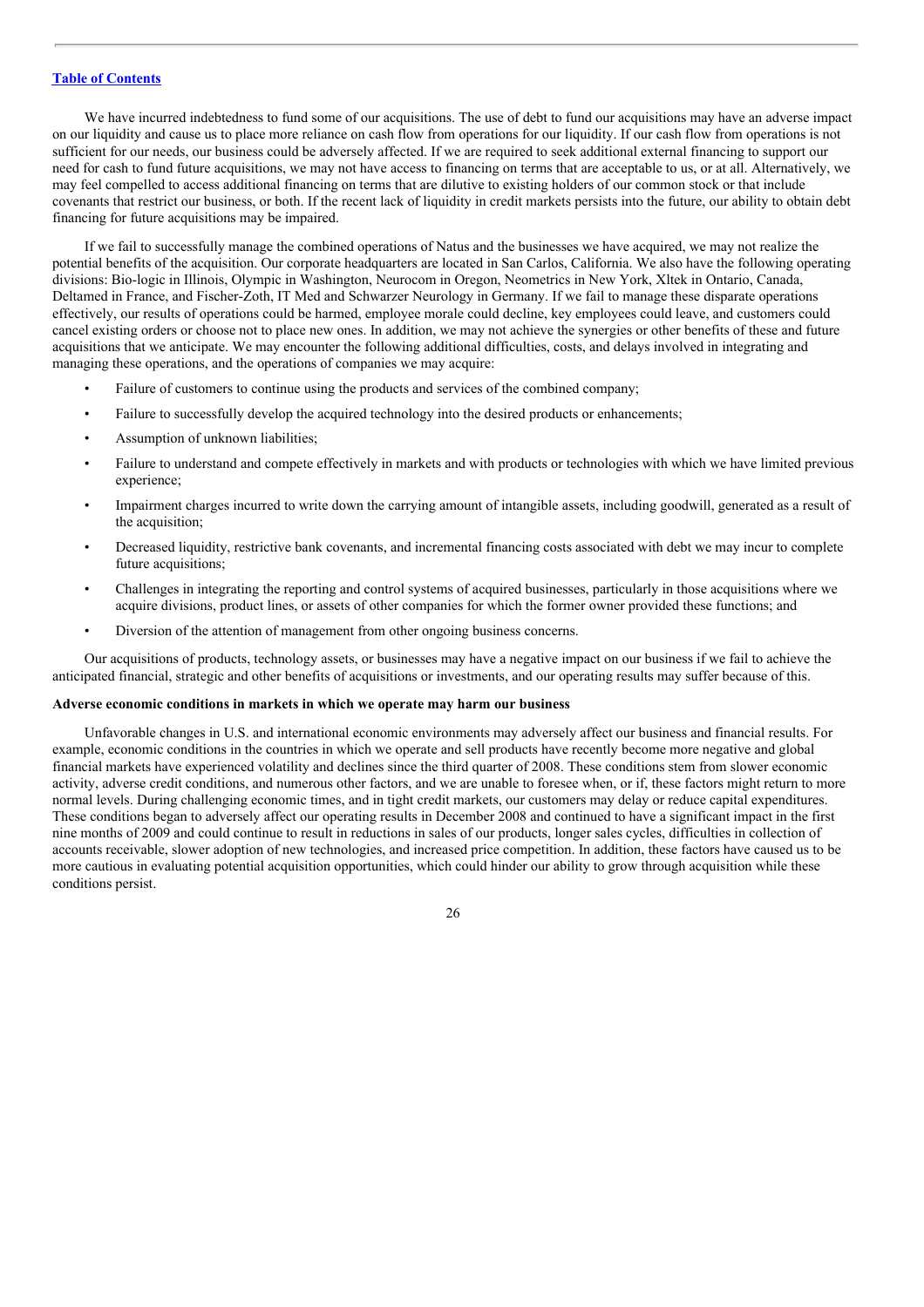We have incurred indebtedness to fund some of our acquisitions. The use of debt to fund our acquisitions may have an adverse impact on our liquidity and cause us to place more reliance on cash flow from operations for our liquidity. If our cash flow from operations is not sufficient for our needs, our business could be adversely affected. If we are required to seek additional external financing to support our need for cash to fund future acquisitions, we may not have access to financing on terms that are acceptable to us, or at all. Alternatively, we may feel compelled to access additional financing on terms that are dilutive to existing holders of our common stock or that include covenants that restrict our business, or both. If the recent lack of liquidity in credit markets persists into the future, our ability to obtain debt financing for future acquisitions may be impaired.

If we fail to successfully manage the combined operations of Natus and the businesses we have acquired, we may not realize the potential benefits of the acquisition. Our corporate headquarters are located in San Carlos, California. We also have the following operating divisions: Bio-logic in Illinois, Olympic in Washington, Neurocom in Oregon, Neometrics in New York, Xltek in Ontario, Canada, Deltamed in France, and Fischer-Zoth, IT Med and Schwarzer Neurology in Germany. If we fail to manage these disparate operations effectively, our results of operations could be harmed, employee morale could decline, key employees could leave, and customers could cancel existing orders or choose not to place new ones. In addition, we may not achieve the synergies or other benefits of these and future acquisitions that we anticipate. We may encounter the following additional difficulties, costs, and delays involved in integrating and managing these operations, and the operations of companies we may acquire:

- Failure of customers to continue using the products and services of the combined company;
- Failure to successfully develop the acquired technology into the desired products or enhancements;
- Assumption of unknown liabilities;
- Failure to understand and compete effectively in markets and with products or technologies with which we have limited previous experience;
- Impairment charges incurred to write down the carrying amount of intangible assets, including goodwill, generated as a result of the acquisition;
- Decreased liquidity, restrictive bank covenants, and incremental financing costs associated with debt we may incur to complete future acquisitions;
- Challenges in integrating the reporting and control systems of acquired businesses, particularly in those acquisitions where we acquire divisions, product lines, or assets of other companies for which the former owner provided these functions; and
- Diversion of the attention of management from other ongoing business concerns.

Our acquisitions of products, technology assets, or businesses may have a negative impact on our business if we fail to achieve the anticipated financial, strategic and other benefits of acquisitions or investments, and our operating results may suffer because of this.

**Adverse economic conditions in markets in which we operate may harm our business**

Unfavorable changes in U.S. and international economic environments may adversely affect our business and financial results. For example, economic conditions in the countries in which we operate and sell products have recently become more negative and global financial markets have experienced volatility and declines since the third quarter of 2008. These conditions stem from slower economic activity, adverse credit conditions, and numerous other factors, and we are unable to foresee when, or if, these factors might return to more normal levels. During challenging economic times, and in tight credit markets, our customers may delay or reduce capital expenditures. These conditions began to adversely affect our operating results in December 2008 and continued to have a significant impact in the first nine months of 2009 and could continue to result in reductions in sales of our products, longer sales cycles, difficulties in collection of accounts receivable, slower adoption of new technologies, and increased price competition. In addition, these factors have caused us to be more cautious in evaluating potential acquisition opportunities, which could hinder our ability to grow through acquisition while these conditions persist.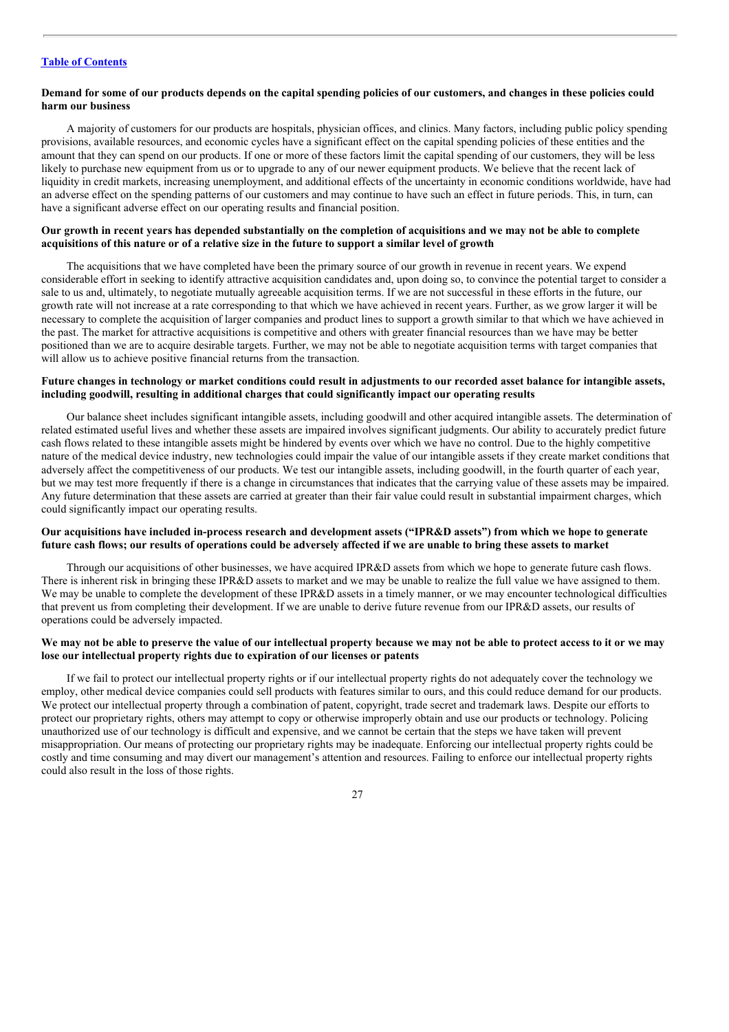**Demand for some of our products depends on the capital spending policies of our customers, and changes in these policies could harm our business**

A majority of customers for our products are hospitals, physician offices, and clinics. Many factors, including public policy spending provisions, available resources, and economic cycles have a significant effect on the capital spending policies of these entities and the amount that they can spend on our products. If one or more of these factors limit the capital spending of our customers, they will be less likely to purchase new equipment from us or to upgrade to any of our newer equipment products. We believe that the recent lack of liquidity in credit markets, increasing unemployment, and additional effects of the uncertainty in economic conditions worldwide, have had an adverse effect on the spending patterns of our customers and may continue to have such an effect in future periods. This, in turn, can have a significant adverse effect on our operating results and financial position.

**Our growth in recent years has depended substantially on the completion of acquisitions and we may not be able to complete acquisitions of this nature or of a relative size in the future to support a similar level of growth**

The acquisitions that we have completed have been the primary source of our growth in revenue in recent years. We expend considerable effort in seeking to identify attractive acquisition candidates and, upon doing so, to convince the potential target to consider a sale to us and, ultimately, to negotiate mutually agreeable acquisition terms. If we are not successful in these efforts in the future, our growth rate will not increase at a rate corresponding to that which we have achieved in recent years. Further, as we grow larger it will be necessary to complete the acquisition of larger companies and product lines to support a growth similar to that which we have achieved in the past. The market for attractive acquisitions is competitive and others with greater financial resources than we have may be better positioned than we are to acquire desirable targets. Further, we may not be able to negotiate acquisition terms with target companies that will allow us to achieve positive financial returns from the transaction.

**Future changes in technology or market conditions could result in adjustments to our recorded asset balance for intangible assets, including goodwill, resulting in additional charges that could significantly impact our operating results**

Our balance sheet includes significant intangible assets, including goodwill and other acquired intangible assets. The determination of related estimated useful lives and whether these assets are impaired involves significant judgments. Our ability to accurately predict future cash flows related to these intangible assets might be hindered by events over which we have no control. Due to the highly competitive nature of the medical device industry, new technologies could impair the value of our intangible assets if they create market conditions that adversely affect the competitiveness of our products. We test our intangible assets, including goodwill, in the fourth quarter of each year, but we may test more frequently if there is a change in circumstances that indicates that the carrying value of these assets may be impaired. Any future determination that these assets are carried at greater than their fair value could result in substantial impairment charges, which could significantly impact our operating results.

**Our acquisitions have included in-process research and development assets ("IPR&D assets") from which we hope to generate future cash flows; our results of operations could be adversely affected if we are unable to bring these assets to market**

Through our acquisitions of other businesses, we have acquired IPR&D assets from which we hope to generate future cash flows. There is inherent risk in bringing these IPR&D assets to market and we may be unable to realize the full value we have assigned to them. We may be unable to complete the development of these IPR&D assets in a timely manner, or we may encounter technological difficulties that prevent us from completing their development. If we are unable to derive future revenue from our IPR&D assets, our results of operations could be adversely impacted.

**We may not be able to preserve the value of our intellectual property because we may not be able to protect access to it or we may lose our intellectual property rights due to expiration of our licenses or patents**

If we fail to protect our intellectual property rights or if our intellectual property rights do not adequately cover the technology we employ, other medical device companies could sell products with features similar to ours, and this could reduce demand for our products. We protect our intellectual property through a combination of patent, copyright, trade secret and trademark laws. Despite our efforts to protect our proprietary rights, others may attempt to copy or otherwise improperly obtain and use our products or technology. Policing unauthorized use of our technology is difficult and expensive, and we cannot be certain that the steps we have taken will prevent misappropriation. Our means of protecting our proprietary rights may be inadequate. Enforcing our intellectual property rights could be costly and time consuming and may divert our management's attention and resources. Failing to enforce our intellectual property rights could also result in the loss of those rights.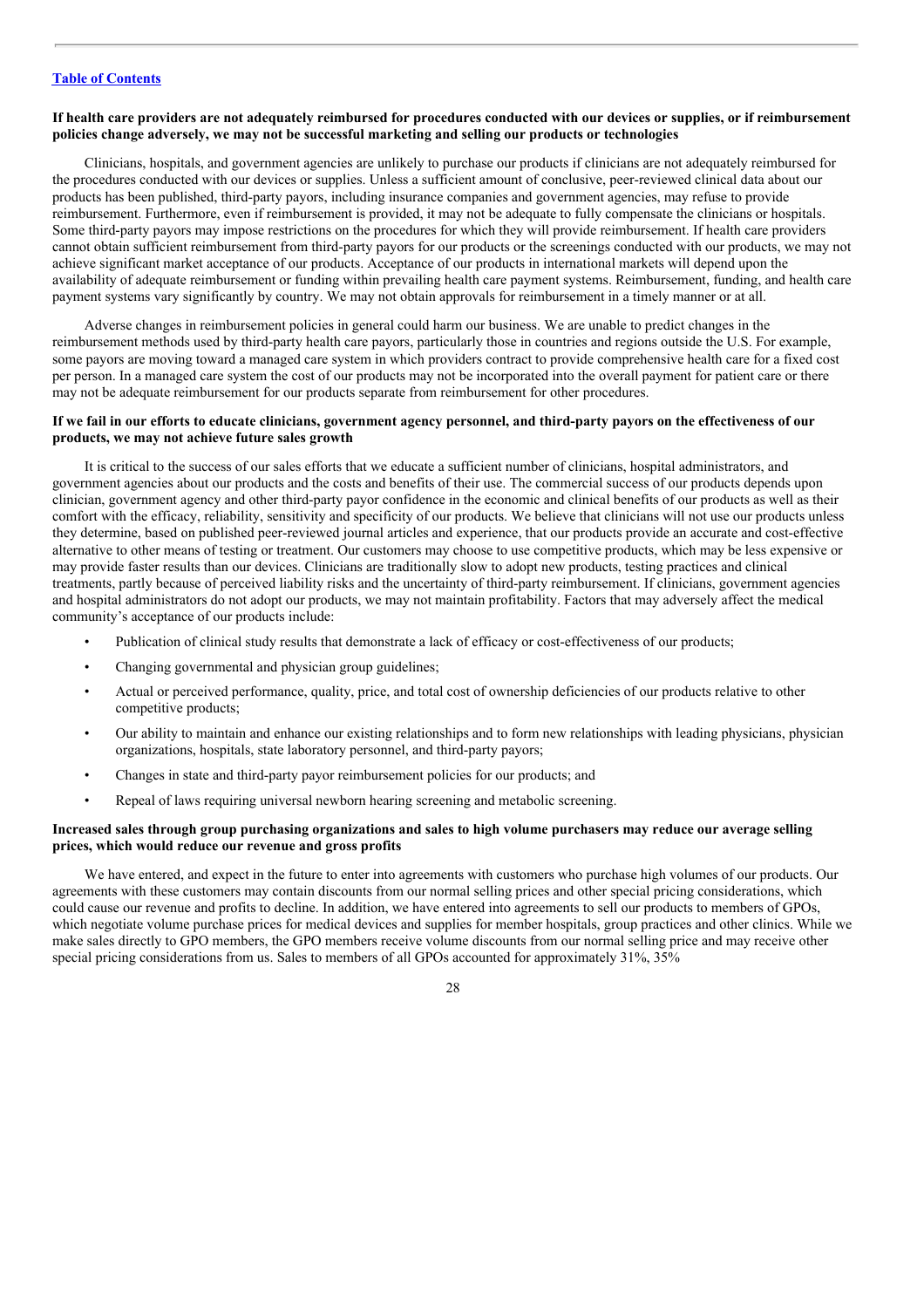**If health care providers are not adequately reimbursed for procedures conducted with our devices or supplies, or if reimbursement policies change adversely, we may not be successful marketing and selling our products or technologies**

Clinicians, hospitals, and government agencies are unlikely to purchase our products if clinicians are not adequately reimbursed for the procedures conducted with our devices or supplies. Unless a sufficient amount of conclusive, peer-reviewed clinical data about our products has been published, third-party payors, including insurance companies and government agencies, may refuse to provide reimbursement. Furthermore, even if reimbursement is provided, it may not be adequate to fully compensate the clinicians or hospitals. Some third-party payors may impose restrictions on the procedures for which they will provide reimbursement. If health care providers cannot obtain sufficient reimbursement from third-party payors for our products or the screenings conducted with our products, we may not achieve significant market acceptance of our products. Acceptance of our products in international markets will depend upon the availability of adequate reimbursement or funding within prevailing health care payment systems. Reimbursement, funding, and health care payment systems vary significantly by country. We may not obtain approvals for reimbursement in a timely manner or at all.

Adverse changes in reimbursement policies in general could harm our business. We are unable to predict changes in the reimbursement methods used by third-party health care payors, particularly those in countries and regions outside the U.S. For example, some payors are moving toward a managed care system in which providers contract to provide comprehensive health care for a fixed cost per person. In a managed care system the cost of our products may not be incorporated into the overall payment for patient care or there may not be adequate reimbursement for our products separate from reimbursement for other procedures.

**If we fail in our efforts to educate clinicians, government agency personnel, and third-party payors on the effectiveness of our products, we may not achieve future sales growth**

It is critical to the success of our sales efforts that we educate a sufficient number of clinicians, hospital administrators, and government agencies about our products and the costs and benefits of their use. The commercial success of our products depends upon clinician, government agency and other third-party payor confidence in the economic and clinical benefits of our products as well as their comfort with the efficacy, reliability, sensitivity and specificity of our products. We believe that clinicians will not use our products unless they determine, based on published peer-reviewed journal articles and experience, that our products provide an accurate and cost-effective alternative to other means of testing or treatment. Our customers may choose to use competitive products, which may be less expensive or may provide faster results than our devices. Clinicians are traditionally slow to adopt new products, testing practices and clinical treatments, partly because of perceived liability risks and the uncertainty of third-party reimbursement. If clinicians, government agencies and hospital administrators do not adopt our products, we may not maintain profitability. Factors that may adversely affect the medical community's acceptance of our products include:

- Publication of clinical study results that demonstrate a lack of efficacy or cost-effectiveness of our products;
- Changing governmental and physician group guidelines;
- Actual or perceived performance, quality, price, and total cost of ownership deficiencies of our products relative to other competitive products;
- Our ability to maintain and enhance our existing relationships and to form new relationships with leading physicians, physician organizations, hospitals, state laboratory personnel, and third-party payors;
- Changes in state and third-party payor reimbursement policies for our products; and
- Repeal of laws requiring universal newborn hearing screening and metabolic screening.

**Increased sales through group purchasing organizations and sales to high volume purchasers may reduce our average selling prices, which would reduce our revenue and gross profits**

We have entered, and expect in the future to enter into agreements with customers who purchase high volumes of our products. Our agreements with these customers may contain discounts from our normal selling prices and other special pricing considerations, which could cause our revenue and profits to decline. In addition, we have entered into agreements to sell our products to members of GPOs, which negotiate volume purchase prices for medical devices and supplies for member hospitals, group practices and other clinics. While we make sales directly to GPO members, the GPO members receive volume discounts from our normal selling price and may receive other special pricing considerations from us. Sales to members of all GPOs accounted for approximately 31%, 35%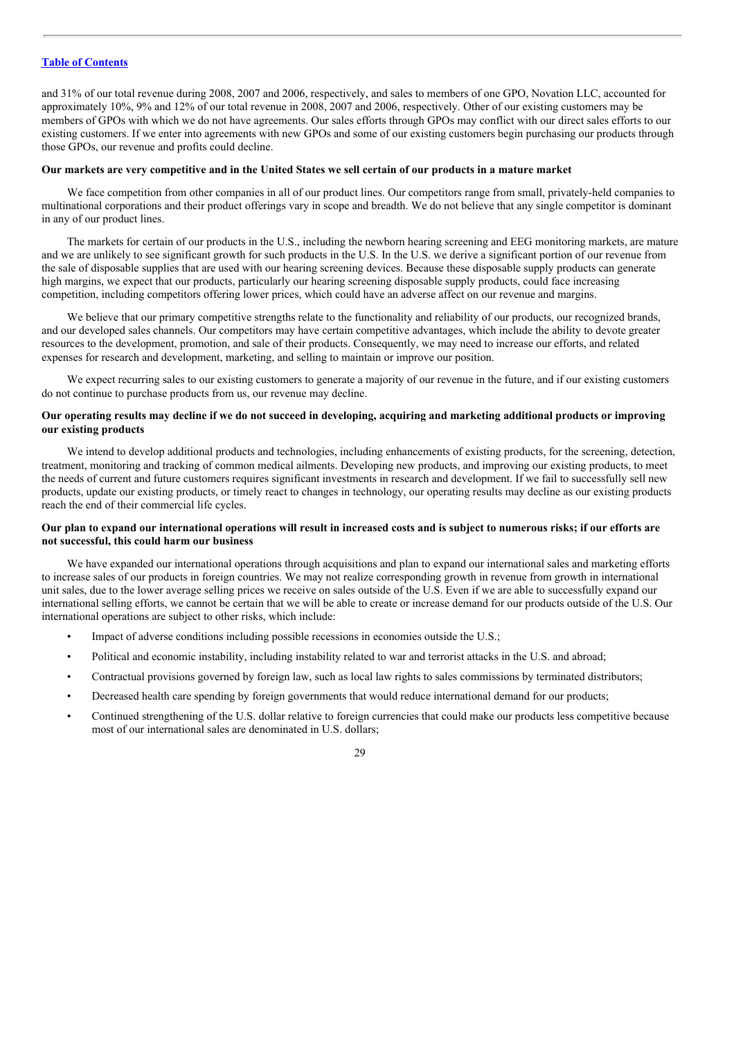and 31% of our total revenue during 2008, 2007 and 2006, respectively, and sales to members of one GPO, Novation LLC, accounted for approximately 10%, 9% and 12% of our total revenue in 2008, 2007 and 2006, respectively. Other of our existing customers may be members of GPOs with which we do not have agreements. Our sales efforts through GPOs may conflict with our direct sales efforts to our existing customers. If we enter into agreements with new GPOs and some of our existing customers begin purchasing our products through those GPOs, our revenue and profits could decline.

**Our markets are very competitive and in the United States we sell certain of our products in a mature market**

We face competition from other companies in all of our product lines. Our competitors range from small, privately-held companies to multinational corporations and their product offerings vary in scope and breadth. We do not believe that any single competitor is dominant in any of our product lines.

The markets for certain of our products in the U.S., including the newborn hearing screening and EEG monitoring markets, are mature and we are unlikely to see significant growth for such products in the U.S. In the U.S. we derive a significant portion of our revenue from the sale of disposable supplies that are used with our hearing screening devices. Because these disposable supply products can generate high margins, we expect that our products, particularly our hearing screening disposable supply products, could face increasing competition, including competitors offering lower prices, which could have an adverse affect on our revenue and margins.

We believe that our primary competitive strengths relate to the functionality and reliability of our products, our recognized brands, and our developed sales channels. Our competitors may have certain competitive advantages, which include the ability to devote greater resources to the development, promotion, and sale of their products. Consequently, we may need to increase our efforts, and related expenses for research and development, marketing, and selling to maintain or improve our position.

We expect recurring sales to our existing customers to generate a majority of our revenue in the future, and if our existing customers do not continue to purchase products from us, our revenue may decline.

**Our operating results may decline if we do not succeed in developing, acquiring and marketing additional products or improving our existing products**

We intend to develop additional products and technologies, including enhancements of existing products, for the screening, detection, treatment, monitoring and tracking of common medical ailments. Developing new products, and improving our existing products, to meet the needs of current and future customers requires significant investments in research and development. If we fail to successfully sell new products, update our existing products, or timely react to changes in technology, our operating results may decline as our existing products reach the end of their commercial life cycles.

**Our plan to expand our international operations will result in increased costs and is subject to numerous risks; if our efforts are not successful, this could harm our business**

We have expanded our international operations through acquisitions and plan to expand our international sales and marketing efforts to increase sales of our products in foreign countries. We may not realize corresponding growth in revenue from growth in international unit sales, due to the lower average selling prices we receive on sales outside of the U.S. Even if we are able to successfully expand our international selling efforts, we cannot be certain that we will be able to create or increase demand for our products outside of the U.S. Our international operations are subject to other risks, which include:

- Impact of adverse conditions including possible recessions in economies outside the U.S.;
- Political and economic instability, including instability related to war and terrorist attacks in the U.S. and abroad;
- Contractual provisions governed by foreign law, such as local law rights to sales commissions by terminated distributors;
- Decreased health care spending by foreign governments that would reduce international demand for our products;
- Continued strengthening of the U.S. dollar relative to foreign currencies that could make our products less competitive because most of our international sales are denominated in U.S. dollars;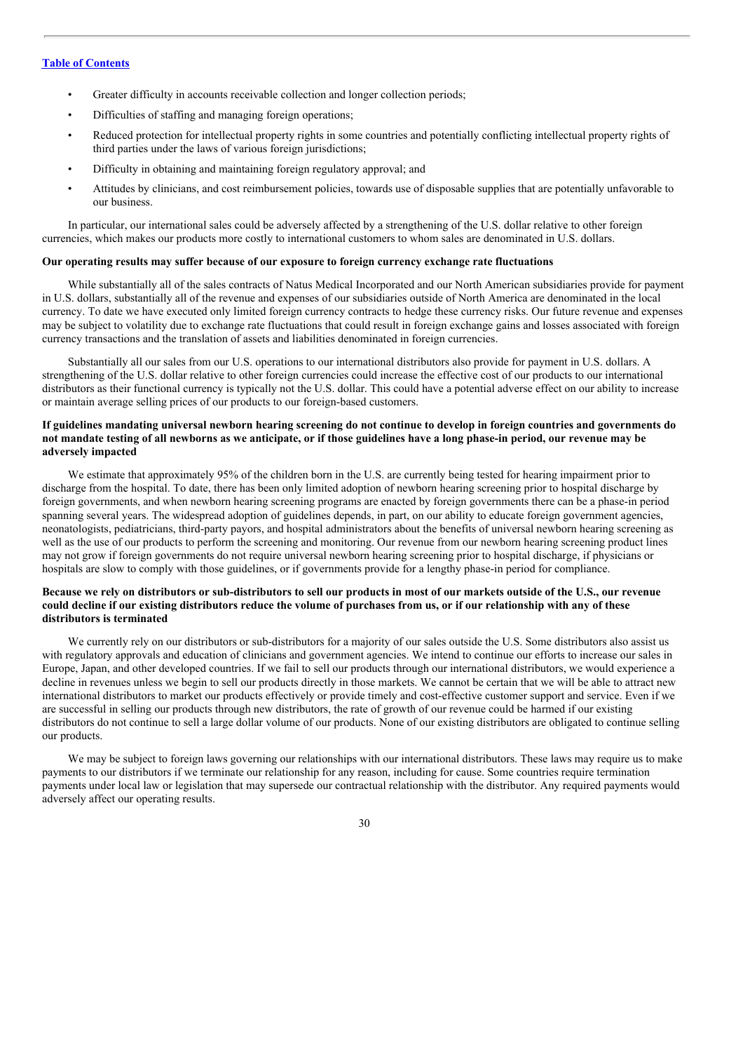- Greater difficulty in accounts receivable collection and longer collection periods;
- Difficulties of staffing and managing foreign operations;
- Reduced protection for intellectual property rights in some countries and potentially conflicting intellectual property rights of third parties under the laws of various foreign jurisdictions;
- Difficulty in obtaining and maintaining foreign regulatory approval; and
- Attitudes by clinicians, and cost reimbursement policies, towards use of disposable supplies that are potentially unfavorable to our business.

In particular, our international sales could be adversely affected by a strengthening of the U.S. dollar relative to other foreign currencies, which makes our products more costly to international customers to whom sales are denominated in U.S. dollars.

**Our operating results may suffer because of our exposure to foreign currency exchange rate fluctuations**

While substantially all of the sales contracts of Natus Medical Incorporated and our North American subsidiaries provide for payment in U.S. dollars, substantially all of the revenue and expenses of our subsidiaries outside of North America are denominated in the local currency. To date we have executed only limited foreign currency contracts to hedge these currency risks. Our future revenue and expenses may be subject to volatility due to exchange rate fluctuations that could result in foreign exchange gains and losses associated with foreign currency transactions and the translation of assets and liabilities denominated in foreign currencies.

Substantially all our sales from our U.S. operations to our international distributors also provide for payment in U.S. dollars. A strengthening of the U.S. dollar relative to other foreign currencies could increase the effective cost of our products to our international distributors as their functional currency is typically not the U.S. dollar. This could have a potential adverse effect on our ability to increase or maintain average selling prices of our products to our foreign-based customers.

**If guidelines mandating universal newborn hearing screening do not continue to develop in foreign countries and governments do not mandate testing of all newborns as we anticipate, or if those guidelines have a long phase-in period, our revenue may be adversely impacted**

We estimate that approximately 95% of the children born in the U.S. are currently being tested for hearing impairment prior to discharge from the hospital. To date, there has been only limited adoption of newborn hearing screening prior to hospital discharge by foreign governments, and when newborn hearing screening programs are enacted by foreign governments there can be a phase-in period spanning several years. The widespread adoption of guidelines depends, in part, on our ability to educate foreign government agencies, neonatologists, pediatricians, third-party payors, and hospital administrators about the benefits of universal newborn hearing screening as well as the use of our products to perform the screening and monitoring. Our revenue from our newborn hearing screening product lines may not grow if foreign governments do not require universal newborn hearing screening prior to hospital discharge, if physicians or hospitals are slow to comply with those guidelines, or if governments provide for a lengthy phase-in period for compliance.

**Because we rely on distributors or sub-distributors to sell our products in most of our markets outside of the U.S., our revenue could decline if our existing distributors reduce the volume of purchases from us, or if our relationship with any of these distributors is terminated**

We currently rely on our distributors or sub-distributors for a majority of our sales outside the U.S. Some distributors also assist us with regulatory approvals and education of clinicians and government agencies. We intend to continue our efforts to increase our sales in Europe, Japan, and other developed countries. If we fail to sell our products through our international distributors, we would experience a decline in revenues unless we begin to sell our products directly in those markets. We cannot be certain that we will be able to attract new international distributors to market our products effectively or provide timely and cost-effective customer support and service. Even if we are successful in selling our products through new distributors, the rate of growth of our revenue could be harmed if our existing distributors do not continue to sell a large dollar volume of our products. None of our existing distributors are obligated to continue selling our products.

We may be subject to foreign laws governing our relationships with our international distributors. These laws may require us to make payments to our distributors if we terminate our relationship for any reason, including for cause. Some countries require termination payments under local law or legislation that may supersede our contractual relationship with the distributor. Any required payments would adversely affect our operating results.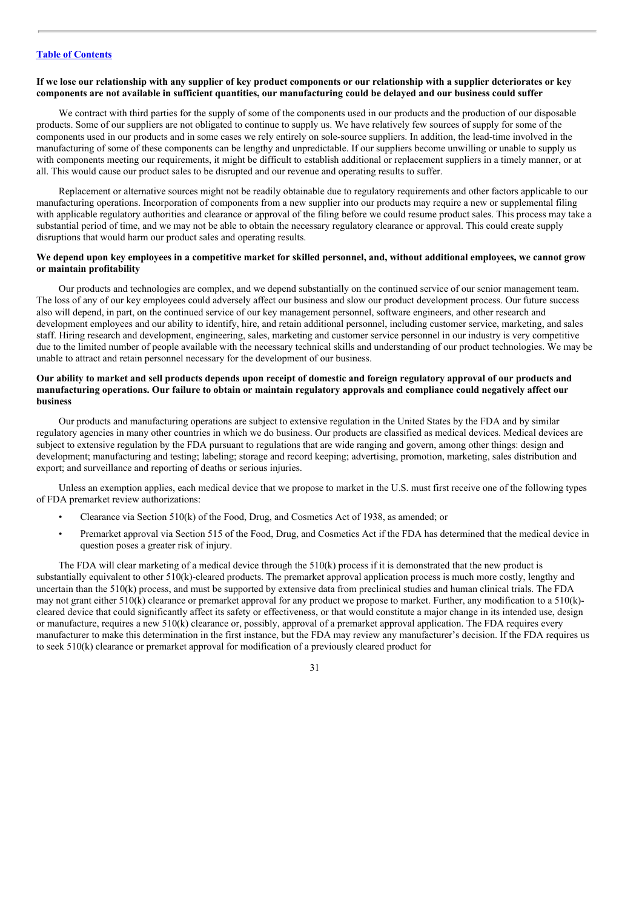**If we lose our relationship with any supplier of key product components or our relationship with a supplier deteriorates or key components are not available in sufficient quantities, our manufacturing could be delayed and our business could suffer**

We contract with third parties for the supply of some of the components used in our products and the production of our disposable products. Some of our suppliers are not obligated to continue to supply us. We have relatively few sources of supply for some of the components used in our products and in some cases we rely entirely on sole-source suppliers. In addition, the lead-time involved in the manufacturing of some of these components can be lengthy and unpredictable. If our suppliers become unwilling or unable to supply us with components meeting our requirements, it might be difficult to establish additional or replacement suppliers in a timely manner, or at all. This would cause our product sales to be disrupted and our revenue and operating results to suffer.

Replacement or alternative sources might not be readily obtainable due to regulatory requirements and other factors applicable to our manufacturing operations. Incorporation of components from a new supplier into our products may require a new or supplemental filing with applicable regulatory authorities and clearance or approval of the filing before we could resume product sales. This process may take a substantial period of time, and we may not be able to obtain the necessary regulatory clearance or approval. This could create supply disruptions that would harm our product sales and operating results.

**We depend upon key employees in a competitive market for skilled personnel, and, without additional employees, we cannot grow or maintain profitability**

Our products and technologies are complex, and we depend substantially on the continued service of our senior management team. The loss of any of our key employees could adversely affect our business and slow our product development process. Our future success also will depend, in part, on the continued service of our key management personnel, software engineers, and other research and development employees and our ability to identify, hire, and retain additional personnel, including customer service, marketing, and sales staff. Hiring research and development, engineering, sales, marketing and customer service personnel in our industry is very competitive due to the limited number of people available with the necessary technical skills and understanding of our product technologies. We may be unable to attract and retain personnel necessary for the development of our business.

**Our ability to market and sell products depends upon receipt of domestic and foreign regulatory approval of our products and manufacturing operations. Our failure to obtain or maintain regulatory approvals and compliance could negatively affect our business**

Our products and manufacturing operations are subject to extensive regulation in the United States by the FDA and by similar regulatory agencies in many other countries in which we do business. Our products are classified as medical devices. Medical devices are subject to extensive regulation by the FDA pursuant to regulations that are wide ranging and govern, among other things: design and development; manufacturing and testing; labeling; storage and record keeping; advertising, promotion, marketing, sales distribution and export; and surveillance and reporting of deaths or serious injuries.

Unless an exemption applies, each medical device that we propose to market in the U.S. must first receive one of the following types of FDA premarket review authorizations:

- Clearance via Section 510(k) of the Food, Drug, and Cosmetics Act of 1938, as amended; or
- Premarket approval via Section 515 of the Food, Drug, and Cosmetics Act if the FDA has determined that the medical device in question poses a greater risk of injury.

The FDA will clear marketing of a medical device through the 510(k) process if it is demonstrated that the new product is substantially equivalent to other 510(k)-cleared products. The premarket approval application process is much more costly, lengthy and uncertain than the 510(k) process, and must be supported by extensive data from preclinical studies and human clinical trials. The FDA may not grant either 510(k) clearance or premarket approval for any product we propose to market. Further, any modification to a 510(k)-cleared device that could significantly affect its safety or effectiveness, or that would constitute a major change in its intended use, design or manufacture, requires a new 510(k) clearance or, possibly, approval of a premarket approval application. The FDA requires every manufacturer to make this determination in the first instance, but the FDA may review any manufacturer's decision. If the FDA requires us to seek 510(k) clearance or premarket approval for modification of a previously cleared product for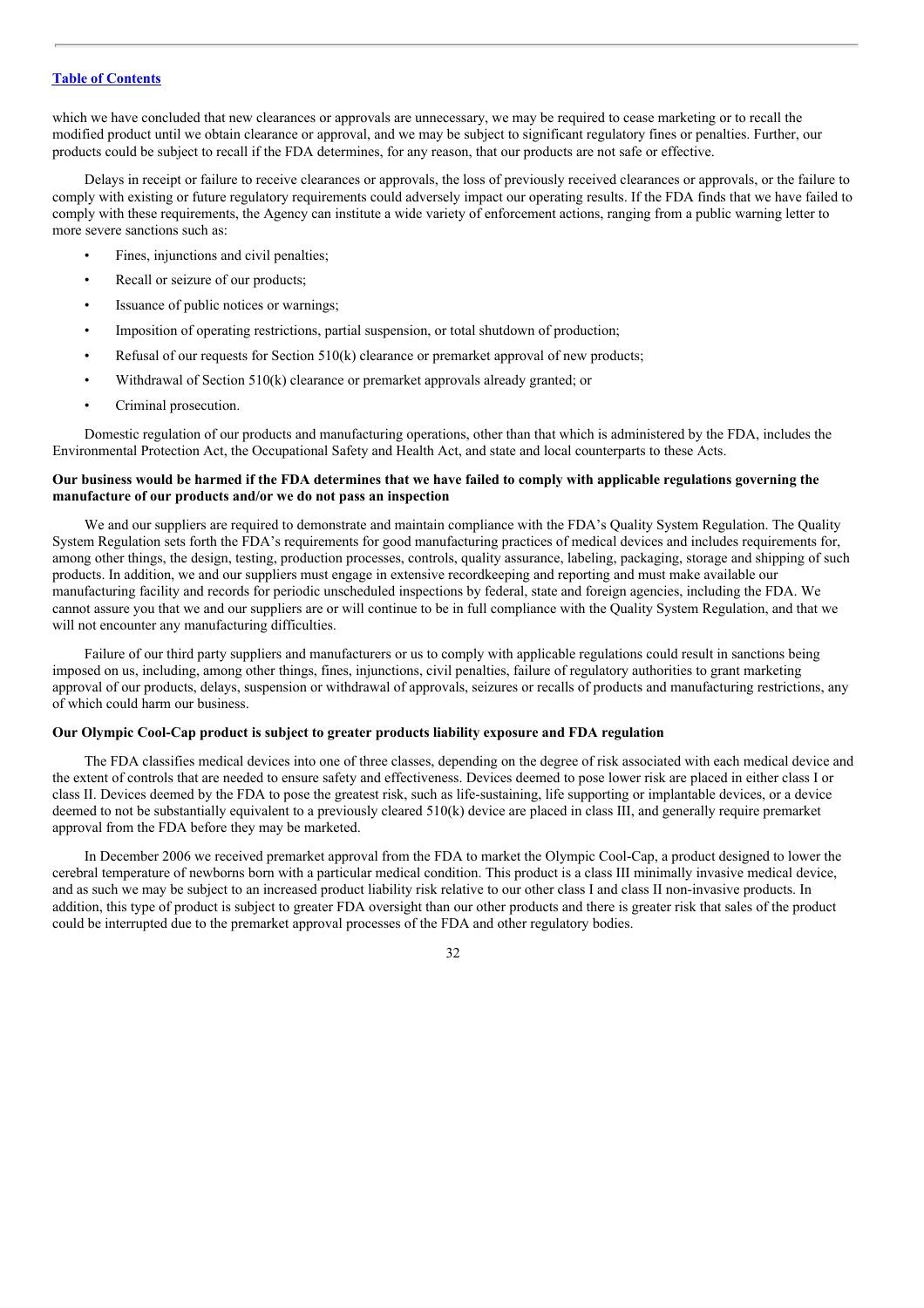which we have concluded that new clearances or approvals are unnecessary, we may be required to cease marketing or to recall the modified product until we obtain clearance or approval, and we may be subject to significant regulatory fines or penalties. Further, our products could be subject to recall if the FDA determines, for any reason, that our products are not safe or effective.

Delays in receipt or failure to receive clearances or approvals, the loss of previously received clearances or approvals, or the failure to comply with existing or future regulatory requirements could adversely impact our operating results. If the FDA finds that we have failed to comply with these requirements, the Agency can institute a wide variety of enforcement actions, ranging from a public warning letter to more severe sanctions such as:

- Fines, injunctions and civil penalties;
- Recall or seizure of our products;
- Issuance of public notices or warnings;
- Imposition of operating restrictions, partial suspension, or total shutdown of production;
- Refusal of our requests for Section 510(k) clearance or premarket approval of new products;
- Withdrawal of Section 510(k) clearance or premarket approvals already granted; or
- Criminal prosecution.

Domestic regulation of our products and manufacturing operations, other than that which is administered by the FDA, includes the Environmental Protection Act, the Occupational Safety and Health Act, and state and local counterparts to these Acts.

**Our business would be harmed if the FDA determines that we have failed to comply with applicable regulations governing the manufacture of our products and/or we do not pass an inspection**

We and our suppliers are required to demonstrate and maintain compliance with the FDA's Quality System Regulation. The Quality System Regulation sets forth the FDA's requirements for good manufacturing practices of medical devices and includes requirements for, among other things, the design, testing, production processes, controls, quality assurance, labeling, packaging, storage and shipping of such products. In addition, we and our suppliers must engage in extensive recordkeeping and reporting and must make available our manufacturing facility and records for periodic unscheduled inspections by federal, state and foreign agencies, including the FDA. We cannot assure you that we and our suppliers are or will continue to be in full compliance with the Quality System Regulation, and that we will not encounter any manufacturing difficulties.

Failure of our third party suppliers and manufacturers or us to comply with applicable regulations could result in sanctions being imposed on us, including, among other things, fines, injunctions, civil penalties, failure of regulatory authorities to grant marketing approval of our products, delays, suspension or withdrawal of approvals, seizures or recalls of products and manufacturing restrictions, any of which could harm our business.

**Our Olympic Cool-Cap product is subject to greater products liability exposure and FDA regulation**

The FDA classifies medical devices into one of three classes, depending on the degree of risk associated with each medical device and the extent of controls that are needed to ensure safety and effectiveness. Devices deemed to pose lower risk are placed in either class I or class II. Devices deemed by the FDA to pose the greatest risk, such as life-sustaining, life supporting or implantable devices, or a device deemed to not be substantially equivalent to a previously cleared 510(k) device are placed in class III, and generally require premarket approval from the FDA before they may be marketed.

In December 2006 we received premarket approval from the FDA to market the Olympic Cool-Cap, a product designed to lower the cerebral temperature of newborns born with a particular medical condition. This product is a class III minimally invasive medical device, and as such we may be subject to an increased product liability risk relative to our other class I and class II non-invasive products. In addition, this type of product is subject to greater FDA oversight than our other products and there is greater risk that sales of the product could be interrupted due to the premarket approval processes of the FDA and other regulatory bodies.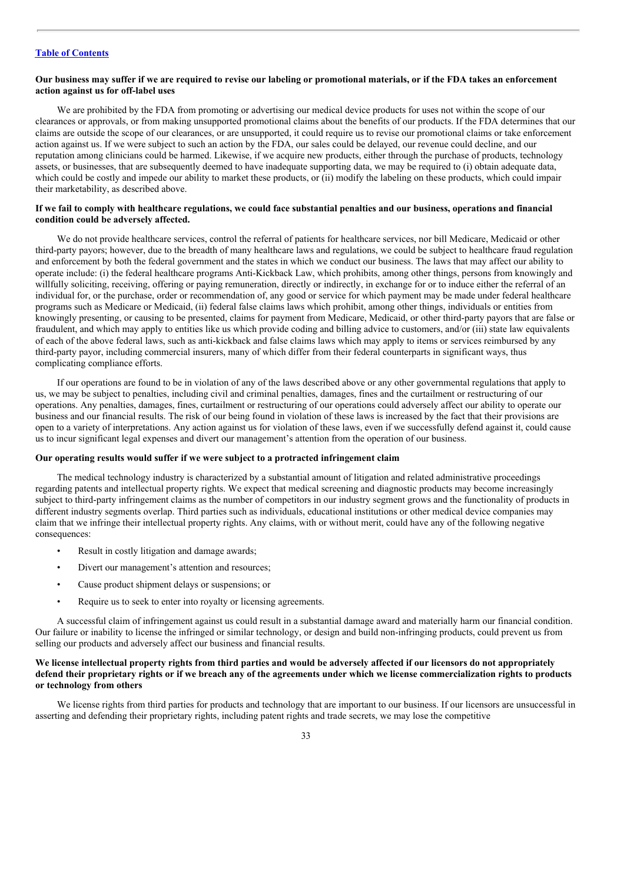**Our business may suffer if we are required to revise our labeling or promotional materials, or if the FDA takes an enforcement action against us for off-label uses**

We are prohibited by the FDA from promoting or advertising our medical device products for uses not within the scope of our clearances or approvals, or from making unsupported promotional claims about the benefits of our products. If the FDA determines that our claims are outside the scope of our clearances, or are unsupported, it could require us to revise our promotional claims or take enforcement action against us. If we were subject to such an action by the FDA, our sales could be delayed, our revenue could decline, and our reputation among clinicians could be harmed. Likewise, if we acquire new products, either through the purchase of products, technology assets, or businesses, that are subsequently deemed to have inadequate supporting data, we may be required to (i) obtain adequate data, which could be costly and impede our ability to market these products, or (ii) modify the labeling on these products, which could impair their marketability, as described above.

**If we fail to comply with healthcare regulations, we could face substantial penalties and our business, operations and financial condition could be adversely affected.**

We do not provide healthcare services, control the referral of patients for healthcare services, nor bill Medicare, Medicaid or other third-party payors; however, due to the breadth of many healthcare laws and regulations, we could be subject to healthcare fraud regulation and enforcement by both the federal government and the states in which we conduct our business. The laws that may affect our ability to operate include: (i) the federal healthcare programs Anti-Kickback Law, which prohibits, among other things, persons from knowingly and willfully soliciting, receiving, offering or paying remuneration, directly or indirectly, in exchange for or to induce either the referral of an individual for, or the purchase, order or recommendation of, any good or service for which payment may be made under federal healthcare programs such as Medicare or Medicaid, (ii) federal false claims laws which prohibit, among other things, individuals or entities from knowingly presenting, or causing to be presented, claims for payment from Medicare, Medicaid, or other third-party payors that are false or fraudulent, and which may apply to entities like us which provide coding and billing advice to customers, and/or (iii) state law equivalents of each of the above federal laws, such as anti-kickback and false claims laws which may apply to items or services reimbursed by any third-party payor, including commercial insurers, many of which differ from their federal counterparts in significant ways, thus complicating compliance efforts.

If our operations are found to be in violation of any of the laws described above or any other governmental regulations that apply to us, we may be subject to penalties, including civil and criminal penalties, damages, fines and the curtailment or restructuring of our operations. Any penalties, damages, fines, curtailment or restructuring of our operations could adversely affect our ability to operate our business and our financial results. The risk of our being found in violation of these laws is increased by the fact that their provisions are open to a variety of interpretations. Any action against us for violation of these laws, even if we successfully defend against it, could cause us to incur significant legal expenses and divert our management's attention from the operation of our business.

**Our operating results would suffer if we were subject to a protracted infringement claim**

The medical technology industry is characterized by a substantial amount of litigation and related administrative proceedings regarding patents and intellectual property rights. We expect that medical screening and diagnostic products may become increasingly subject to third-party infringement claims as the number of competitors in our industry segment grows and the functionality of products in different industry segments overlap. Third parties such as individuals, educational institutions or other medical device companies may claim that we infringe their intellectual property rights. Any claims, with or without merit, could have any of the following negative consequences:

- Result in costly litigation and damage awards;
- Divert our management's attention and resources;
- Cause product shipment delays or suspensions; or
- Require us to seek to enter into royalty or licensing agreements.

A successful claim of infringement against us could result in a substantial damage award and materially harm our financial condition. Our failure or inability to license the infringed or similar technology, or design and build non-infringing products, could prevent us from selling our products and adversely affect our business and financial results.

**We license intellectual property rights from third parties and would be adversely affected if our licensors do not appropriately defend their proprietary rights or if we breach any of the agreements under which we license commercialization rights to products or technology from others**

We license rights from third parties for products and technology that are important to our business. If our licensors are unsuccessful in asserting and defending their proprietary rights, including patent rights and trade secrets, we may lose the competitive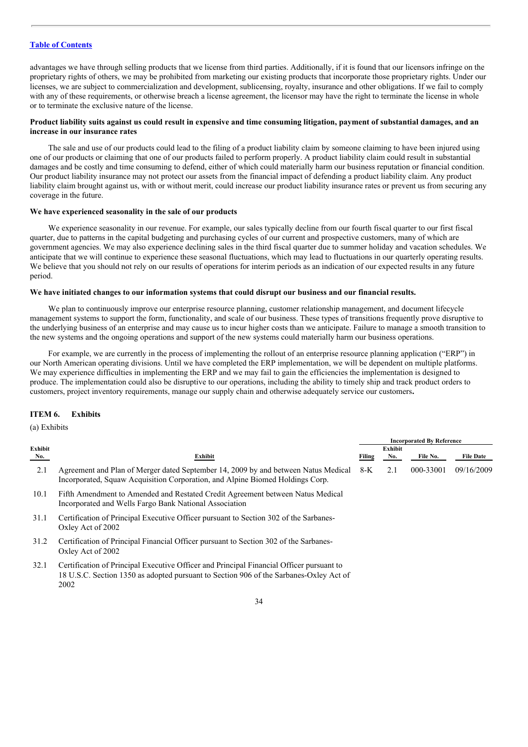advantages we have through selling products that we license from third parties. Additionally, if it is found that our licensors infringe on the proprietary rights of others, we may be prohibited from marketing our existing products that incorporate those proprietary rights. Under our licenses, we are subject to commercialization and development, sublicensing, royalty, insurance and other obligations. If we fail to comply with any of these requirements, or otherwise breach a license agreement, the licensor may have the right to terminate the license in whole or to terminate the exclusive nature of the license.

**Product liability suits against us could result in expensive and time consuming litigation, payment of substantial damages, and an increase in our insurance rates**

The sale and use of our products could lead to the filing of a product liability claim by someone claiming to have been injured using one of our products or claiming that one of our products failed to perform properly. A product liability claim could result in substantial damages and be costly and time consuming to defend, either of which could materially harm our business reputation or financial condition. Our product liability insurance may not protect our assets from the financial impact of defending a product liability claim. Any product liability claim brought against us, with or without merit, could increase our product liability insurance rates or prevent us from securing any coverage in the future.

**We have experienced seasonality in the sale of our products**

We experience seasonality in our revenue. For example, our sales typically decline from our fourth fiscal quarter to our first fiscal quarter, due to patterns in the capital budgeting and purchasing cycles of our current and prospective customers, many of which are government agencies. We may also experience declining sales in the third fiscal quarter due to summer holiday and vacation schedules. We anticipate that we will continue to experience these seasonal fluctuations, which may lead to fluctuations in our quarterly operating results. We believe that you should not rely on our results of operations for interim periods as an indication of our expected results in any future period.

**We have initiated changes to our information systems that could disrupt our business and our financial results.**

We plan to continuously improve our enterprise resource planning, customer relationship management, and document lifecycle management systems to support the form, functionality, and scale of our business. These types of transitions frequently prove disruptive to the underlying business of an enterprise and may cause us to incur higher costs than we anticipate. Failure to manage a smooth transition to the new systems and the ongoing operations and support of the new systems could materially harm our business operations.

For example, we are currently in the process of implementing the rollout of an enterprise resource planning application ("ERP") in our North American operating divisions. Until we have completed the ERP implementation, we will be dependent on multiple platforms. We may experience difficulties in implementing the ERP and we may fail to gain the efficiencies the implementation is designed to produce. The implementation could also be disruptive to our operations, including the ability to timely ship and track product orders to customers, project inventory requirements, manage our supply chain and otherwise adequately service our customers**.**

## ITEM 6. Exhibits

(a) Exhibits

| | | Incorporated By Reference | | | |
|---|---|---|---|---|---|
| Exhibit No. | Exhibit | Filing | Exhibit No. | File No. | File Date |
| 2.1 | Agreement and Plan of Merger dated September 14, 2009 by and between Natus Medical Incorporated, Squaw Acquisition Corporation, and Alpine Biomed Holdings Corp. | 8-K | 2.1 | 000-33001 | 09/16/2009 |
| 10.1 | Fifth Amendment to Amended and Restated Credit Agreement between Natus Medical Incorporated and Wells Fargo Bank National Association | | | | |
| 31.1 | Certification of Principal Executive Officer pursuant to Section 302 of the Sarbanes-Oxley Act of 2002 | | | | |
| 31.2 | Certification of Principal Financial Officer pursuant to Section 302 of the Sarbanes-Oxley Act of 2002 | | | | |
| 32.1 | Certification of Principal Executive Officer and Principal Financial Officer pursuant to 18 U.S.C. Section 1350 as adopted pursuant to Section 906 of the Sarbanes-Oxley Act of 2002 | | | | |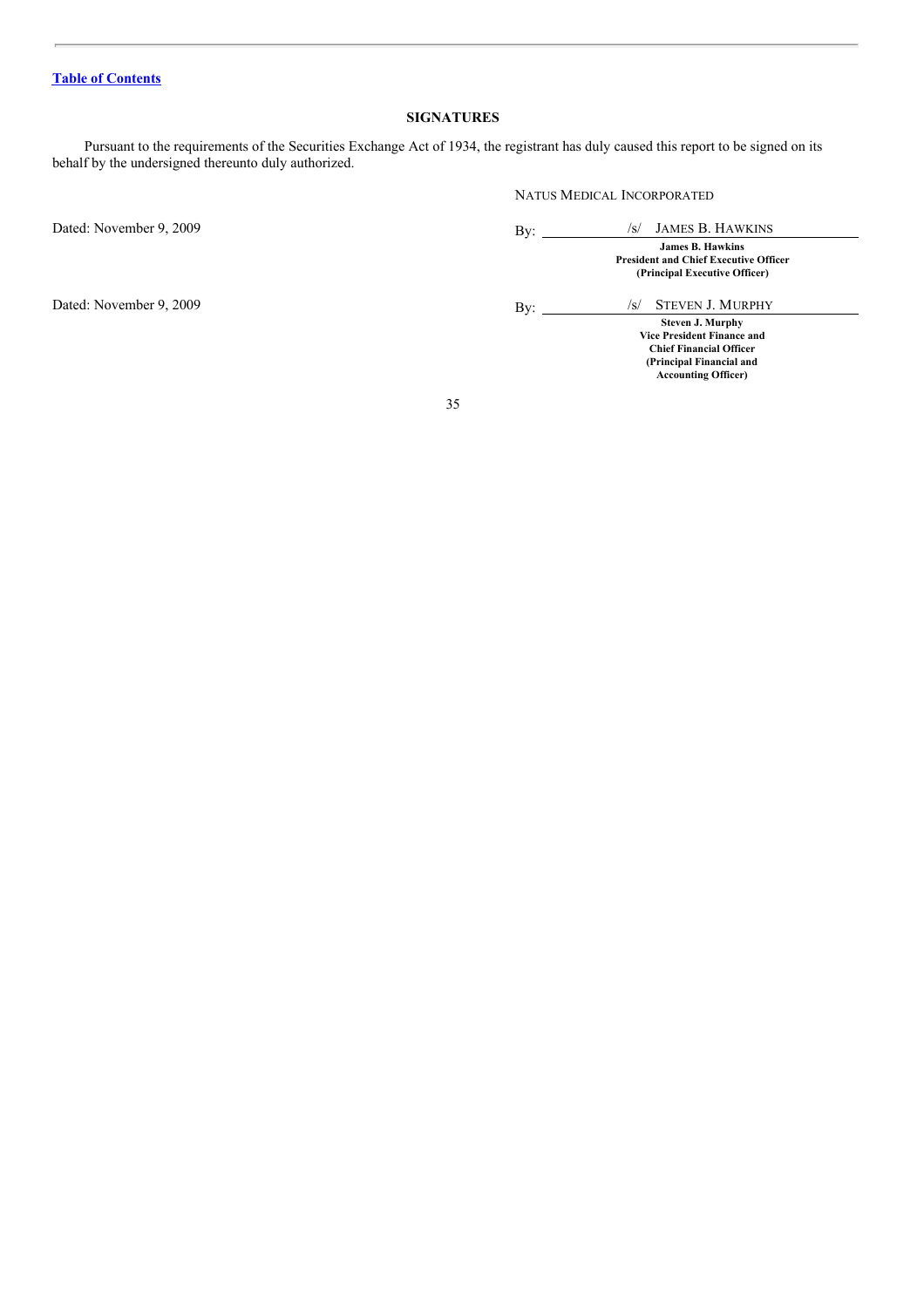[Table of Contents](#)

## SIGNATURES

Pursuant to the requirements of the Securities Exchange Act of 1934, the registrant has duly caused this report to be signed on its behalf by the undersigned thereunto duly authorized.

| | NATUS MEDICAL INCORPORATED |
|---|---|
| Dated: November 9, 2009 | By: /s/ JAMES B. HAWKINS |
| | **James B. Hawkins**<br>**President and Chief Executive Officer**<br>**(Principal Executive Officer)** |
| Dated: November 9, 2009 | By: /s/ STEVEN J. MURPHY |
| | **Steven J. Murphy**<br>**Vice President Finance and**<br>**Chief Financial Officer**<br>**(Principal Financial and**<br>**Accounting Officer)** |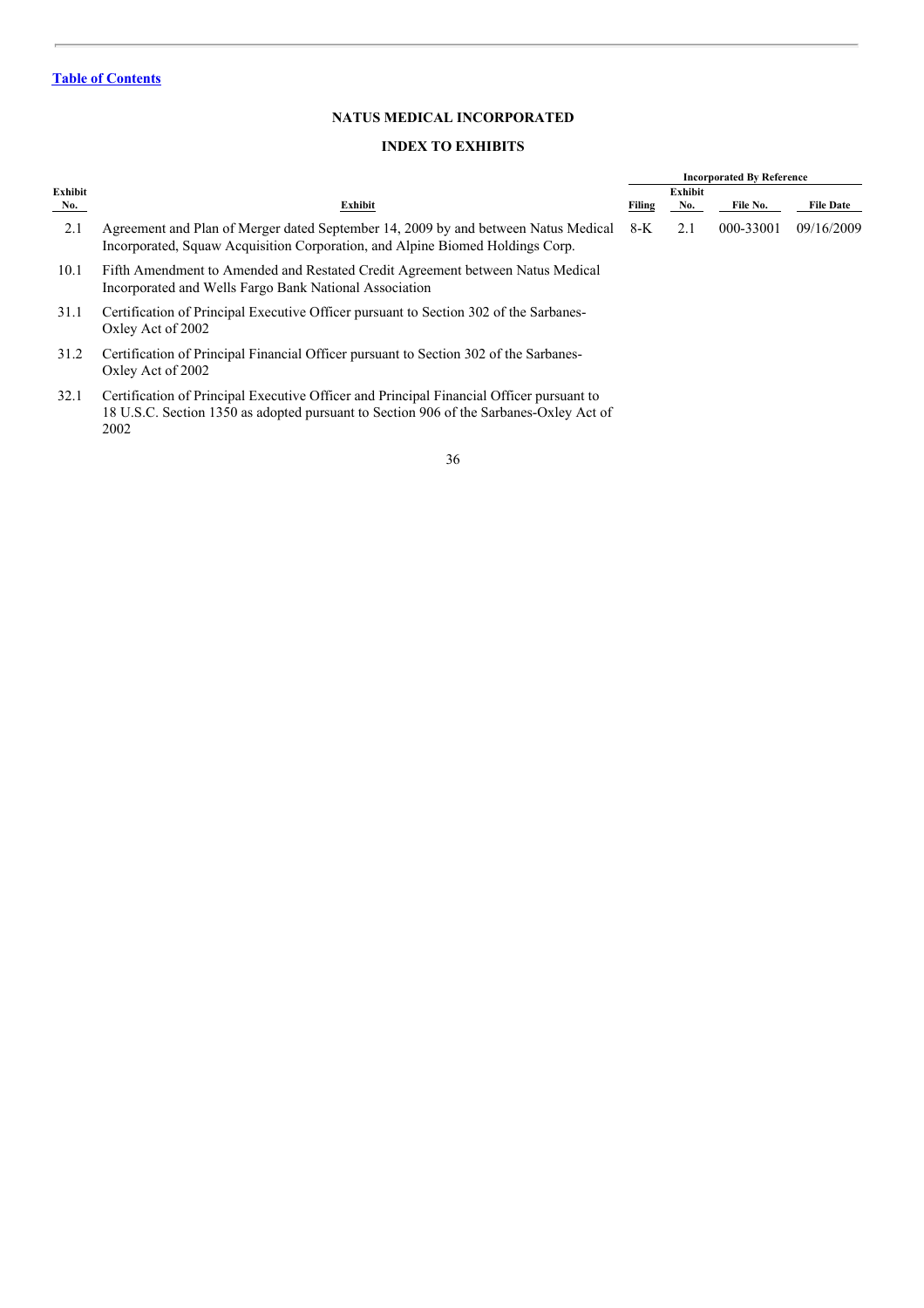[Table of Contents](#)

**NATUS MEDICAL INCORPORATED**

**INDEX TO EXHIBITS**

| Exhibit No. | Exhibit | Incorporated By Reference | | | |
|---|---|---|---|---|---|
| | | Filing | Exhibit No. | File No. | File Date |
| 2.1 | Agreement and Plan of Merger dated September 14, 2009 by and between Natus Medical Incorporated, Squaw Acquisition Corporation, and Alpine Biomed Holdings Corp. | 8-K | 2.1 | 000-33001 | 09/16/2009 |
| 10.1 | Fifth Amendment to Amended and Restated Credit Agreement between Natus Medical Incorporated and Wells Fargo Bank National Association | | | | |
| 31.1 | Certification of Principal Executive Officer pursuant to Section 302 of the Sarbanes-Oxley Act of 2002 | | | | |
| 31.2 | Certification of Principal Financial Officer pursuant to Section 302 of the Sarbanes-Oxley Act of 2002 | | | | |
| 32.1 | Certification of Principal Executive Officer and Principal Financial Officer pursuant to 18 U.S.C. Section 1350 as adopted pursuant to Section 906 of the Sarbanes-Oxley Act of 2002 | | | | |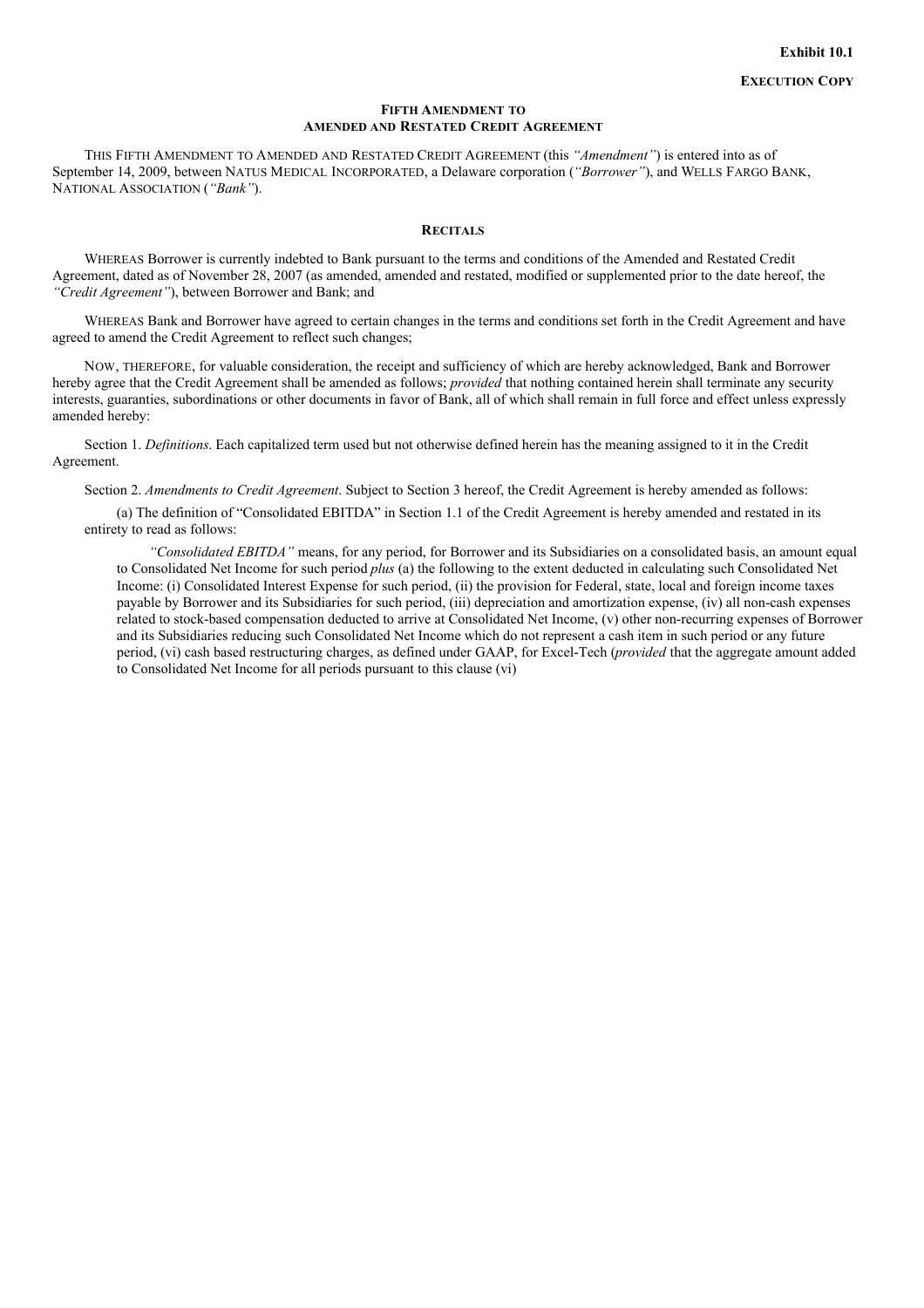**Exhibit 10.1**

**EXECUTION COPY**

**FIFTH AMENDMENT TO
AMENDED AND RESTATED CREDIT AGREEMENT**

THIS FIFTH AMENDMENT TO AMENDED AND RESTATED CREDIT AGREEMENT (this *"Amendment"*) is entered into as of September 14, 2009, between NATUS MEDICAL INCORPORATED, a Delaware corporation (*"Borrower"*), and WELLS FARGO BANK, NATIONAL ASSOCIATION (*"Bank"*).

**RECITALS**

WHEREAS Borrower is currently indebted to Bank pursuant to the terms and conditions of the Amended and Restated Credit Agreement, dated as of November 28, 2007 (as amended, amended and restated, modified or supplemented prior to the date hereof, the *"Credit Agreement"*), between Borrower and Bank; and

WHEREAS Bank and Borrower have agreed to certain changes in the terms and conditions set forth in the Credit Agreement and have agreed to amend the Credit Agreement to reflect such changes;

NOW, THEREFORE, for valuable consideration, the receipt and sufficiency of which are hereby acknowledged, Bank and Borrower hereby agree that the Credit Agreement shall be amended as follows; *provided* that nothing contained herein shall terminate any security interests, guaranties, subordinations or other documents in favor of Bank, all of which shall remain in full force and effect unless expressly amended hereby:

Section 1. *Definitions*. Each capitalized term used but not otherwise defined herein has the meaning assigned to it in the Credit Agreement.

Section 2. *Amendments to Credit Agreement*. Subject to Section 3 hereof, the Credit Agreement is hereby amended as follows:

(a) The definition of "Consolidated EBITDA" in Section 1.1 of the Credit Agreement is hereby amended and restated in its entirety to read as follows:

*"Consolidated EBITDA"* means, for any period, for Borrower and its Subsidiaries on a consolidated basis, an amount equal to Consolidated Net Income for such period *plus* (a) the following to the extent deducted in calculating such Consolidated Net Income: (i) Consolidated Interest Expense for such period, (ii) the provision for Federal, state, local and foreign income taxes payable by Borrower and its Subsidiaries for such period, (iii) depreciation and amortization expense, (iv) all non-cash expenses related to stock-based compensation deducted to arrive at Consolidated Net Income, (v) other non-recurring expenses of Borrower and its Subsidiaries reducing such Consolidated Net Income which do not represent a cash item in such period or any future period, (vi) cash based restructuring charges, as defined under GAAP, for Excel-Tech (*provided* that the aggregate amount added to Consolidated Net Income for all periods pursuant to this clause (vi)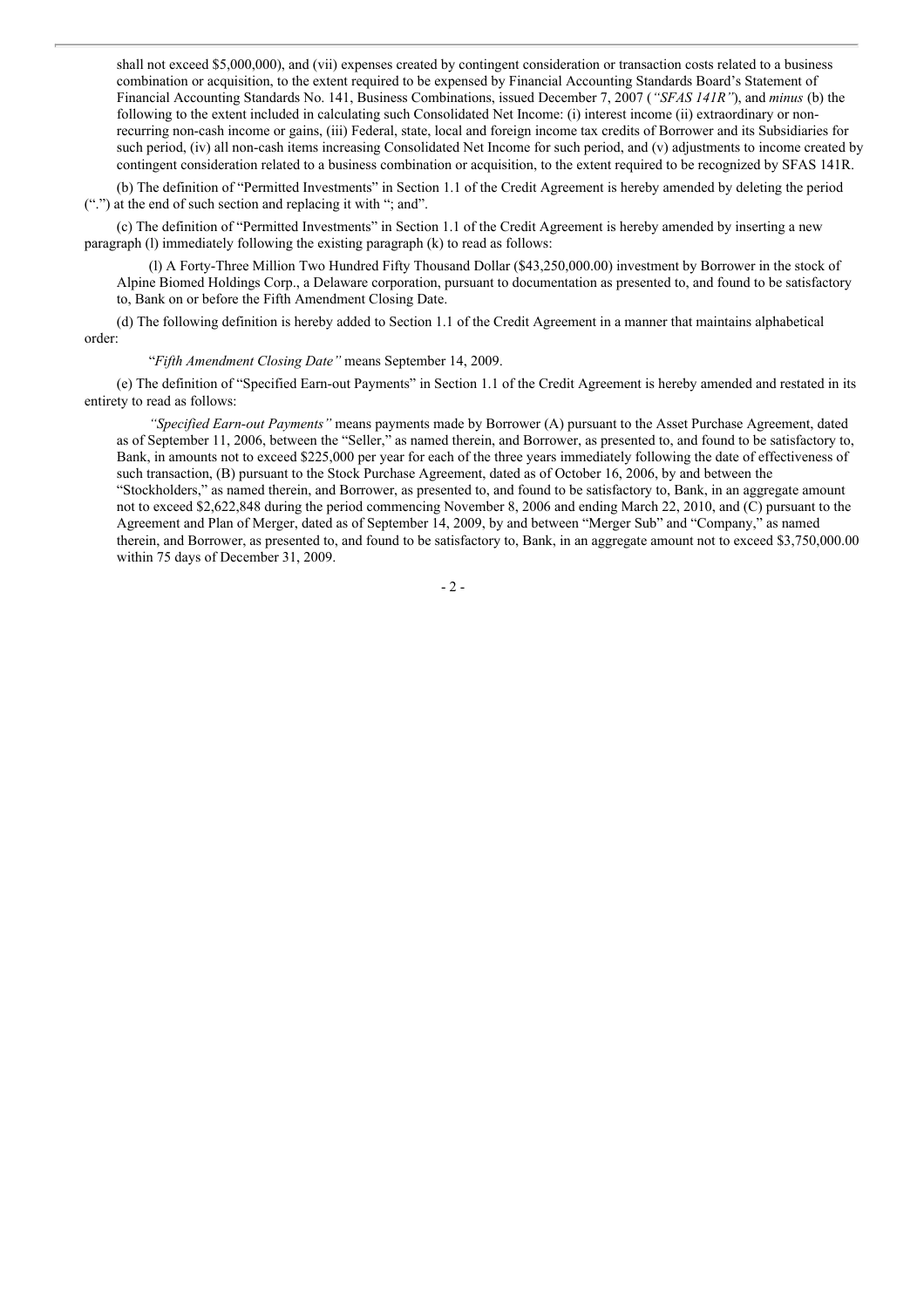shall not exceed $5,000,000), and (vii) expenses created by contingent consideration or transaction costs related to a business combination or acquisition, to the extent required to be expensed by Financial Accounting Standards Board's Statement of Financial Accounting Standards No. 141, Business Combinations, issued December 7, 2007 (*"SFAS 141R"*), and *minus* (b) the following to the extent included in calculating such Consolidated Net Income: (i) interest income (ii) extraordinary or non-recurring non-cash income or gains, (iii) Federal, state, local and foreign income tax credits of Borrower and its Subsidiaries for such period, (iv) all non-cash items increasing Consolidated Net Income for such period, and (v) adjustments to income created by contingent consideration related to a business combination or acquisition, to the extent required to be recognized by SFAS 141R.

(b) The definition of "Permitted Investments" in Section 1.1 of the Credit Agreement is hereby amended by deleting the period (".") at the end of such section and replacing it with "; and".

(c) The definition of "Permitted Investments" in Section 1.1 of the Credit Agreement is hereby amended by inserting a new paragraph (l) immediately following the existing paragraph (k) to read as follows:

(l) A Forty-Three Million Two Hundred Fifty Thousand Dollar ($43,250,000.00) investment by Borrower in the stock of Alpine Biomed Holdings Corp., a Delaware corporation, pursuant to documentation as presented to, and found to be satisfactory to, Bank on or before the Fifth Amendment Closing Date.

(d) The following definition is hereby added to Section 1.1 of the Credit Agreement in a manner that maintains alphabetical order:

"*Fifth Amendment Closing Date"* means September 14, 2009.

(e) The definition of "Specified Earn-out Payments" in Section 1.1 of the Credit Agreement is hereby amended and restated in its entirety to read as follows:

*"Specified Earn-out Payments"* means payments made by Borrower (A) pursuant to the Asset Purchase Agreement, dated as of September 11, 2006, between the "Seller," as named therein, and Borrower, as presented to, and found to be satisfactory to, Bank, in amounts not to exceed $225,000 per year for each of the three years immediately following the date of effectiveness of such transaction, (B) pursuant to the Stock Purchase Agreement, dated as of October 16, 2006, by and between the "Stockholders," as named therein, and Borrower, as presented to, and found to be satisfactory to, Bank, in an aggregate amount not to exceed $2,622,848 during the period commencing November 8, 2006 and ending March 22, 2010, and (C) pursuant to the Agreement and Plan of Merger, dated as of September 14, 2009, by and between "Merger Sub" and "Company," as named therein, and Borrower, as presented to, and found to be satisfactory to, Bank, in an aggregate amount not to exceed $3,750,000.00 within 75 days of December 31, 2009.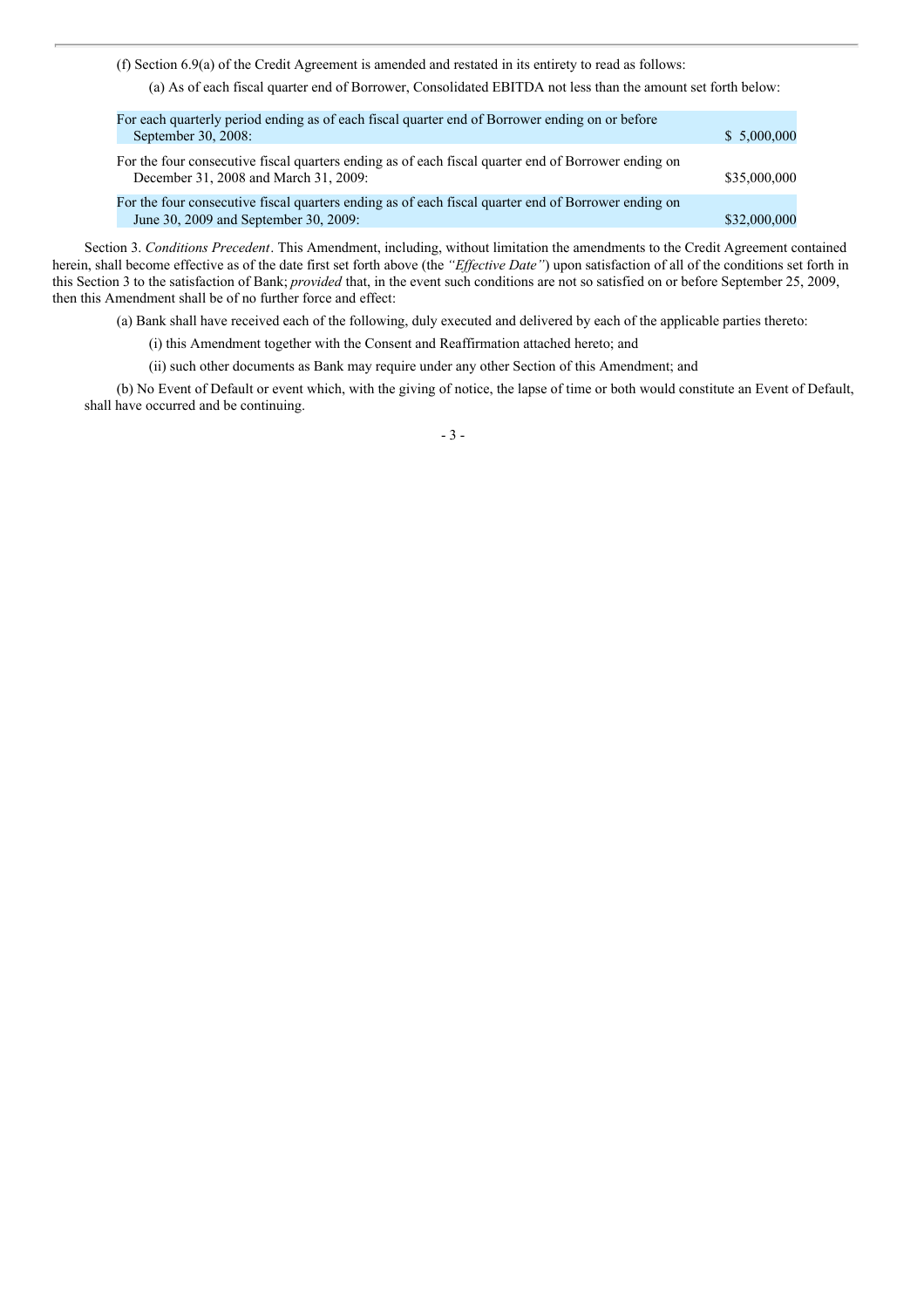(f) Section 6.9(a) of the Credit Agreement is amended and restated in its entirety to read as follows:

(a) As of each fiscal quarter end of Borrower, Consolidated EBITDA not less than the amount set forth below:

| | |
|---|---|
| For each quarterly period ending as of each fiscal quarter end of Borrower ending on or before September 30, 2008: | $ 5,000,000 |
| For the four consecutive fiscal quarters ending as of each fiscal quarter end of Borrower ending on December 31, 2008 and March 31, 2009: | $35,000,000 |
| For the four consecutive fiscal quarters ending as of each fiscal quarter end of Borrower ending on June 30, 2009 and September 30, 2009: | $32,000,000 |

Section 3. *Conditions Precedent*. This Amendment, including, without limitation the amendments to the Credit Agreement contained herein, shall become effective as of the date first set forth above (the *"Effective Date"*) upon satisfaction of all of the conditions set forth in this Section 3 to the satisfaction of Bank; *provided* that, in the event such conditions are not so satisfied on or before September 25, 2009, then this Amendment shall be of no further force and effect:

(a) Bank shall have received each of the following, duly executed and delivered by each of the applicable parties thereto:

(i) this Amendment together with the Consent and Reaffirmation attached hereto; and

(ii) such other documents as Bank may require under any other Section of this Amendment; and

(b) No Event of Default or event which, with the giving of notice, the lapse of time or both would constitute an Event of Default, shall have occurred and be continuing.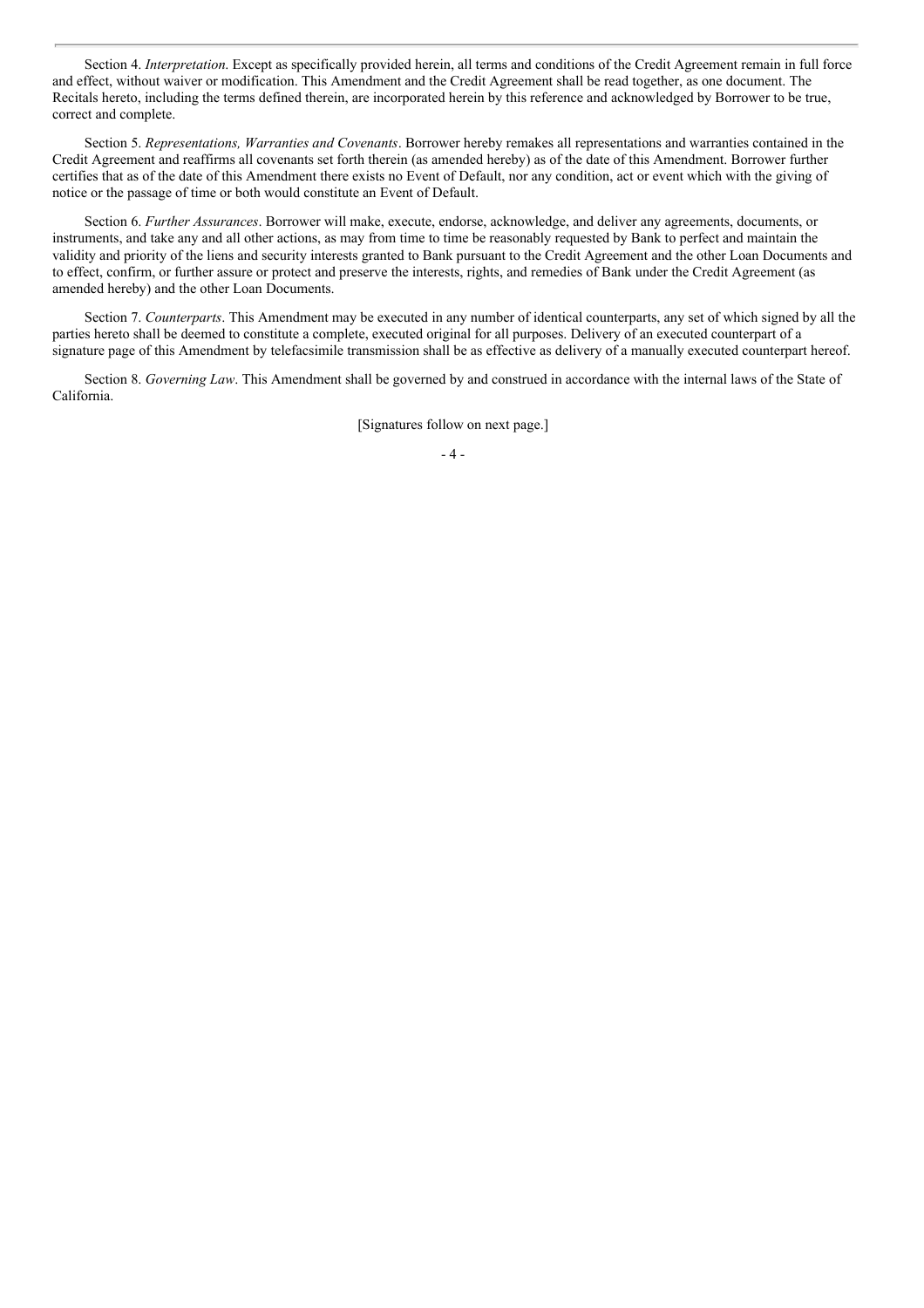Section 4. *Interpretation*. Except as specifically provided herein, all terms and conditions of the Credit Agreement remain in full force and effect, without waiver or modification. This Amendment and the Credit Agreement shall be read together, as one document. The Recitals hereto, including the terms defined therein, are incorporated herein by this reference and acknowledged by Borrower to be true, correct and complete.

Section 5. *Representations, Warranties and Covenants*. Borrower hereby remakes all representations and warranties contained in the Credit Agreement and reaffirms all covenants set forth therein (as amended hereby) as of the date of this Amendment. Borrower further certifies that as of the date of this Amendment there exists no Event of Default, nor any condition, act or event which with the giving of notice or the passage of time or both would constitute an Event of Default.

Section 6. *Further Assurances*. Borrower will make, execute, endorse, acknowledge, and deliver any agreements, documents, or instruments, and take any and all other actions, as may from time to time be reasonably requested by Bank to perfect and maintain the validity and priority of the liens and security interests granted to Bank pursuant to the Credit Agreement and the other Loan Documents and to effect, confirm, or further assure or protect and preserve the interests, rights, and remedies of Bank under the Credit Agreement (as amended hereby) and the other Loan Documents.

Section 7. *Counterparts*. This Amendment may be executed in any number of identical counterparts, any set of which signed by all the parties hereto shall be deemed to constitute a complete, executed original for all purposes. Delivery of an executed counterpart of a signature page of this Amendment by telefacsimile transmission shall be as effective as delivery of a manually executed counterpart hereof.

Section 8. *Governing Law*. This Amendment shall be governed by and construed in accordance with the internal laws of the State of California.

[Signatures follow on next page.]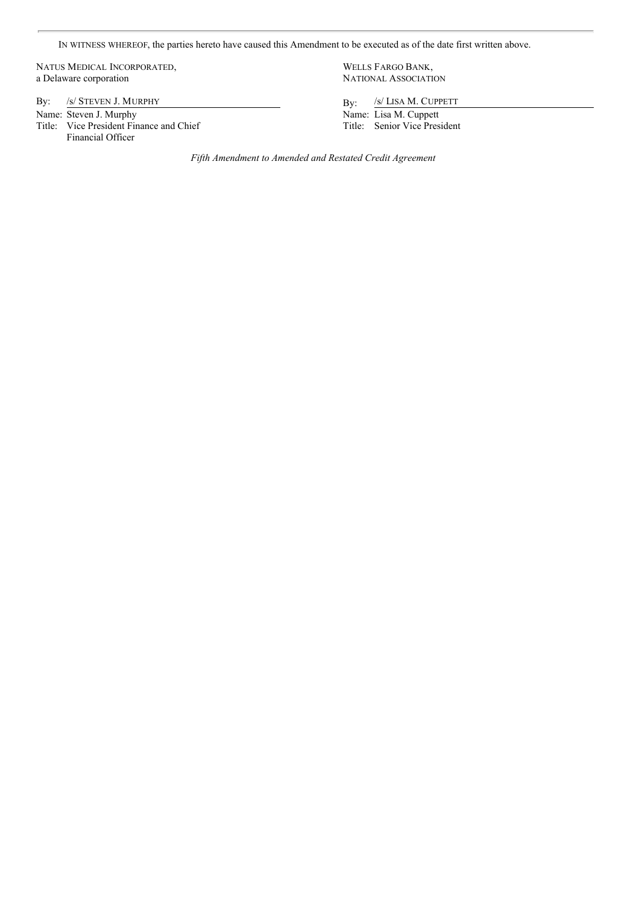IN WITNESS WHEREOF, the parties hereto have caused this Amendment to be executed as of the date first written above.

NATUS MEDICAL INCORPORATED,
a Delaware corporation

By: /s/ STEVEN J. MURPHY
Name: Steven J. Murphy
Title: Vice President Finance and Chief Financial Officer

WELLS FARGO BANK,
NATIONAL ASSOCIATION

By: /s/ LISA M. CUPPETT
Name: Lisa M. Cuppett
Title: Senior Vice President

*Fifth Amendment to Amended and Restated Credit Agreement*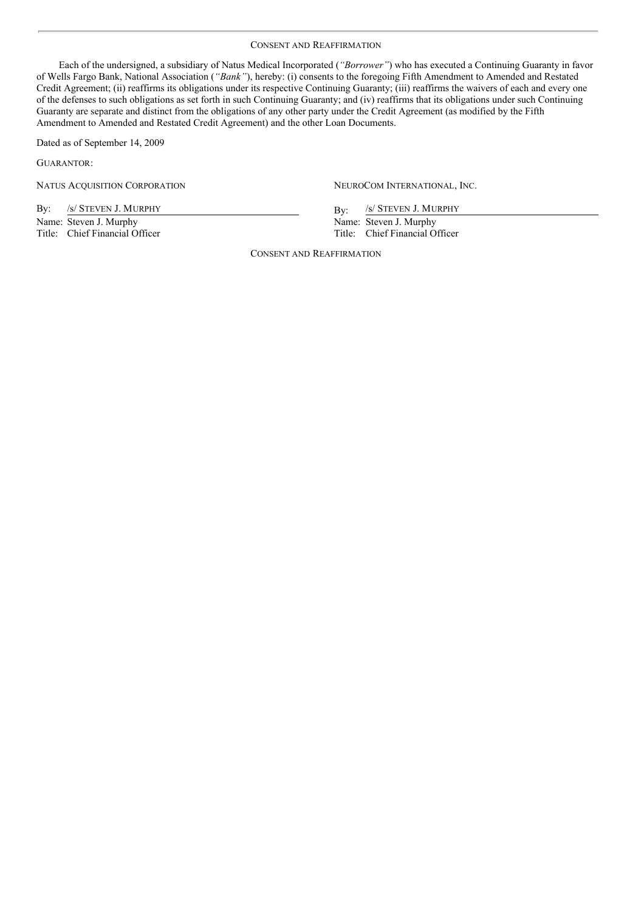CONSENT AND REAFFIRMATION

Each of the undersigned, a subsidiary of Natus Medical Incorporated (*"Borrower"*) who has executed a Continuing Guaranty in favor of Wells Fargo Bank, National Association (*"Bank"*), hereby: (i) consents to the foregoing Fifth Amendment to Amended and Restated Credit Agreement; (ii) reaffirms its obligations under its respective Continuing Guaranty; (iii) reaffirms the waivers of each and every one of the defenses to such obligations as set forth in such Continuing Guaranty; and (iv) reaffirms that its obligations under such Continuing Guaranty are separate and distinct from the obligations of any other party under the Credit Agreement (as modified by the Fifth Amendment to Amended and Restated Credit Agreement) and the other Loan Documents.

Dated as of September 14, 2009

GUARANTOR:

NATUS ACQUISITION CORPORATION

By: /s/ STEVEN J. MURPHY
Name: Steven J. Murphy
Title: Chief Financial Officer

NEUROCOM INTERNATIONAL, INC.

By: /s/ STEVEN J. MURPHY
Name: Steven J. Murphy
Title: Chief Financial Officer

CONSENT AND REAFFIRMATION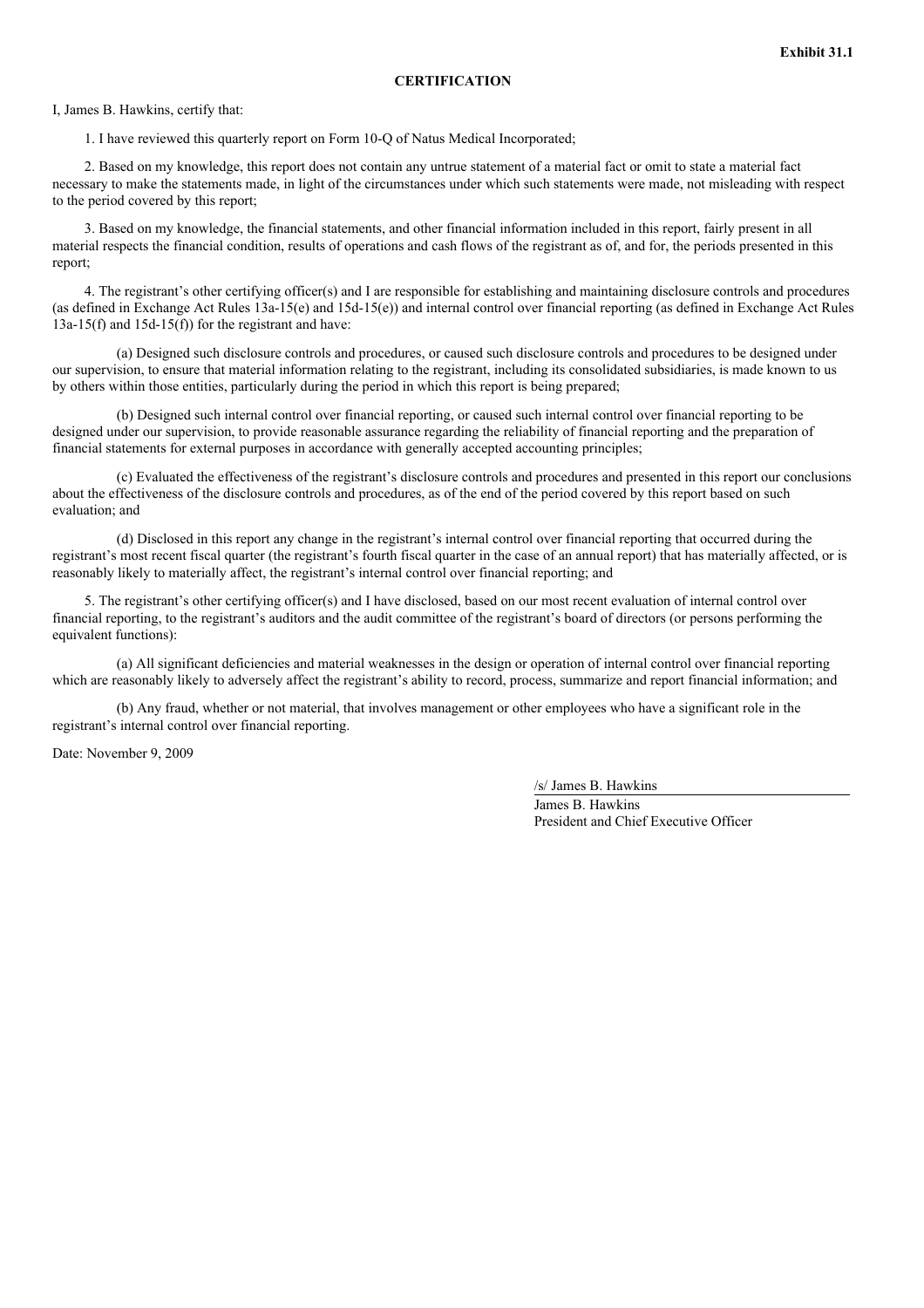**Exhibit 31.1**

**CERTIFICATION**

I, James B. Hawkins, certify that:

1. I have reviewed this quarterly report on Form 10-Q of Natus Medical Incorporated;

2. Based on my knowledge, this report does not contain any untrue statement of a material fact or omit to state a material fact necessary to make the statements made, in light of the circumstances under which such statements were made, not misleading with respect to the period covered by this report;

3. Based on my knowledge, the financial statements, and other financial information included in this report, fairly present in all material respects the financial condition, results of operations and cash flows of the registrant as of, and for, the periods presented in this report;

4. The registrant's other certifying officer(s) and I are responsible for establishing and maintaining disclosure controls and procedures (as defined in Exchange Act Rules 13a-15(e) and 15d-15(e)) and internal control over financial reporting (as defined in Exchange Act Rules 13a-15(f) and 15d-15(f)) for the registrant and have:

(a) Designed such disclosure controls and procedures, or caused such disclosure controls and procedures to be designed under our supervision, to ensure that material information relating to the registrant, including its consolidated subsidiaries, is made known to us by others within those entities, particularly during the period in which this report is being prepared;

(b) Designed such internal control over financial reporting, or caused such internal control over financial reporting to be designed under our supervision, to provide reasonable assurance regarding the reliability of financial reporting and the preparation of financial statements for external purposes in accordance with generally accepted accounting principles;

(c) Evaluated the effectiveness of the registrant's disclosure controls and procedures and presented in this report our conclusions about the effectiveness of the disclosure controls and procedures, as of the end of the period covered by this report based on such evaluation; and

(d) Disclosed in this report any change in the registrant's internal control over financial reporting that occurred during the registrant's most recent fiscal quarter (the registrant's fourth fiscal quarter in the case of an annual report) that has materially affected, or is reasonably likely to materially affect, the registrant's internal control over financial reporting; and

5. The registrant's other certifying officer(s) and I have disclosed, based on our most recent evaluation of internal control over financial reporting, to the registrant's auditors and the audit committee of the registrant's board of directors (or persons performing the equivalent functions):

(a) All significant deficiencies and material weaknesses in the design or operation of internal control over financial reporting which are reasonably likely to adversely affect the registrant's ability to record, process, summarize and report financial information; and

(b) Any fraud, whether or not material, that involves management or other employees who have a significant role in the registrant's internal control over financial reporting.

Date: November 9, 2009

/s/ James B. Hawkins

James B. Hawkins
President and Chief Executive Officer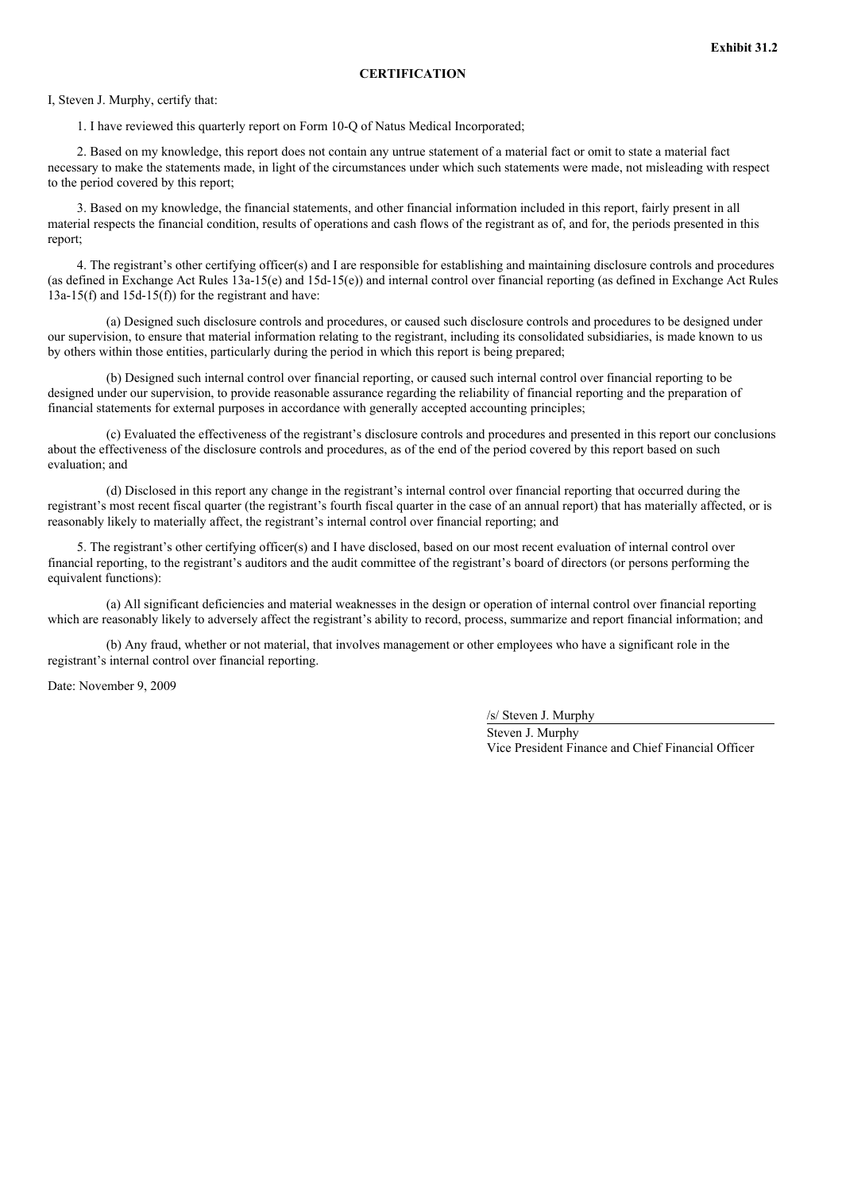**Exhibit 31.2**

**CERTIFICATION**

I, Steven J. Murphy, certify that:

1. I have reviewed this quarterly report on Form 10-Q of Natus Medical Incorporated;

2. Based on my knowledge, this report does not contain any untrue statement of a material fact or omit to state a material fact necessary to make the statements made, in light of the circumstances under which such statements were made, not misleading with respect to the period covered by this report;

3. Based on my knowledge, the financial statements, and other financial information included in this report, fairly present in all material respects the financial condition, results of operations and cash flows of the registrant as of, and for, the periods presented in this report;

4. The registrant's other certifying officer(s) and I are responsible for establishing and maintaining disclosure controls and procedures (as defined in Exchange Act Rules 13a-15(e) and 15d-15(e)) and internal control over financial reporting (as defined in Exchange Act Rules 13a-15(f) and 15d-15(f)) for the registrant and have:

(a) Designed such disclosure controls and procedures, or caused such disclosure controls and procedures to be designed under our supervision, to ensure that material information relating to the registrant, including its consolidated subsidiaries, is made known to us by others within those entities, particularly during the period in which this report is being prepared;

(b) Designed such internal control over financial reporting, or caused such internal control over financial reporting to be designed under our supervision, to provide reasonable assurance regarding the reliability of financial reporting and the preparation of financial statements for external purposes in accordance with generally accepted accounting principles;

(c) Evaluated the effectiveness of the registrant's disclosure controls and procedures and presented in this report our conclusions about the effectiveness of the disclosure controls and procedures, as of the end of the period covered by this report based on such evaluation; and

(d) Disclosed in this report any change in the registrant's internal control over financial reporting that occurred during the registrant's most recent fiscal quarter (the registrant's fourth fiscal quarter in the case of an annual report) that has materially affected, or is reasonably likely to materially affect, the registrant's internal control over financial reporting; and

5. The registrant's other certifying officer(s) and I have disclosed, based on our most recent evaluation of internal control over financial reporting, to the registrant's auditors and the audit committee of the registrant's board of directors (or persons performing the equivalent functions):

(a) All significant deficiencies and material weaknesses in the design or operation of internal control over financial reporting which are reasonably likely to adversely affect the registrant's ability to record, process, summarize and report financial information; and

(b) Any fraud, whether or not material, that involves management or other employees who have a significant role in the registrant's internal control over financial reporting.

Date: November 9, 2009

/s/ Steven J. Murphy

Steven J. Murphy
Vice President Finance and Chief Financial Officer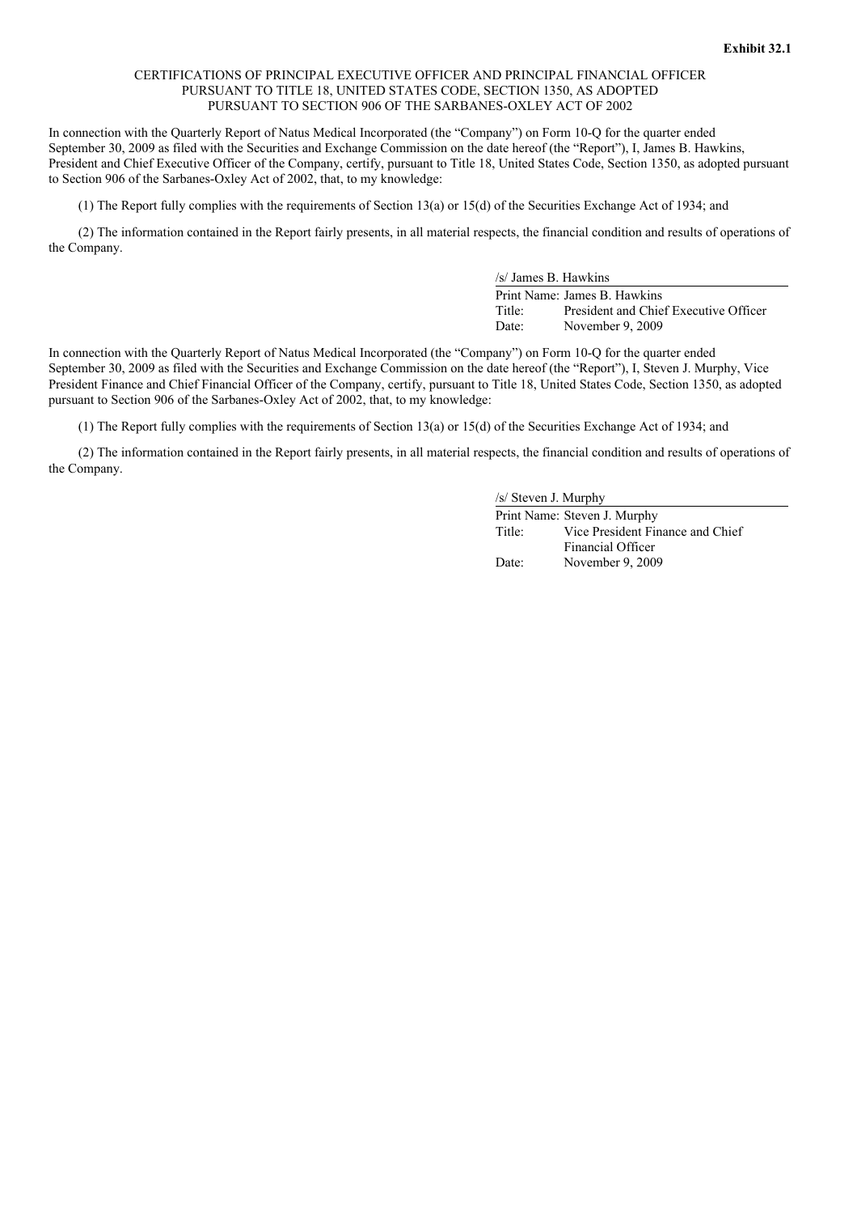**Exhibit 32.1**

CERTIFICATIONS OF PRINCIPAL EXECUTIVE OFFICER AND PRINCIPAL FINANCIAL OFFICER PURSUANT TO TITLE 18, UNITED STATES CODE, SECTION 1350, AS ADOPTED PURSUANT TO SECTION 906 OF THE SARBANES-OXLEY ACT OF 2002

In connection with the Quarterly Report of Natus Medical Incorporated (the "Company") on Form 10-Q for the quarter ended September 30, 2009 as filed with the Securities and Exchange Commission on the date hereof (the "Report"), I, James B. Hawkins, President and Chief Executive Officer of the Company, certify, pursuant to Title 18, United States Code, Section 1350, as adopted pursuant to Section 906 of the Sarbanes-Oxley Act of 2002, that, to my knowledge:

(1) The Report fully complies with the requirements of Section 13(a) or 15(d) of the Securities Exchange Act of 1934; and

(2) The information contained in the Report fairly presents, in all material respects, the financial condition and results of operations of the Company.

/s/ James B. Hawkins

Print Name: James B. Hawkins
Title: President and Chief Executive Officer
Date: November 9, 2009

In connection with the Quarterly Report of Natus Medical Incorporated (the "Company") on Form 10-Q for the quarter ended September 30, 2009 as filed with the Securities and Exchange Commission on the date hereof (the "Report"), I, Steven J. Murphy, Vice President Finance and Chief Financial Officer of the Company, certify, pursuant to Title 18, United States Code, Section 1350, as adopted pursuant to Section 906 of the Sarbanes-Oxley Act of 2002, that, to my knowledge:

(1) The Report fully complies with the requirements of Section 13(a) or 15(d) of the Securities Exchange Act of 1934; and

(2) The information contained in the Report fairly presents, in all material respects, the financial condition and results of operations of the Company.

/s/ Steven J. Murphy

Print Name: Steven J. Murphy
Title: Vice President Finance and Chief Financial Officer
Date: November 9, 2009